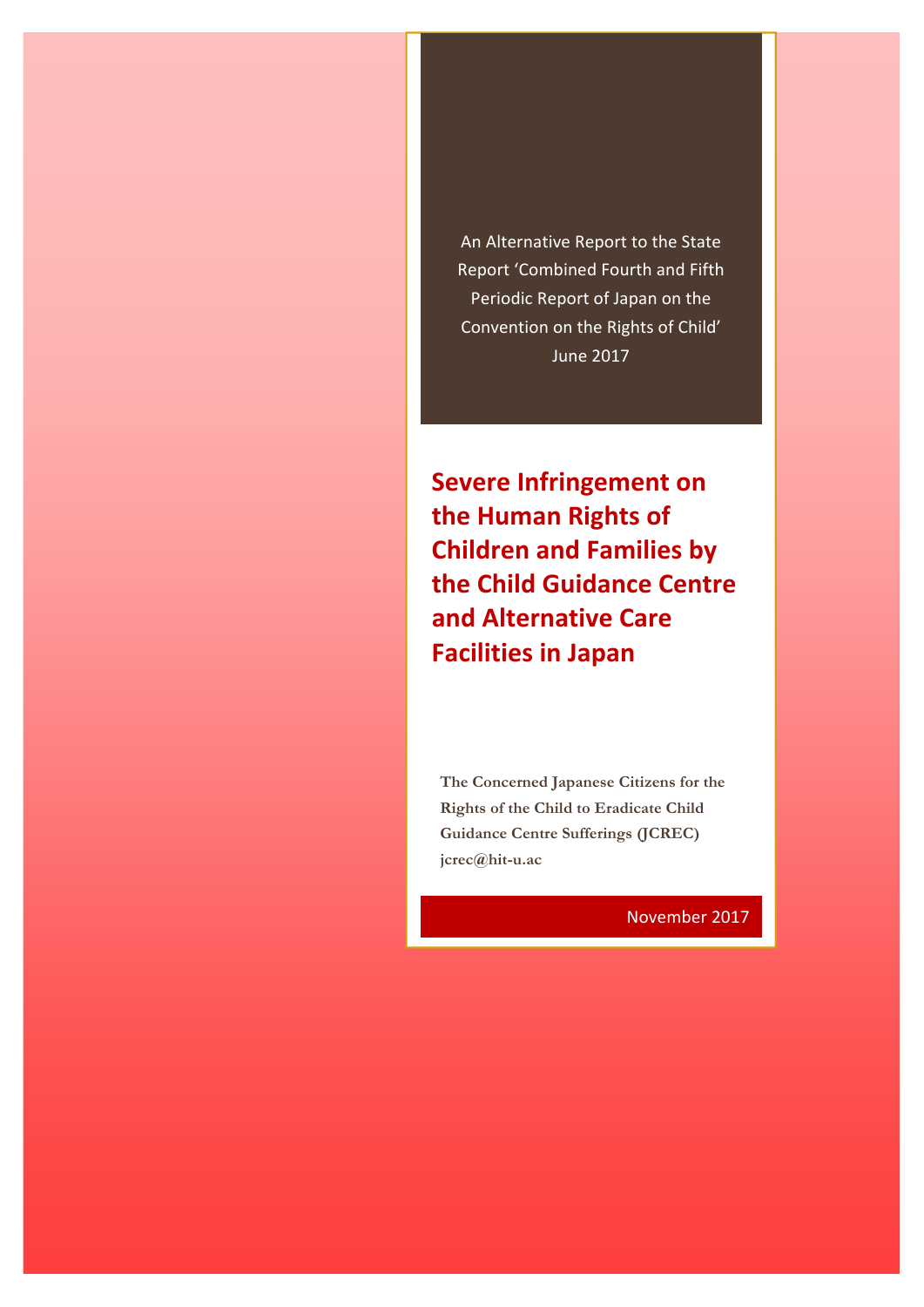An Alternative Report to the State Report 'Combined Fourth and Fifth Periodic Report of Japan on the Convention on the Rights of Child' June 2017

# Severe Infringement on the Human Rights of Children and Families by the Child Guidance Centre and Alternative Care Facilities in Japan

**The Concerned Japanese Citizens for the Rights of the Child to Eradicate Child Guidance Centre Sufferings (JCREC)**
**jcrec@hit-u.ac**

November 2017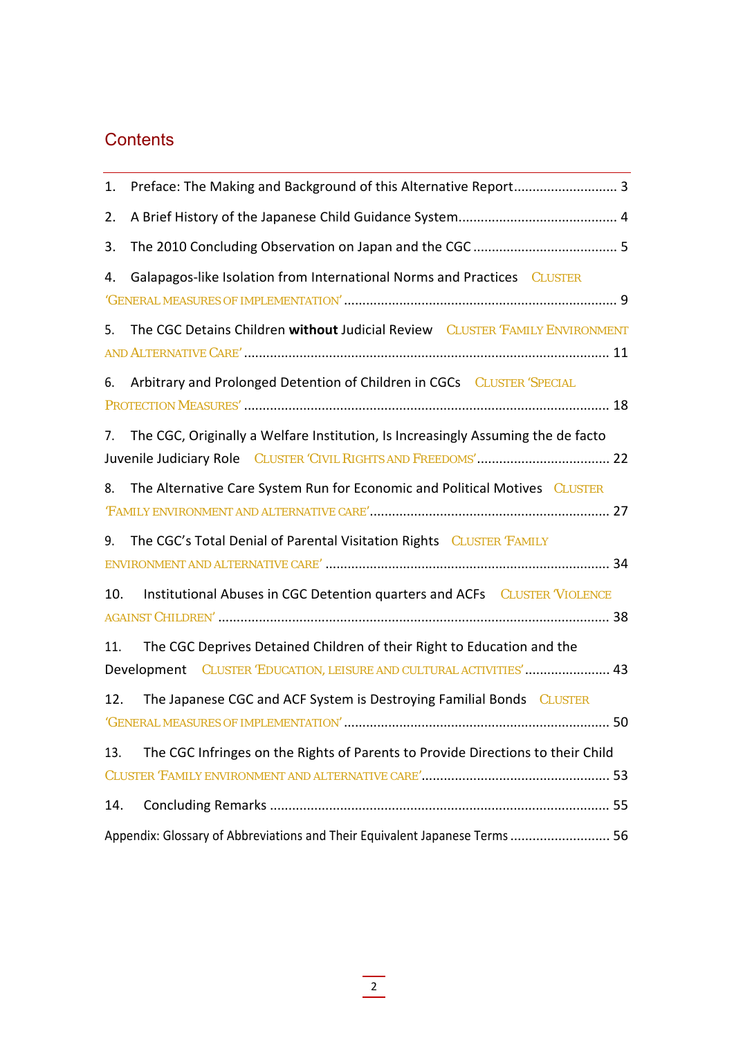## Contents

1. Preface: The Making and Background of this Alternative Report ........................... 3
2. A Brief History of the Japanese Child Guidance System.......................................... 4
3. The 2010 Concluding Observation on Japan and the CGC ...................................... 5
4. Galapagos-like Isolation from International Norms and Practices CLUSTER 'GENERAL MEASURES OF IMPLEMENTATION' ........................................................................ 9
5. The CGC Detains Children **without** Judicial Review CLUSTER 'FAMILY ENVIRONMENT AND ALTERNATIVE CARE' ................................................................................................ 11
6. Arbitrary and Prolonged Detention of Children in CGCs CLUSTER 'SPECIAL PROTECTION MEASURES' ................................................................................................ 18
7. The CGC, Originally a Welfare Institution, Is Increasingly Assuming the de facto Juvenile Judiciary Role CLUSTER 'CIVIL RIGHTS AND FREEDOMS'.................................... 22
8. The Alternative Care System Run for Economic and Political Motives CLUSTER 'FAMILY ENVIRONMENT AND ALTERNATIVE CARE'................................................................ 27
9. The CGC's Total Denial of Parental Visitation Rights CLUSTER 'FAMILY ENVIRONMENT AND ALTERNATIVE CARE' ............................................................................ 34
10. Institutional Abuses in CGC Detention quarters and ACFs CLUSTER 'VIOLENCE AGAINST CHILDREN' ........................................................................................................ 38
11. The CGC Deprives Detained Children of their Right to Education and the Development CLUSTER 'EDUCATION, LEISURE AND CULTURAL ACTIVITIES'....................... 43
12. The Japanese CGC and ACF System is Destroying Familial Bonds CLUSTER 'GENERAL MEASURES OF IMPLEMENTATION' ...................................................................... 50
13. The CGC Infringes on the Rights of Parents to Provide Directions to their Child CLUSTER 'FAMILY ENVIRONMENT AND ALTERNATIVE CARE'.................................................. 53
14. Concluding Remarks .......................................................................................... 55

Appendix: Glossary of Abbreviations and Their Equivalent Japanese Terms ........................... 56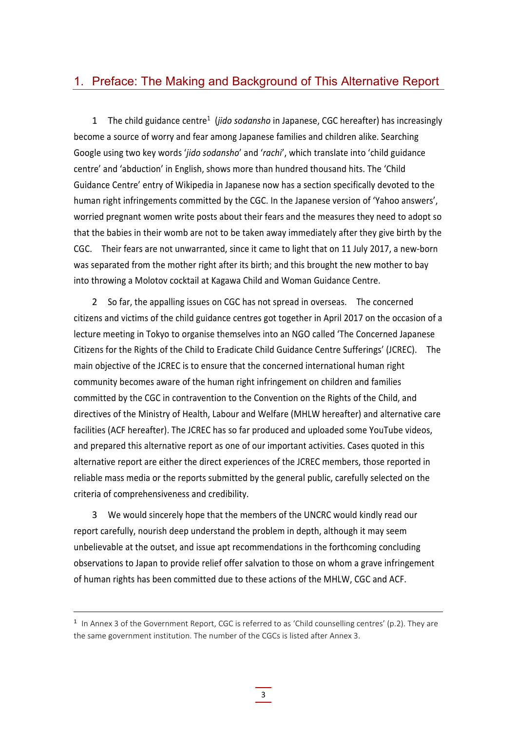# 1. Preface: The Making and Background of This Alternative Report

1 The child guidance centre[1] (*jido sodansho* in Japanese, CGC hereafter) has increasingly become a source of worry and fear among Japanese families and children alike. Searching Google using two key words '*jido sodansho*' and '*rachi*', which translate into 'child guidance centre' and 'abduction' in English, shows more than hundred thousand hits. The 'Child Guidance Centre' entry of Wikipedia in Japanese now has a section specifically devoted to the human right infringements committed by the CGC. In the Japanese version of 'Yahoo answers', worried pregnant women write posts about their fears and the measures they need to adopt so that the babies in their womb are not to be taken away immediately after they give birth by the CGC. Their fears are not unwarranted, since it came to light that on 11 July 2017, a new-born was separated from the mother right after its birth; and this brought the new mother to bay into throwing a Molotov cocktail at Kagawa Child and Woman Guidance Centre.

2 So far, the appalling issues on CGC has not spread in overseas. The concerned citizens and victims of the child guidance centres got together in April 2017 on the occasion of a lecture meeting in Tokyo to organise themselves into an NGO called 'The Concerned Japanese Citizens for the Rights of the Child to Eradicate Child Guidance Centre Sufferings' (JCREC). The main objective of the JCREC is to ensure that the concerned international human right community becomes aware of the human right infringement on children and families committed by the CGC in contravention to the Convention on the Rights of the Child, and directives of the Ministry of Health, Labour and Welfare (MHLW hereafter) and alternative care facilities (ACF hereafter). The JCREC has so far produced and uploaded some YouTube videos, and prepared this alternative report as one of our important activities. Cases quoted in this alternative report are either the direct experiences of the JCREC members, those reported in reliable mass media or the reports submitted by the general public, carefully selected on the criteria of comprehensiveness and credibility.

3 We would sincerely hope that the members of the UNCRC would kindly read our report carefully, nourish deep understand the problem in depth, although it may seem unbelievable at the outset, and issue apt recommendations in the forthcoming concluding observations to Japan to provide relief offer salvation to those on whom a grave infringement of human rights has been committed due to these actions of the MHLW, CGC and ACF.

---

[1] In Annex 3 of the Government Report, CGC is referred to as 'Child counselling centres' (p.2). They are the same government institution. The number of the CGCs is listed after Annex 3.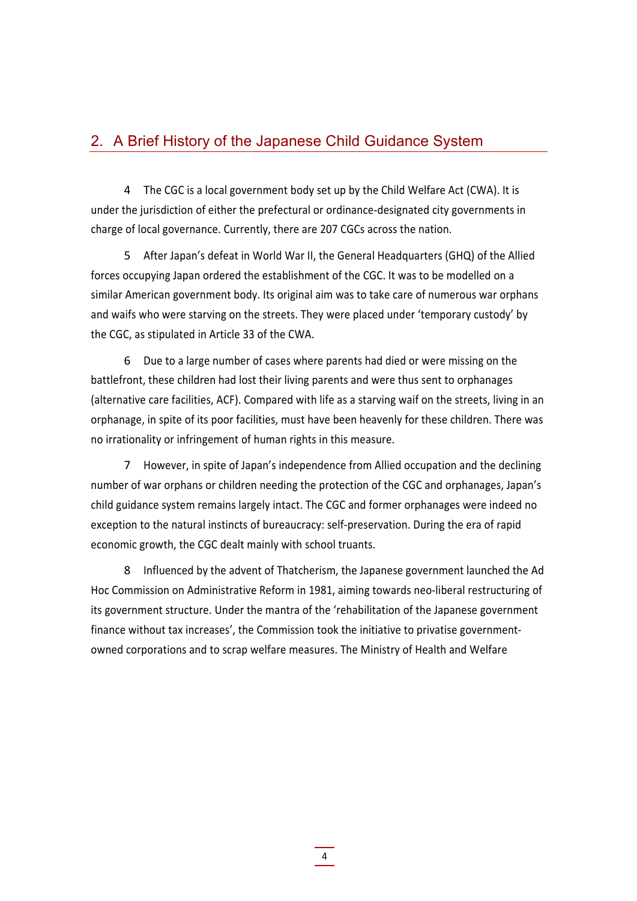## 2. A Brief History of the Japanese Child Guidance System

4 The CGC is a local government body set up by the Child Welfare Act (CWA). It is under the jurisdiction of either the prefectural or ordinance-designated city governments in charge of local governance. Currently, there are 207 CGCs across the nation.

5 After Japan's defeat in World War II, the General Headquarters (GHQ) of the Allied forces occupying Japan ordered the establishment of the CGC. It was to be modelled on a similar American government body. Its original aim was to take care of numerous war orphans and waifs who were starving on the streets. They were placed under 'temporary custody' by the CGC, as stipulated in Article 33 of the CWA.

6 Due to a large number of cases where parents had died or were missing on the battlefront, these children had lost their living parents and were thus sent to orphanages (alternative care facilities, ACF). Compared with life as a starving waif on the streets, living in an orphanage, in spite of its poor facilities, must have been heavenly for these children. There was no irrationality or infringement of human rights in this measure.

7 However, in spite of Japan's independence from Allied occupation and the declining number of war orphans or children needing the protection of the CGC and orphanages, Japan's child guidance system remains largely intact. The CGC and former orphanages were indeed no exception to the natural instincts of bureaucracy: self-preservation. During the era of rapid economic growth, the CGC dealt mainly with school truants.

8 Influenced by the advent of Thatcherism, the Japanese government launched the Ad Hoc Commission on Administrative Reform in 1981, aiming towards neo-liberal restructuring of its government structure. Under the mantra of the 'rehabilitation of the Japanese government finance without tax increases', the Commission took the initiative to privatise government-owned corporations and to scrap welfare measures. The Ministry of Health and Welfare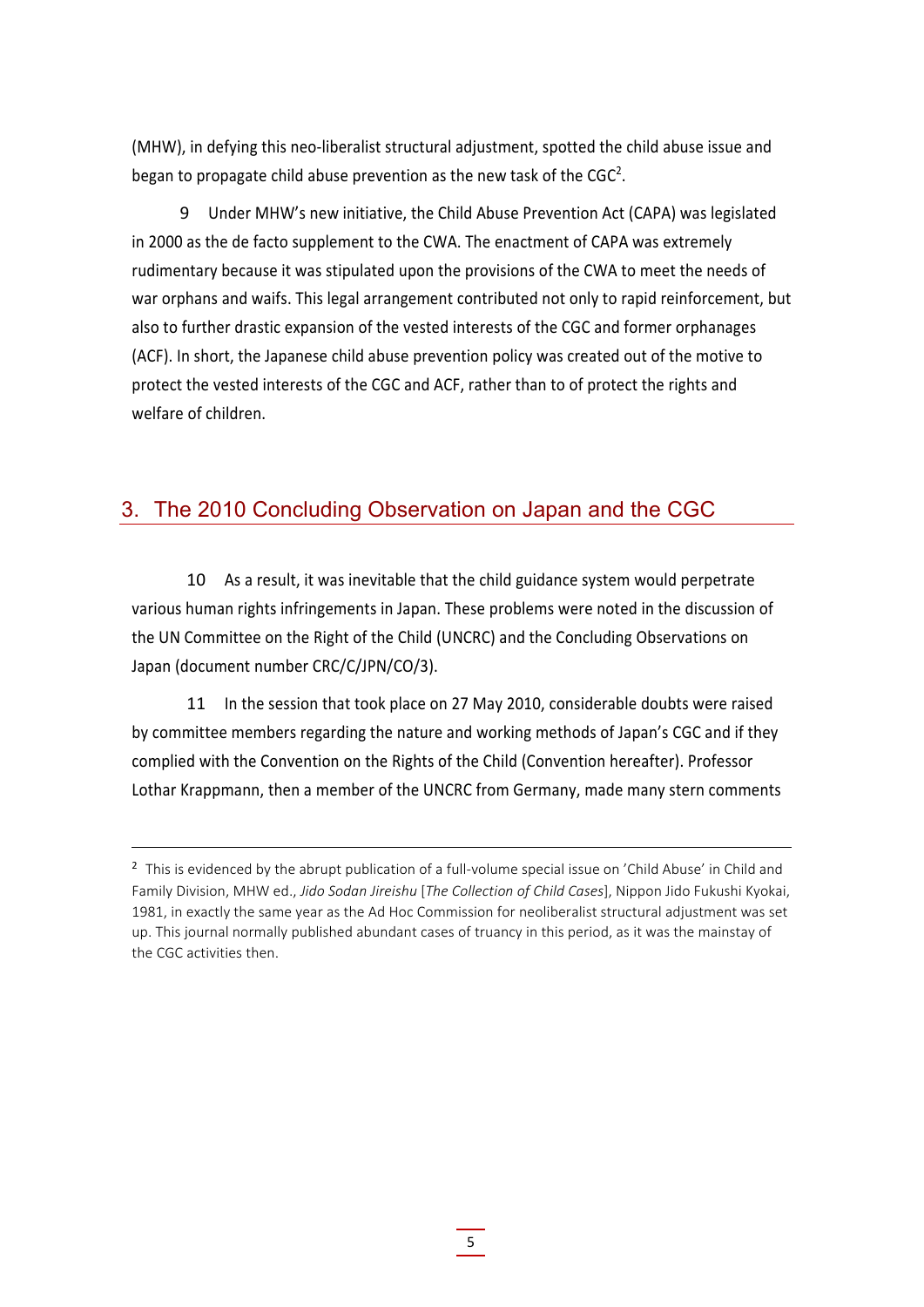(MHW), in defying this neo-liberalist structural adjustment, spotted the child abuse issue and began to propagate child abuse prevention as the new task of the CGC[2].

9 Under MHW's new initiative, the Child Abuse Prevention Act (CAPA) was legislated in 2000 as the de facto supplement to the CWA. The enactment of CAPA was extremely rudimentary because it was stipulated upon the provisions of the CWA to meet the needs of war orphans and waifs. This legal arrangement contributed not only to rapid reinforcement, but also to further drastic expansion of the vested interests of the CGC and former orphanages (ACF). In short, the Japanese child abuse prevention policy was created out of the motive to protect the vested interests of the CGC and ACF, rather than to of protect the rights and welfare of children.

## 3. The 2010 Concluding Observation on Japan and the CGC

10 As a result, it was inevitable that the child guidance system would perpetrate various human rights infringements in Japan. These problems were noted in the discussion of the UN Committee on the Right of the Child (UNCRC) and the Concluding Observations on Japan (document number CRC/C/JPN/CO/3).

11 In the session that took place on 27 May 2010, considerable doubts were raised by committee members regarding the nature and working methods of Japan's CGC and if they complied with the Convention on the Rights of the Child (Convention hereafter). Professor Lothar Krappmann, then a member of the UNCRC from Germany, made many stern comments

---

[2] This is evidenced by the abrupt publication of a full-volume special issue on 'Child Abuse' in Child and Family Division, MHW ed., *Jido Sodan Jireishu* [*The Collection of Child Cases*], Nippon Jido Fukushi Kyokai, 1981, in exactly the same year as the Ad Hoc Commission for neoliberalist structural adjustment was set up. This journal normally published abundant cases of truancy in this period, as it was the mainstay of the CGC activities then.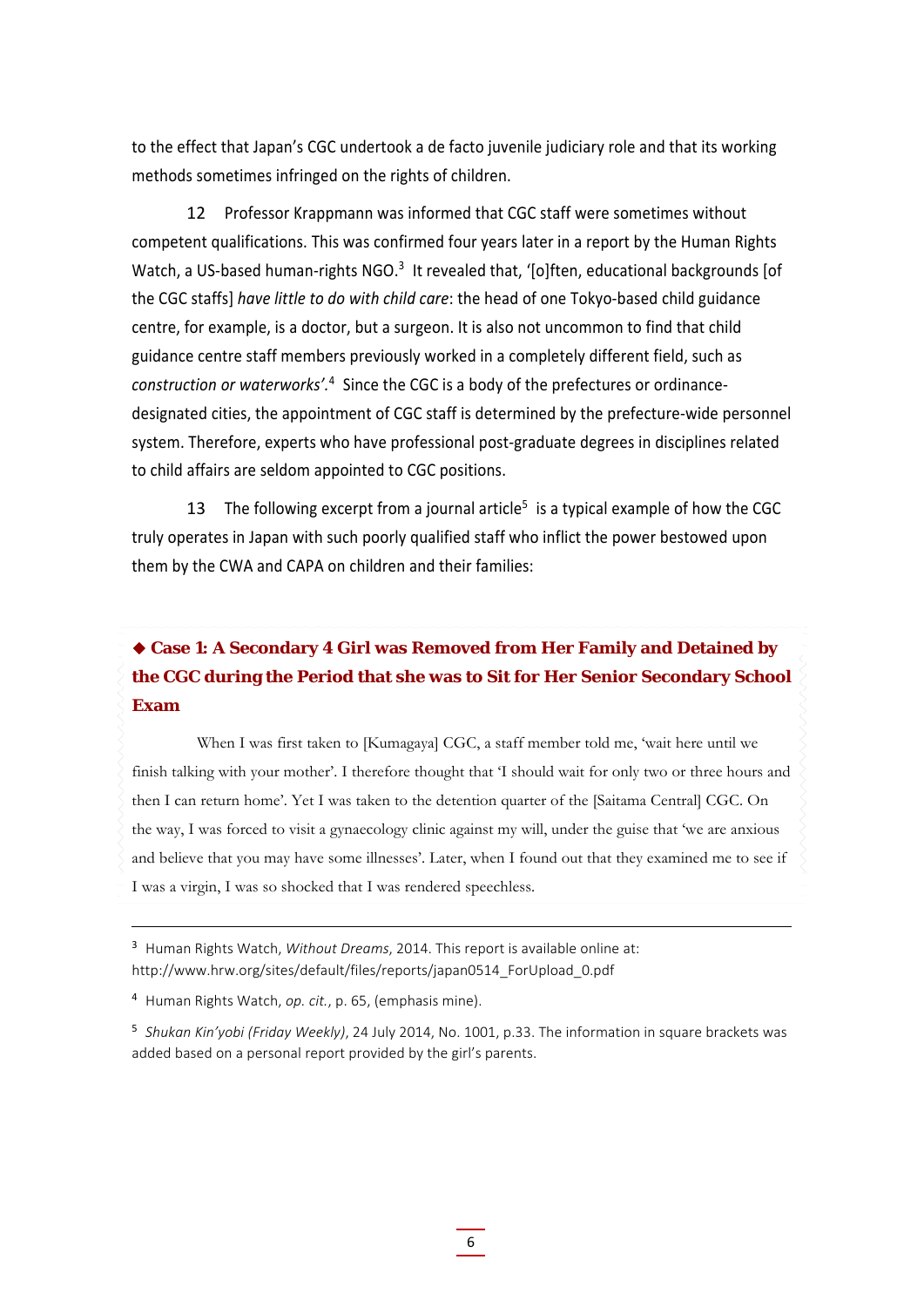to the effect that Japan's CGC undertook a de facto juvenile judiciary role and that its working methods sometimes infringed on the rights of children.

12 Professor Krappmann was informed that CGC staff were sometimes without competent qualifications. This was confirmed four years later in a report by the Human Rights Watch, a US-based human-rights NGO.[3] It revealed that, '[o]ften, educational backgrounds [of the CGC staffs] *have little to do with child care*: the head of one Tokyo-based child guidance centre, for example, is a doctor, but a surgeon. It is also not uncommon to find that child guidance centre staff members previously worked in a completely different field, such as *construction or waterworks*'.[4] Since the CGC is a body of the prefectures or ordinance-designated cities, the appointment of CGC staff is determined by the prefecture-wide personnel system. Therefore, experts who have professional post-graduate degrees in disciplines related to child affairs are seldom appointed to CGC positions.

13 The following excerpt from a journal article[5] is a typical example of how the CGC truly operates in Japan with such poorly qualified staff who inflict the power bestowed upon them by the CWA and CAPA on children and their families:

### ◆ Case 1: A Secondary 4 Girl was Removed from Her Family and Detained by the CGC during the Period that she was to Sit for Her Senior Secondary School Exam

When I was first taken to [Kumagaya] CGC, a staff member told me, 'wait here until we finish talking with your mother'. I therefore thought that 'I should wait for only two or three hours and then I can return home'. Yet I was taken to the detention quarter of the [Saitama Central] CGC. On the way, I was forced to visit a gynaecology clinic against my will, under the guise that 'we are anxious and believe that you may have some illnesses'. Later, when I found out that they examined me to see if I was a virgin, I was so shocked that I was rendered speechless.

---

[3] Human Rights Watch, *Without Dreams*, 2014. This report is available online at: http://www.hrw.org/sites/default/files/reports/japan0514_ForUpload_0.pdf

[4] Human Rights Watch, *op. cit.*, p. 65, (emphasis mine).

[5] *Shukan Kin'yobi (Friday Weekly)*, 24 July 2014, No. 1001, p.33. The information in square brackets was added based on a personal report provided by the girl's parents.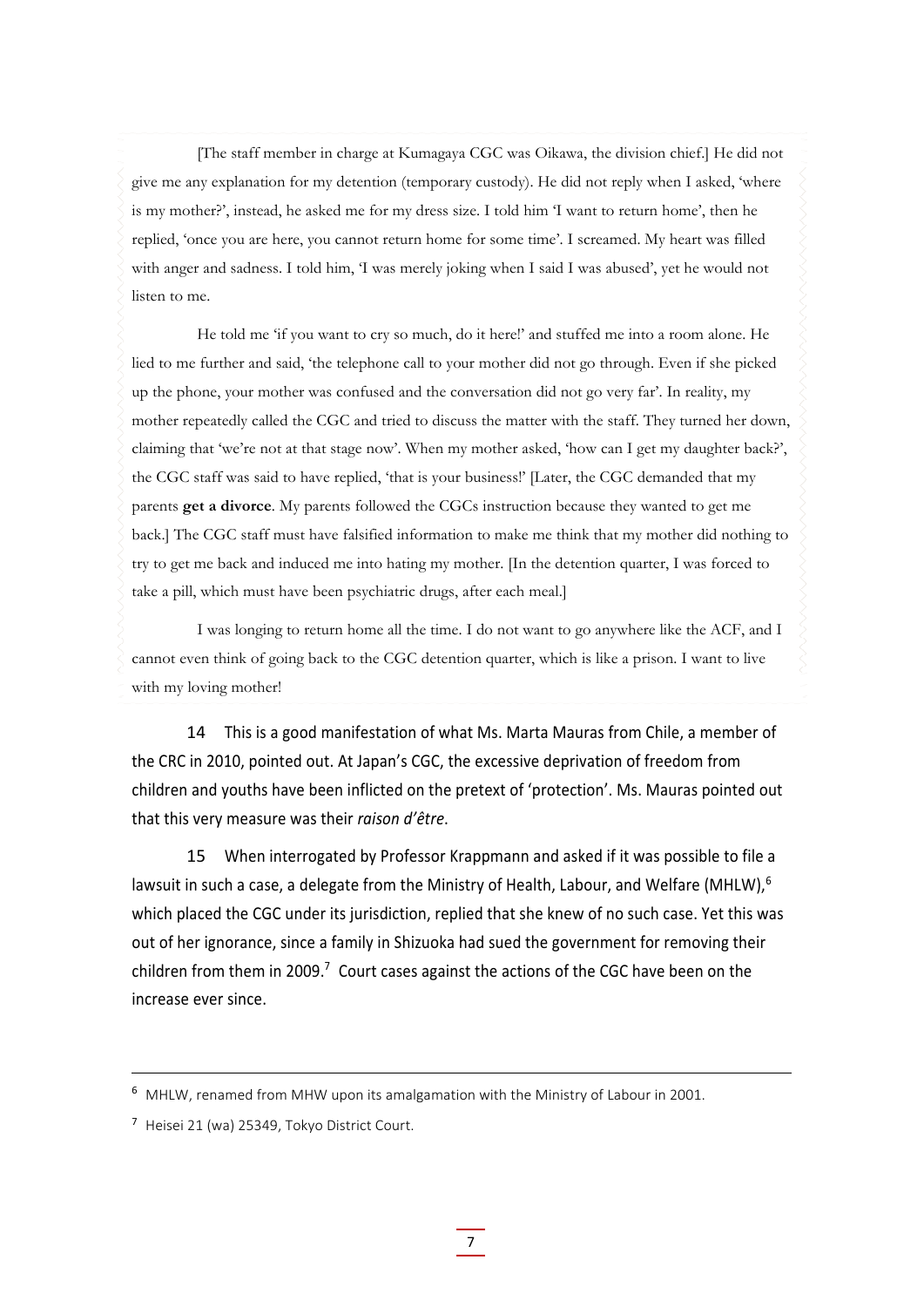[The staff member in charge at Kumagaya CGC was Oikawa, the division chief.] He did not give me any explanation for my detention (temporary custody). He did not reply when I asked, 'where is my mother?', instead, he asked me for my dress size. I told him 'I want to return home', then he replied, 'once you are here, you cannot return home for some time'. I screamed. My heart was filled with anger and sadness. I told him, 'I was merely joking when I said I was abused', yet he would not listen to me.

He told me 'if you want to cry so much, do it here!' and stuffed me into a room alone. He lied to me further and said, 'the telephone call to your mother did not go through. Even if she picked up the phone, your mother was confused and the conversation did not go very far'. In reality, my mother repeatedly called the CGC and tried to discuss the matter with the staff. They turned her down, claiming that 'we're not at that stage now'. When my mother asked, 'how can I get my daughter back?', the CGC staff was said to have replied, 'that is your business!' [Later, the CGC demanded that my parents **get a divorce**. My parents followed the CGCs instruction because they wanted to get me back.] The CGC staff must have falsified information to make me think that my mother did nothing to try to get me back and induced me into hating my mother. [In the detention quarter, I was forced to take a pill, which must have been psychiatric drugs, after each meal.]

I was longing to return home all the time. I do not want to go anywhere like the ACF, and I cannot even think of going back to the CGC detention quarter, which is like a prison. I want to live with my loving mother!

14 This is a good manifestation of what Ms. Marta Mauras from Chile, a member of the CRC in 2010, pointed out. At Japan's CGC, the excessive deprivation of freedom from children and youths have been inflicted on the pretext of 'protection'. Ms. Mauras pointed out that this very measure was their *raison d'être*.

15 When interrogated by Professor Krappmann and asked if it was possible to file a lawsuit in such a case, a delegate from the Ministry of Health, Labour, and Welfare (MHLW),[6] which placed the CGC under its jurisdiction, replied that she knew of no such case. Yet this was out of her ignorance, since a family in Shizuoka had sued the government for removing their children from them in 2009.[7] Court cases against the actions of the CGC have been on the increase ever since.

---

[6] MHLW, renamed from MHW upon its amalgamation with the Ministry of Labour in 2001.

[7] Heisei 21 (wa) 25349, Tokyo District Court.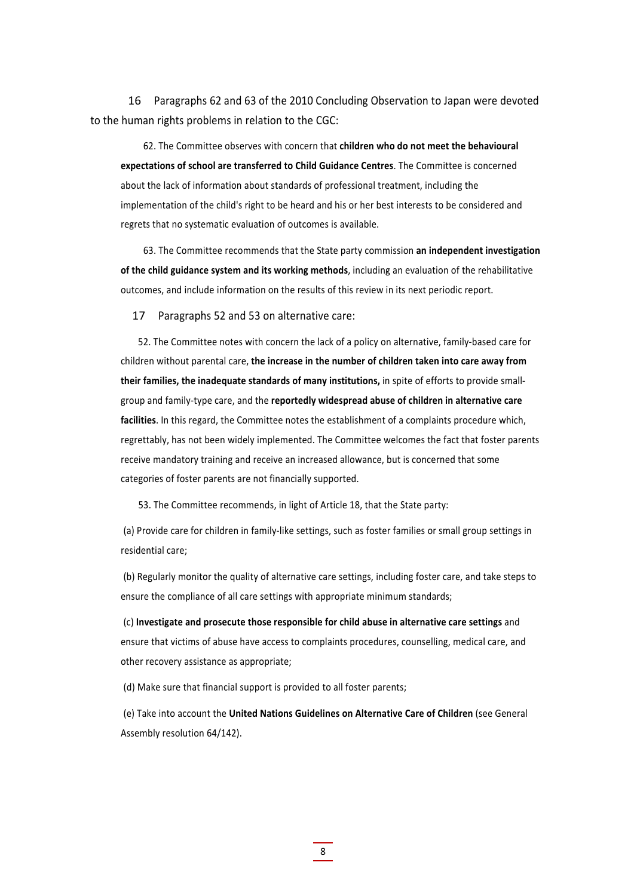16 Paragraphs 62 and 63 of the 2010 Concluding Observation to Japan were devoted to the human rights problems in relation to the CGC:

> 62. The Committee observes with concern that **children who do not meet the behavioural expectations of school are transferred to Child Guidance Centres**. The Committee is concerned about the lack of information about standards of professional treatment, including the implementation of the child's right to be heard and his or her best interests to be considered and regrets that no systematic evaluation of outcomes is available.
>
> 63. The Committee recommends that the State party commission **an independent investigation of the child guidance system and its working methods**, including an evaluation of the rehabilitative outcomes, and include information on the results of this review in its next periodic report.

17 Paragraphs 52 and 53 on alternative care:

> 52. The Committee notes with concern the lack of a policy on alternative, family-based care for children without parental care, **the increase in the number of children taken into care away from their families, the inadequate standards of many institutions,** in spite of efforts to provide small-group and family-type care, and the **reportedly widespread abuse of children in alternative care facilities**. In this regard, the Committee notes the establishment of a complaints procedure which, regrettably, has not been widely implemented. The Committee welcomes the fact that foster parents receive mandatory training and receive an increased allowance, but is concerned that some categories of foster parents are not financially supported.
>
> 53. The Committee recommends, in light of Article 18, that the State party:
>
> (a) Provide care for children in family-like settings, such as foster families or small group settings in residential care;
>
> (b) Regularly monitor the quality of alternative care settings, including foster care, and take steps to ensure the compliance of all care settings with appropriate minimum standards;
>
> (c) **Investigate and prosecute those responsible for child abuse in alternative care settings** and ensure that victims of abuse have access to complaints procedures, counselling, medical care, and other recovery assistance as appropriate;
>
> (d) Make sure that financial support is provided to all foster parents;
>
> (e) Take into account the **United Nations Guidelines on Alternative Care of Children** (see General Assembly resolution 64/142).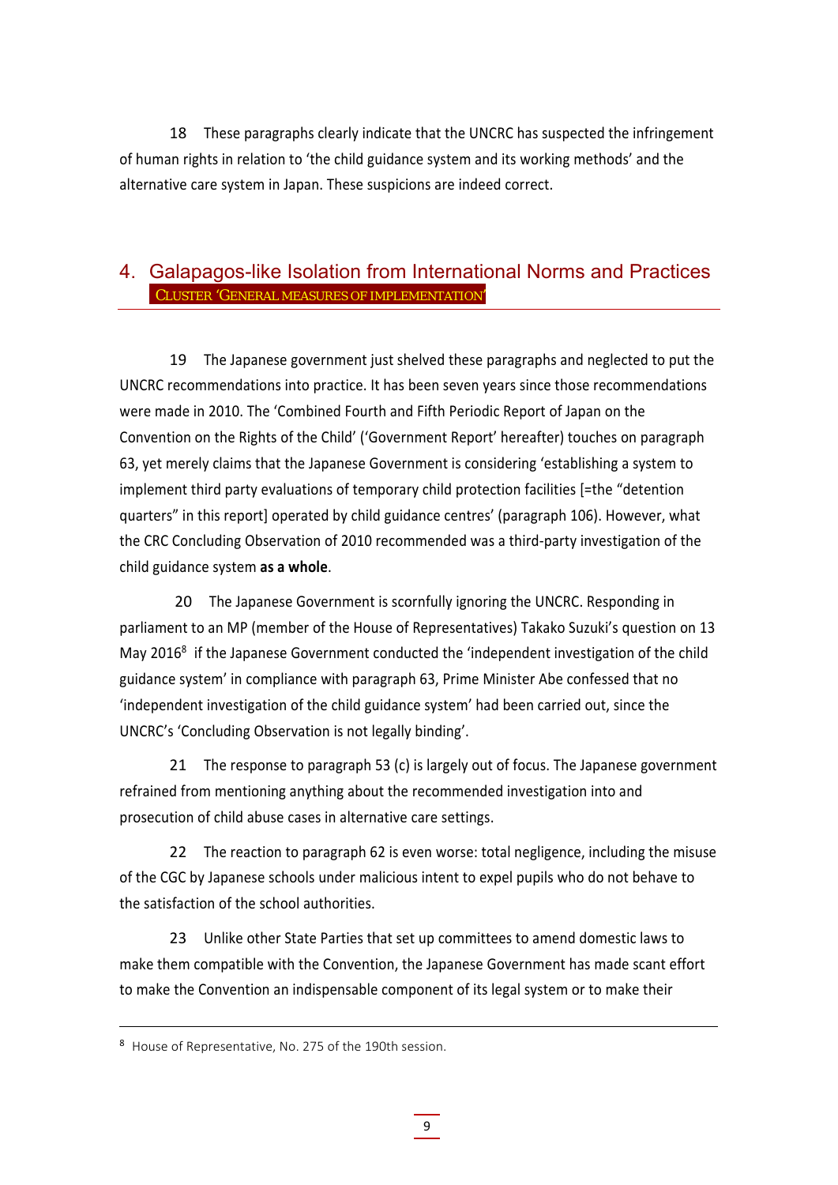18 These paragraphs clearly indicate that the UNCRC has suspected the infringement of human rights in relation to 'the child guidance system and its working methods' and the alternative care system in Japan. These suspicions are indeed correct.

## 4. Galapagos-like Isolation from International Norms and Practices

CLUSTER 'GENERAL MEASURES OF IMPLEMENTATION'

19 The Japanese government just shelved these paragraphs and neglected to put the UNCRC recommendations into practice. It has been seven years since those recommendations were made in 2010. The 'Combined Fourth and Fifth Periodic Report of Japan on the Convention on the Rights of the Child' ('Government Report' hereafter) touches on paragraph 63, yet merely claims that the Japanese Government is considering 'establishing a system to implement third party evaluations of temporary child protection facilities [=the "detention quarters" in this report] operated by child guidance centres' (paragraph 106). However, what the CRC Concluding Observation of 2010 recommended was a third-party investigation of the child guidance system **as a whole**.

20 The Japanese Government is scornfully ignoring the UNCRC. Responding in parliament to an MP (member of the House of Representatives) Takako Suzuki's question on 13 May 2016[8] if the Japanese Government conducted the 'independent investigation of the child guidance system' in compliance with paragraph 63, Prime Minister Abe confessed that no 'independent investigation of the child guidance system' had been carried out, since the UNCRC's 'Concluding Observation is not legally binding'.

21 The response to paragraph 53 (c) is largely out of focus. The Japanese government refrained from mentioning anything about the recommended investigation into and prosecution of child abuse cases in alternative care settings.

22 The reaction to paragraph 62 is even worse: total negligence, including the misuse of the CGC by Japanese schools under malicious intent to expel pupils who do not behave to the satisfaction of the school authorities.

23 Unlike other State Parties that set up committees to amend domestic laws to make them compatible with the Convention, the Japanese Government has made scant effort to make the Convention an indispensable component of its legal system or to make their

---

[8] House of Representative, No. 275 of the 190th session.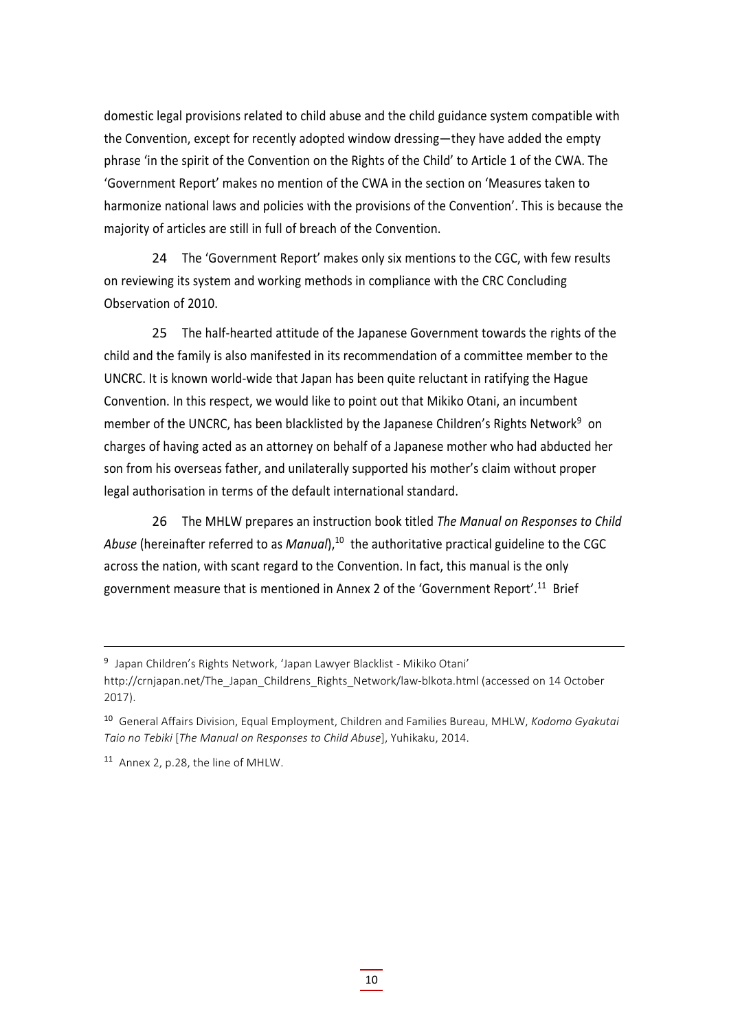domestic legal provisions related to child abuse and the child guidance system compatible with the Convention, except for recently adopted window dressing—they have added the empty phrase 'in the spirit of the Convention on the Rights of the Child' to Article 1 of the CWA. The 'Government Report' makes no mention of the CWA in the section on 'Measures taken to harmonize national laws and policies with the provisions of the Convention'. This is because the majority of articles are still in full of breach of the Convention.

24 The 'Government Report' makes only six mentions to the CGC, with few results on reviewing its system and working methods in compliance with the CRC Concluding Observation of 2010.

25 The half-hearted attitude of the Japanese Government towards the rights of the child and the family is also manifested in its recommendation of a committee member to the UNCRC. It is known world-wide that Japan has been quite reluctant in ratifying the Hague Convention. In this respect, we would like to point out that Mikiko Otani, an incumbent member of the UNCRC, has been blacklisted by the Japanese Children's Rights Network[9] on charges of having acted as an attorney on behalf of a Japanese mother who had abducted her son from his overseas father, and unilaterally supported his mother's claim without proper legal authorisation in terms of the default international standard.

26 The MHLW prepares an instruction book titled *The Manual on Responses to Child Abuse* (hereinafter referred to as *Manual*),[10] the authoritative practical guideline to the CGC across the nation, with scant regard to the Convention. In fact, this manual is the only government measure that is mentioned in Annex 2 of the 'Government Report'.[11] Brief

---

[9] Japan Children's Rights Network, 'Japan Lawyer Blacklist - Mikiko Otani' http://crnjapan.net/The_Japan_Childrens_Rights_Network/law-blkota.html (accessed on 14 October 2017).

[10] General Affairs Division, Equal Employment, Children and Families Bureau, MHLW, *Kodomo Gyakutai Taio no Tebiki* [*The Manual on Responses to Child Abuse*], Yuhikaku, 2014.

[11] Annex 2, p.28, the line of MHLW.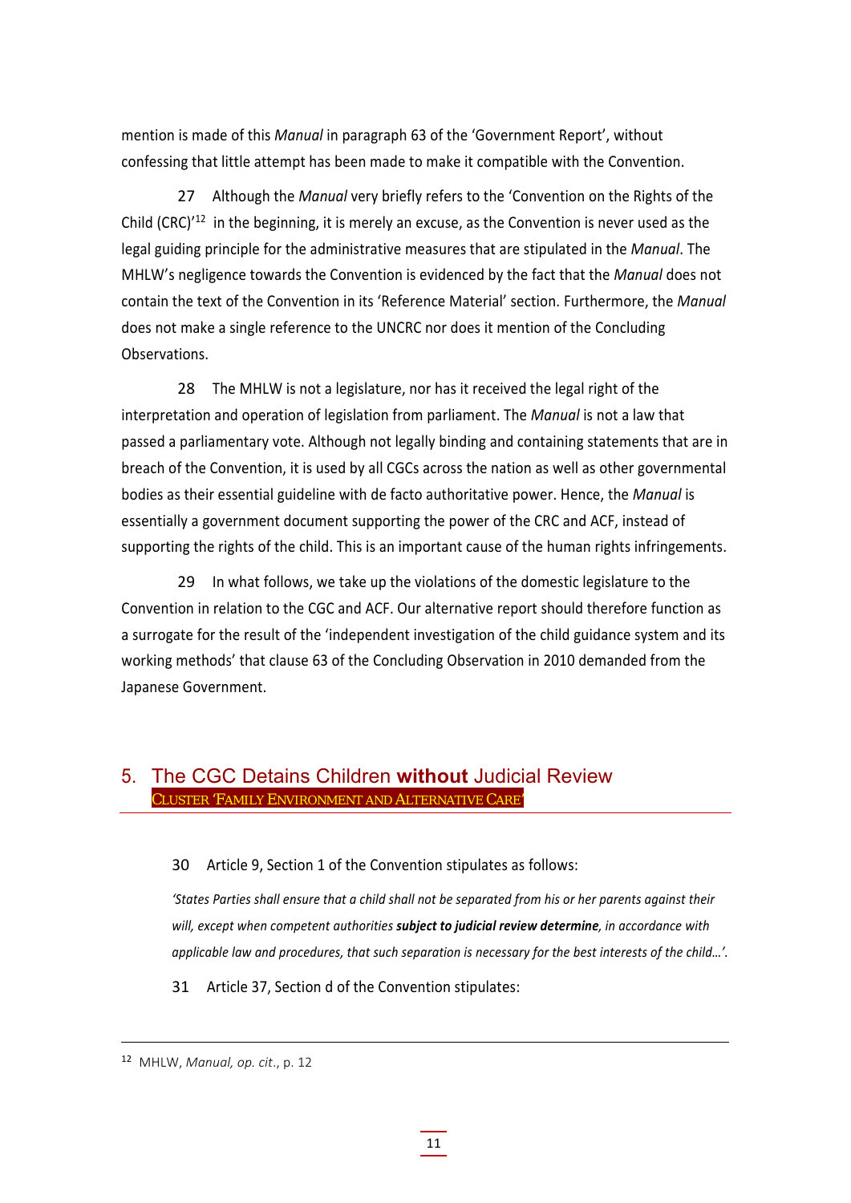mention is made of this *Manual* in paragraph 63 of the 'Government Report', without confessing that little attempt has been made to make it compatible with the Convention.

27 Although the *Manual* very briefly refers to the 'Convention on the Rights of the Child (CRC)'[12] in the beginning, it is merely an excuse, as the Convention is never used as the legal guiding principle for the administrative measures that are stipulated in the *Manual*. The MHLW's negligence towards the Convention is evidenced by the fact that the *Manual* does not contain the text of the Convention in its 'Reference Material' section. Furthermore, the *Manual* does not make a single reference to the UNCRC nor does it mention of the Concluding Observations.

28 The MHLW is not a legislature, nor has it received the legal right of the interpretation and operation of legislation from parliament. The *Manual* is not a law that passed a parliamentary vote. Although not legally binding and containing statements that are in breach of the Convention, it is used by all CGCs across the nation as well as other governmental bodies as their essential guideline with de facto authoritative power. Hence, the *Manual* is essentially a government document supporting the power of the CRC and ACF, instead of supporting the rights of the child. This is an important cause of the human rights infringements.

29 In what follows, we take up the violations of the domestic legislature to the Convention in relation to the CGC and ACF. Our alternative report should therefore function as a surrogate for the result of the 'independent investigation of the child guidance system and its working methods' that clause 63 of the Concluding Observation in 2010 demanded from the Japanese Government.

## 5. The CGC Detains Children **without** Judicial Review

CLUSTER 'FAMILY ENVIRONMENT AND ALTERNATIVE CARE'

30 Article 9, Section 1 of the Convention stipulates as follows:

*'States Parties shall ensure that a child shall not be separated from his or her parents against their will, except when competent authorities* ***subject to judicial review determine****, in accordance with applicable law and procedures, that such separation is necessary for the best interests of the child…'.*

31 Article 37, Section d of the Convention stipulates:

---

[12] MHLW, *Manual, op. cit.*, p. 12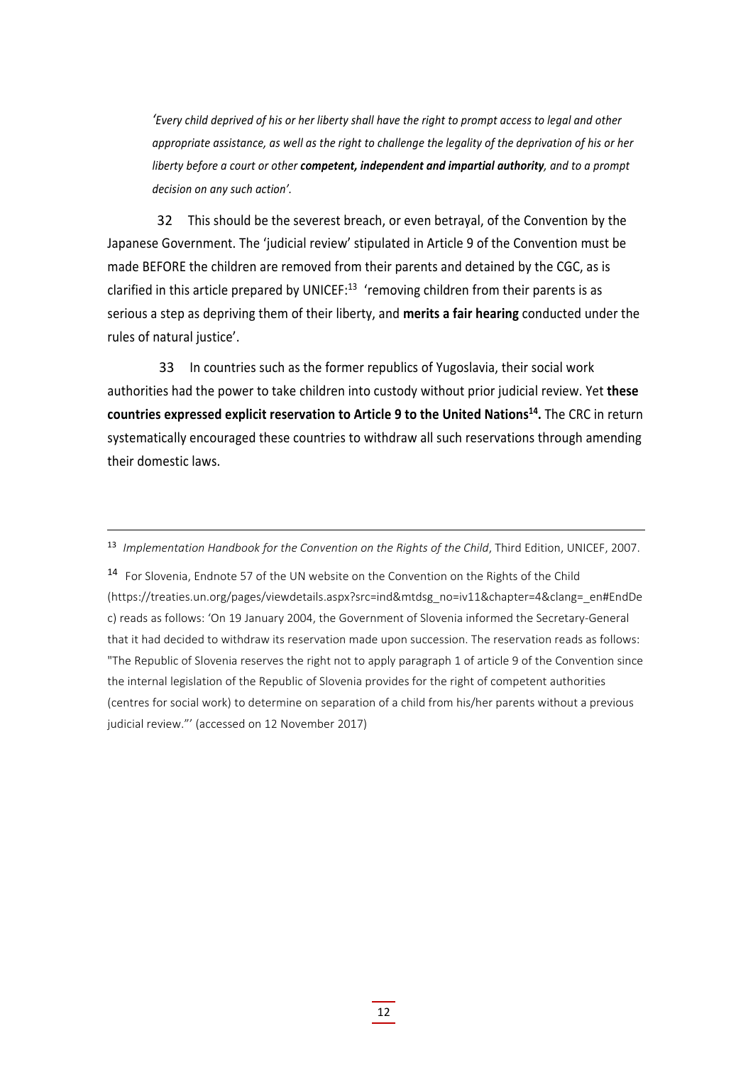*'Every child deprived of his or her liberty shall have the right to prompt access to legal and other appropriate assistance, as well as the right to challenge the legality of the deprivation of his or her liberty before a court or other* ***competent, independent and impartial authority****, and to a prompt decision on any such action'.*

32 This should be the severest breach, or even betrayal, of the Convention by the Japanese Government. The 'judicial review' stipulated in Article 9 of the Convention must be made BEFORE the children are removed from their parents and detained by the CGC, as is clarified in this article prepared by UNICEF:[13] 'removing children from their parents is as serious a step as depriving them of their liberty, and **merits a fair hearing** conducted under the rules of natural justice'.

33 In countries such as the former republics of Yugoslavia, their social work authorities had the power to take children into custody without prior judicial review. Yet **these countries expressed explicit reservation to Article 9 to the United Nations[14].** The CRC in return systematically encouraged these countries to withdraw all such reservations through amending their domestic laws.

---

[13] *Implementation Handbook for the Convention on the Rights of the Child*, Third Edition, UNICEF, 2007.

[14] For Slovenia, Endnote 57 of the UN website on the Convention on the Rights of the Child (https://treaties.un.org/pages/viewdetails.aspx?src=ind&mtdsg_no=iv11&chapter=4&clang=_en#EndDec) reads as follows: 'On 19 January 2004, the Government of Slovenia informed the Secretary-General that it had decided to withdraw its reservation made upon succession. The reservation reads as follows: "The Republic of Slovenia reserves the right not to apply paragraph 1 of article 9 of the Convention since the internal legislation of the Republic of Slovenia provides for the right of competent authorities (centres for social work) to determine on separation of a child from his/her parents without a previous judicial review."' (accessed on 12 November 2017)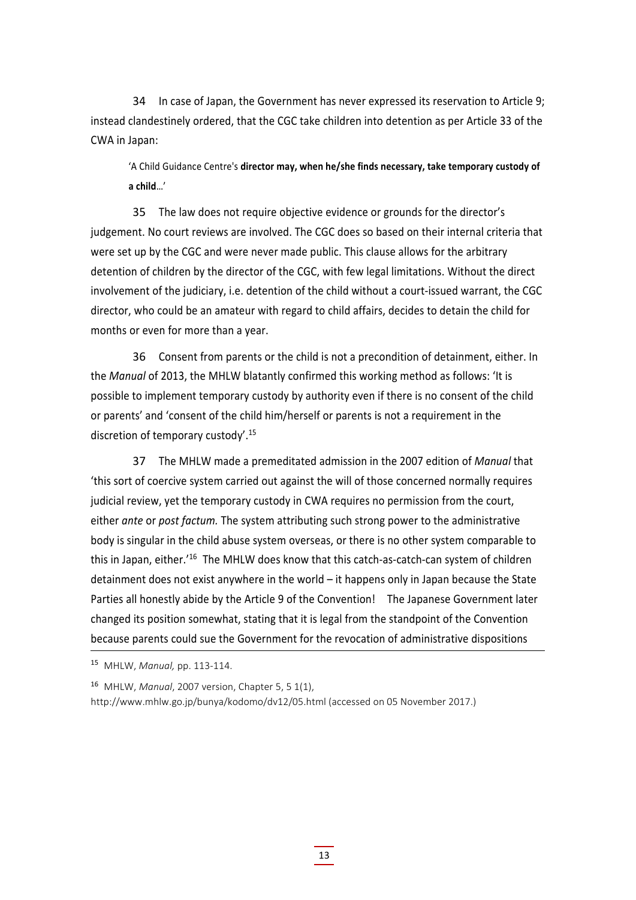34 In case of Japan, the Government has never expressed its reservation to Article 9; instead clandestinely ordered, that the CGC take children into detention as per Article 33 of the CWA in Japan:

> 'A Child Guidance Centre's **director may, when he/she finds necessary, take temporary custody of a child**…'

35 The law does not require objective evidence or grounds for the director's judgement. No court reviews are involved. The CGC does so based on their internal criteria that were set up by the CGC and were never made public. This clause allows for the arbitrary detention of children by the director of the CGC, with few legal limitations. Without the direct involvement of the judiciary, i.e. detention of the child without a court-issued warrant, the CGC director, who could be an amateur with regard to child affairs, decides to detain the child for months or even for more than a year.

36 Consent from parents or the child is not a precondition of detainment, either. In the *Manual* of 2013, the MHLW blatantly confirmed this working method as follows: 'It is possible to implement temporary custody by authority even if there is no consent of the child or parents' and 'consent of the child him/herself or parents is not a requirement in the discretion of temporary custody'.[15]

37 The MHLW made a premeditated admission in the 2007 edition of *Manual* that 'this sort of coercive system carried out against the will of those concerned normally requires judicial review, yet the temporary custody in CWA requires no permission from the court, either *ante* or *post factum.* The system attributing such strong power to the administrative body is singular in the child abuse system overseas, or there is no other system comparable to this in Japan, either.'[16] The MHLW does know that this catch-as-catch-can system of children detainment does not exist anywhere in the world – it happens only in Japan because the State Parties all honestly abide by the Article 9 of the Convention! The Japanese Government later changed its position somewhat, stating that it is legal from the standpoint of the Convention because parents could sue the Government for the revocation of administrative dispositions

---

[15] MHLW, *Manual,* pp. 113-114.

[16] MHLW, *Manual*, 2007 version, Chapter 5, 5 1(1), http://www.mhlw.go.jp/bunya/kodomo/dv12/05.html (accessed on 05 November 2017.)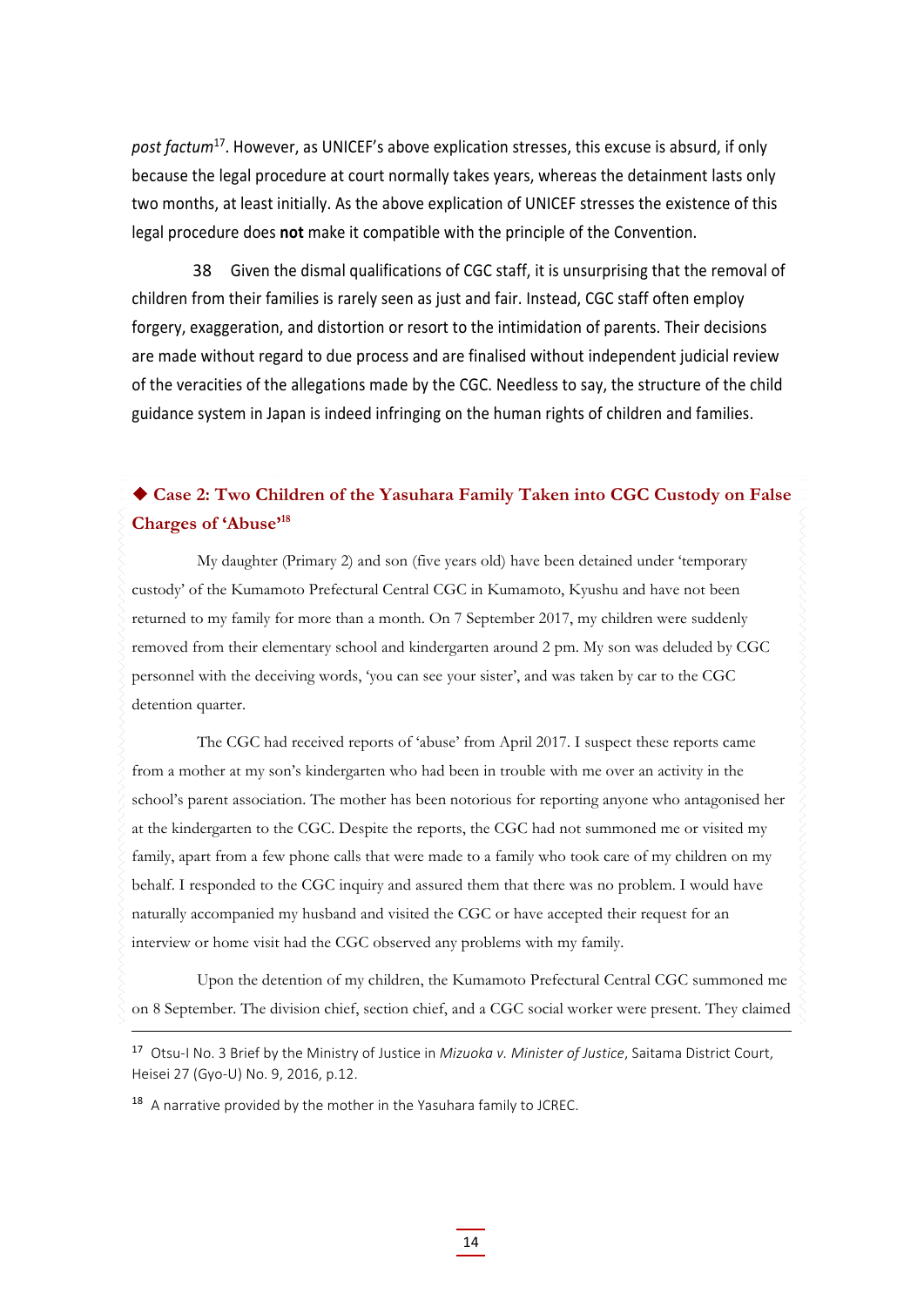*post factum*[17]. However, as UNICEF's above explication stresses, this excuse is absurd, if only because the legal procedure at court normally takes years, whereas the detainment lasts only two months, at least initially. As the above explication of UNICEF stresses the existence of this legal procedure does **not** make it compatible with the principle of the Convention.

38 Given the dismal qualifications of CGC staff, it is unsurprising that the removal of children from their families is rarely seen as just and fair. Instead, CGC staff often employ forgery, exaggeration, and distortion or resort to the intimidation of parents. Their decisions are made without regard to due process and are finalised without independent judicial review of the veracities of the allegations made by the CGC. Needless to say, the structure of the child guidance system in Japan is indeed infringing on the human rights of children and families.

### ◆ Case 2: Two Children of the Yasuhara Family Taken into CGC Custody on False Charges of 'Abuse'[18]

My daughter (Primary 2) and son (five years old) have been detained under 'temporary custody' of the Kumamoto Prefectural Central CGC in Kumamoto, Kyushu and have not been returned to my family for more than a month. On 7 September 2017, my children were suddenly removed from their elementary school and kindergarten around 2 pm. My son was deluded by CGC personnel with the deceiving words, 'you can see your sister', and was taken by car to the CGC detention quarter.

The CGC had received reports of 'abuse' from April 2017. I suspect these reports came from a mother at my son's kindergarten who had been in trouble with me over an activity in the school's parent association. The mother has been notorious for reporting anyone who antagonised her at the kindergarten to the CGC. Despite the reports, the CGC had not summoned me or visited my family, apart from a few phone calls that were made to a family who took care of my children on my behalf. I responded to the CGC inquiry and assured them that there was no problem. I would have naturally accompanied my husband and visited the CGC or have accepted their request for an interview or home visit had the CGC observed any problems with my family.

Upon the detention of my children, the Kumamoto Prefectural Central CGC summoned me on 8 September. The division chief, section chief, and a CGC social worker were present. They claimed

---

[17] Otsu-I No. 3 Brief by the Ministry of Justice in *Mizuoka v. Minister of Justice*, Saitama District Court, Heisei 27 (Gyo-U) No. 9, 2016, p.12.

[18] A narrative provided by the mother in the Yasuhara family to JCREC.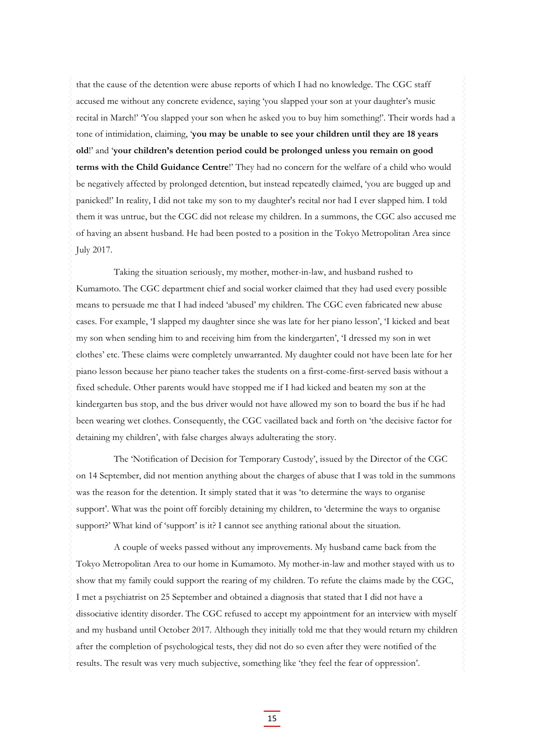that the cause of the detention were abuse reports of which I had no knowledge. The CGC staff accused me without any concrete evidence, saying 'you slapped your son at your daughter's music recital in March!' 'You slapped your son when he asked you to buy him something!'. Their words had a tone of intimidation, claiming, '**you may be unable to see your children until they are 18 years old**!' and '**your children's detention period could be prolonged unless you remain on good terms with the Child Guidance Centre**!' They had no concern for the welfare of a child who would be negatively affected by prolonged detention, but instead repeatedly claimed, 'you are bugged up and panicked!' In reality, I did not take my son to my daughter's recital nor had I ever slapped him. I told them it was untrue, but the CGC did not release my children. In a summons, the CGC also accused me of having an absent husband. He had been posted to a position in the Tokyo Metropolitan Area since July 2017.

Taking the situation seriously, my mother, mother-in-law, and husband rushed to Kumamoto. The CGC department chief and social worker claimed that they had used every possible means to persuade me that I had indeed 'abused' my children. The CGC even fabricated new abuse cases. For example, 'I slapped my daughter since she was late for her piano lesson', 'I kicked and beat my son when sending him to and receiving him from the kindergarten', 'I dressed my son in wet clothes' etc. These claims were completely unwarranted. My daughter could not have been late for her piano lesson because her piano teacher takes the students on a first-come-first-served basis without a fixed schedule. Other parents would have stopped me if I had kicked and beaten my son at the kindergarten bus stop, and the bus driver would not have allowed my son to board the bus if he had been wearing wet clothes. Consequently, the CGC vacillated back and forth on 'the decisive factor for detaining my children', with false charges always adulterating the story.

The 'Notification of Decision for Temporary Custody', issued by the Director of the CGC on 14 September, did not mention anything about the charges of abuse that I was told in the summons was the reason for the detention. It simply stated that it was 'to determine the ways to organise support'. What was the point off forcibly detaining my children, to 'determine the ways to organise support?' What kind of 'support' is it? I cannot see anything rational about the situation.

A couple of weeks passed without any improvements. My husband came back from the Tokyo Metropolitan Area to our home in Kumamoto. My mother-in-law and mother stayed with us to show that my family could support the rearing of my children. To refute the claims made by the CGC, I met a psychiatrist on 25 September and obtained a diagnosis that stated that I did not have a dissociative identity disorder. The CGC refused to accept my appointment for an interview with myself and my husband until October 2017. Although they initially told me that they would return my children after the completion of psychological tests, they did not do so even after they were notified of the results. The result was very much subjective, something like 'they feel the fear of oppression'.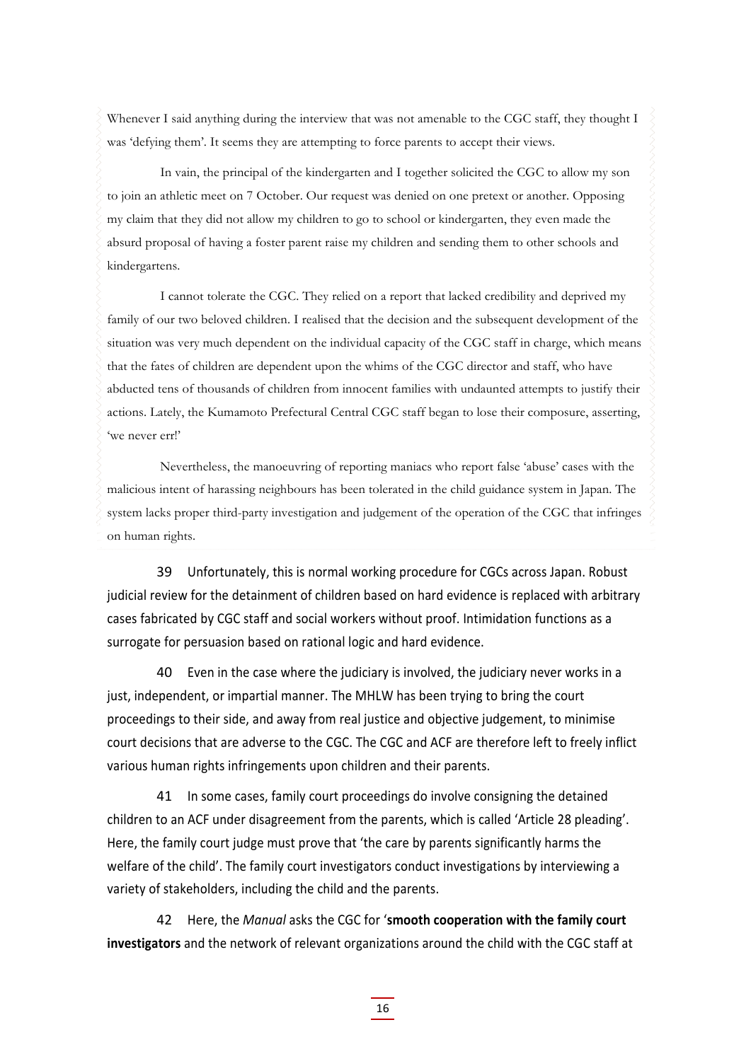Whenever I said anything during the interview that was not amenable to the CGC staff, they thought I was 'defying them'. It seems they are attempting to force parents to accept their views.

In vain, the principal of the kindergarten and I together solicited the CGC to allow my son to join an athletic meet on 7 October. Our request was denied on one pretext or another. Opposing my claim that they did not allow my children to go to school or kindergarten, they even made the absurd proposal of having a foster parent raise my children and sending them to other schools and kindergartens.

I cannot tolerate the CGC. They relied on a report that lacked credibility and deprived my family of our two beloved children. I realised that the decision and the subsequent development of the situation was very much dependent on the individual capacity of the CGC staff in charge, which means that the fates of children are dependent upon the whims of the CGC director and staff, who have abducted tens of thousands of children from innocent families with undaunted attempts to justify their actions. Lately, the Kumamoto Prefectural Central CGC staff began to lose their composure, asserting, 'we never err!'

Nevertheless, the manoeuvring of reporting maniacs who report false 'abuse' cases with the malicious intent of harassing neighbours has been tolerated in the child guidance system in Japan. The system lacks proper third-party investigation and judgement of the operation of the CGC that infringes on human rights.

39 Unfortunately, this is normal working procedure for CGCs across Japan. Robust judicial review for the detainment of children based on hard evidence is replaced with arbitrary cases fabricated by CGC staff and social workers without proof. Intimidation functions as a surrogate for persuasion based on rational logic and hard evidence.

40 Even in the case where the judiciary is involved, the judiciary never works in a just, independent, or impartial manner. The MHLW has been trying to bring the court proceedings to their side, and away from real justice and objective judgement, to minimise court decisions that are adverse to the CGC. The CGC and ACF are therefore left to freely inflict various human rights infringements upon children and their parents.

41 In some cases, family court proceedings do involve consigning the detained children to an ACF under disagreement from the parents, which is called 'Article 28 pleading'. Here, the family court judge must prove that 'the care by parents significantly harms the welfare of the child'. The family court investigators conduct investigations by interviewing a variety of stakeholders, including the child and the parents.

42 Here, the *Manual* asks the CGC for '**smooth cooperation with the family court investigators** and the network of relevant organizations around the child with the CGC staff at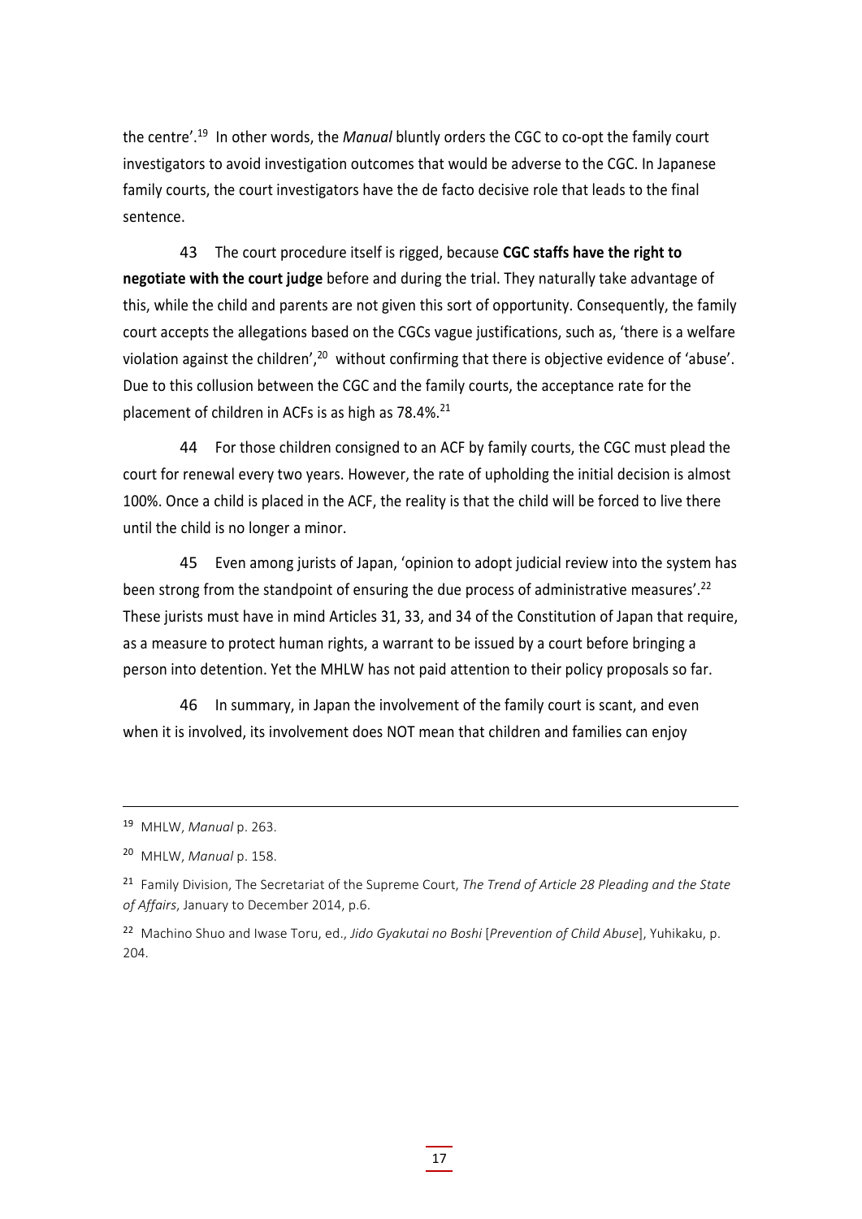the centre'.[19] In other words, the *Manual* bluntly orders the CGC to co-opt the family court investigators to avoid investigation outcomes that would be adverse to the CGC. In Japanese family courts, the court investigators have the de facto decisive role that leads to the final sentence.

43 The court procedure itself is rigged, because **CGC staffs have the right to negotiate with the court judge** before and during the trial. They naturally take advantage of this, while the child and parents are not given this sort of opportunity. Consequently, the family court accepts the allegations based on the CGCs vague justifications, such as, 'there is a welfare violation against the children',[20] without confirming that there is objective evidence of 'abuse'. Due to this collusion between the CGC and the family courts, the acceptance rate for the placement of children in ACFs is as high as 78.4%.[21]

44 For those children consigned to an ACF by family courts, the CGC must plead the court for renewal every two years. However, the rate of upholding the initial decision is almost 100%. Once a child is placed in the ACF, the reality is that the child will be forced to live there until the child is no longer a minor.

45 Even among jurists of Japan, 'opinion to adopt judicial review into the system has been strong from the standpoint of ensuring the due process of administrative measures'.[22] These jurists must have in mind Articles 31, 33, and 34 of the Constitution of Japan that require, as a measure to protect human rights, a warrant to be issued by a court before bringing a person into detention. Yet the MHLW has not paid attention to their policy proposals so far.

46 In summary, in Japan the involvement of the family court is scant, and even when it is involved, its involvement does NOT mean that children and families can enjoy

---

[19] MHLW, *Manual* p. 263.

[20] MHLW, *Manual* p. 158.

[21] Family Division, The Secretariat of the Supreme Court, *The Trend of Article 28 Pleading and the State of Affairs*, January to December 2014, p.6.

[22] Machino Shuo and Iwase Toru, ed., *Jido Gyakutai no Boshi* [*Prevention of Child Abuse*], Yuhikaku, p. 204.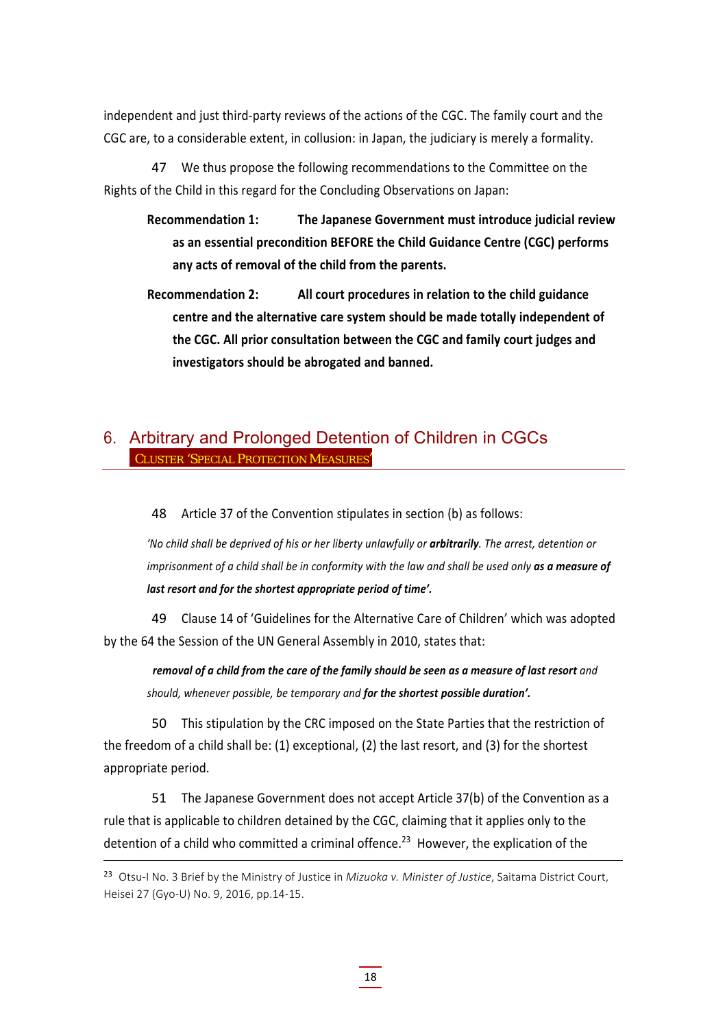independent and just third-party reviews of the actions of the CGC. The family court and the CGC are, to a considerable extent, in collusion: in Japan, the judiciary is merely a formality.

47 We thus propose the following recommendations to the Committee on the Rights of the Child in this regard for the Concluding Observations on Japan:

> **Recommendation 1: The Japanese Government must introduce judicial review as an essential precondition BEFORE the Child Guidance Centre (CGC) performs any acts of removal of the child from the parents.**
>
> **Recommendation 2: All court procedures in relation to the child guidance centre and the alternative care system should be made totally independent of the CGC. All prior consultation between the CGC and family court judges and investigators should be abrogated and banned.**

## 6. Arbitrary and Prolonged Detention of Children in CGCs

CLUSTER 'SPECIAL PROTECTION MEASURES'

48 Article 37 of the Convention stipulates in section (b) as follows:

> *'No child shall be deprived of his or her liberty unlawfully or* ***arbitrarily****. The arrest, detention or imprisonment of a child shall be in conformity with the law and shall be used only* ***as a measure of last resort and for the shortest appropriate period of time'.***

49 Clause 14 of 'Guidelines for the Alternative Care of Children' which was adopted by the 64 the Session of the UN General Assembly in 2010, states that:

> ***removal of a child from the care of the family should be seen as a measure of last resort*** *and should, whenever possible, be temporary and* ***for the shortest possible duration'.***

50 This stipulation by the CRC imposed on the State Parties that the restriction of the freedom of a child shall be: (1) exceptional, (2) the last resort, and (3) for the shortest appropriate period.

51 The Japanese Government does not accept Article 37(b) of the Convention as a rule that is applicable to children detained by the CGC, claiming that it applies only to the detention of a child who committed a criminal offence.[23] However, the explication of the

---

[23] Otsu-I No. 3 Brief by the Ministry of Justice in *Mizuoka v. Minister of Justice*, Saitama District Court, Heisei 27 (Gyo-U) No. 9, 2016, pp.14-15.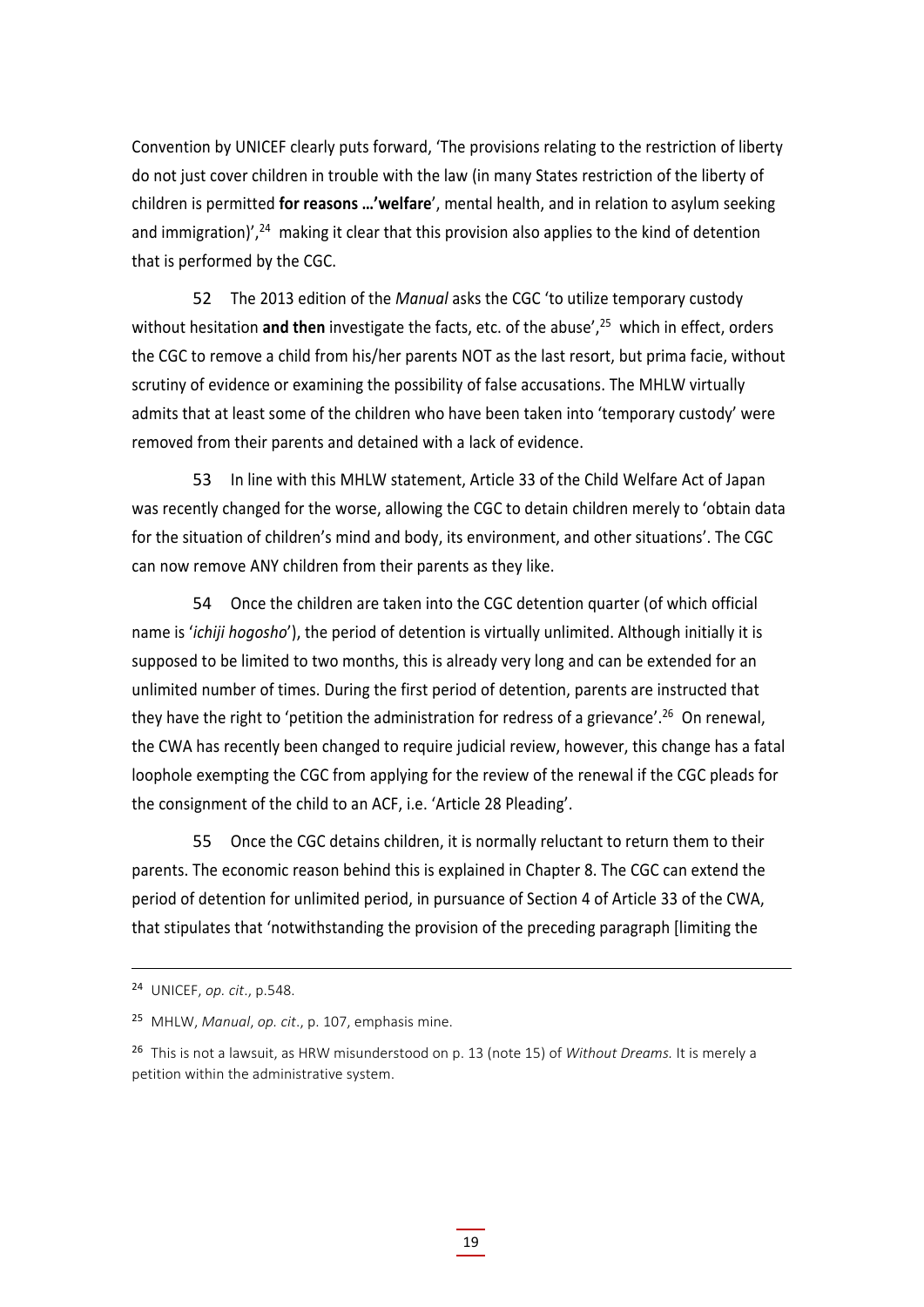Convention by UNICEF clearly puts forward, 'The provisions relating to the restriction of liberty do not just cover children in trouble with the law (in many States restriction of the liberty of children is permitted **for reasons ...'welfare**', mental health, and in relation to asylum seeking and immigration)',[24] making it clear that this provision also applies to the kind of detention that is performed by the CGC.

52 The 2013 edition of the *Manual* asks the CGC 'to utilize temporary custody without hesitation **and then** investigate the facts, etc. of the abuse',[25] which in effect, orders the CGC to remove a child from his/her parents NOT as the last resort, but prima facie, without scrutiny of evidence or examining the possibility of false accusations. The MHLW virtually admits that at least some of the children who have been taken into 'temporary custody' were removed from their parents and detained with a lack of evidence.

53 In line with this MHLW statement, Article 33 of the Child Welfare Act of Japan was recently changed for the worse, allowing the CGC to detain children merely to 'obtain data for the situation of children's mind and body, its environment, and other situations'. The CGC can now remove ANY children from their parents as they like.

54 Once the children are taken into the CGC detention quarter (of which official name is '*ichiji hogosho*'), the period of detention is virtually unlimited. Although initially it is supposed to be limited to two months, this is already very long and can be extended for an unlimited number of times. During the first period of detention, parents are instructed that they have the right to 'petition the administration for redress of a grievance'.[26] On renewal, the CWA has recently been changed to require judicial review, however, this change has a fatal loophole exempting the CGC from applying for the review of the renewal if the CGC pleads for the consignment of the child to an ACF, i.e. 'Article 28 Pleading'.

55 Once the CGC detains children, it is normally reluctant to return them to their parents. The economic reason behind this is explained in Chapter 8. The CGC can extend the period of detention for unlimited period, in pursuance of Section 4 of Article 33 of the CWA, that stipulates that 'notwithstanding the provision of the preceding paragraph [limiting the

---

[24] UNICEF, *op. cit*., p.548.

[25] MHLW, *Manual*, *op. cit*., p. 107, emphasis mine.

[26] This is not a lawsuit, as HRW misunderstood on p. 13 (note 15) of *Without Dreams.* It is merely a petition within the administrative system.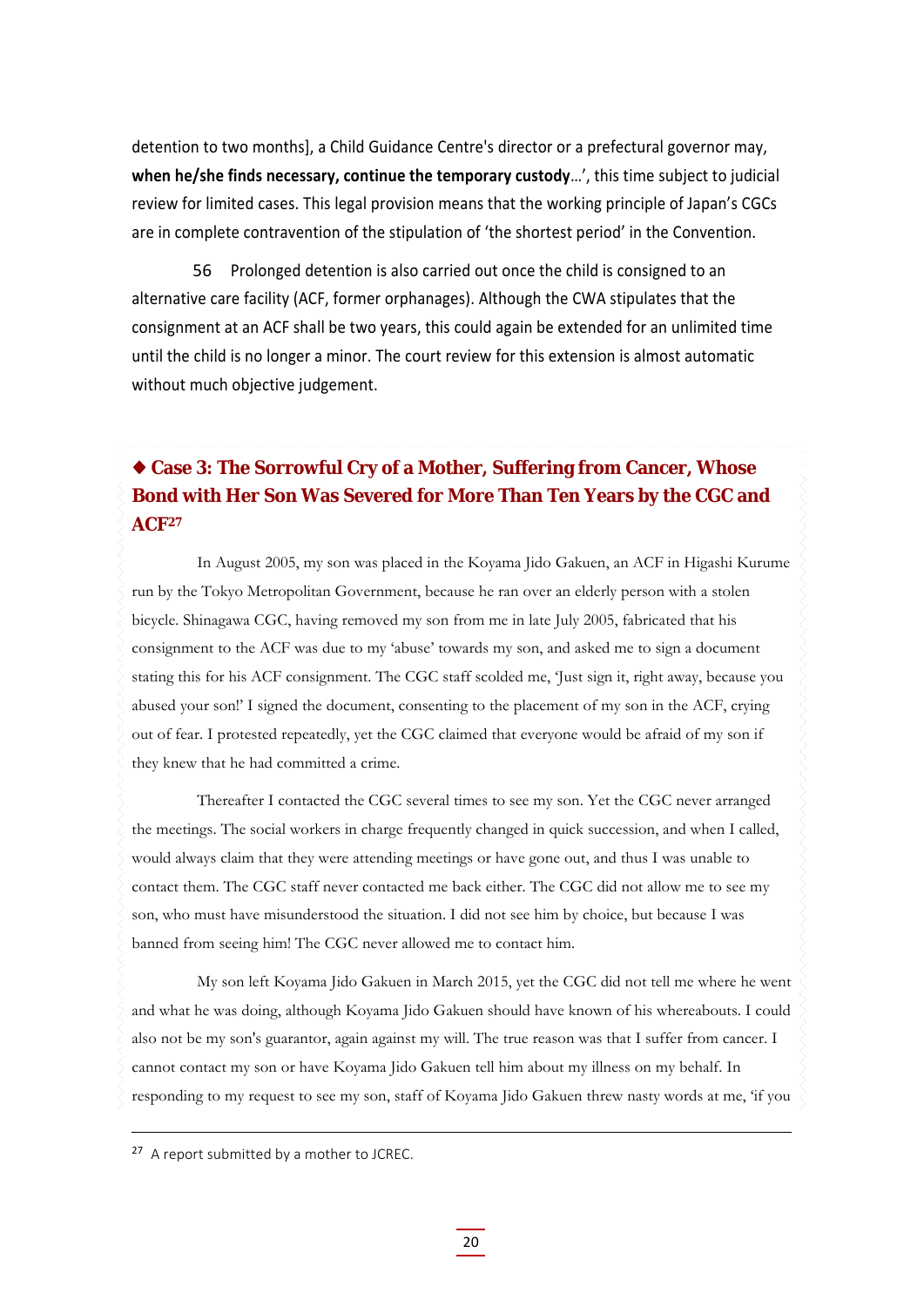detention to two months], a Child Guidance Centre's director or a prefectural governor may, **when he/she finds necessary, continue the temporary custody**…', this time subject to judicial review for limited cases. This legal provision means that the working principle of Japan's CGCs are in complete contravention of the stipulation of 'the shortest period' in the Convention.

56 Prolonged detention is also carried out once the child is consigned to an alternative care facility (ACF, former orphanages). Although the CWA stipulates that the consignment at an ACF shall be two years, this could again be extended for an unlimited time until the child is no longer a minor. The court review for this extension is almost automatic without much objective judgement.

### ◆ Case 3: The Sorrowful Cry of a Mother, Suffering from Cancer, Whose Bond with Her Son Was Severed for More Than Ten Years by the CGC and ACF[27]

In August 2005, my son was placed in the Koyama Jido Gakuen, an ACF in Higashi Kurume run by the Tokyo Metropolitan Government, because he ran over an elderly person with a stolen bicycle. Shinagawa CGC, having removed my son from me in late July 2005, fabricated that his consignment to the ACF was due to my 'abuse' towards my son, and asked me to sign a document stating this for his ACF consignment. The CGC staff scolded me, 'Just sign it, right away, because you abused your son!' I signed the document, consenting to the placement of my son in the ACF, crying out of fear. I protested repeatedly, yet the CGC claimed that everyone would be afraid of my son if they knew that he had committed a crime.

Thereafter I contacted the CGC several times to see my son. Yet the CGC never arranged the meetings. The social workers in charge frequently changed in quick succession, and when I called, would always claim that they were attending meetings or have gone out, and thus I was unable to contact them. The CGC staff never contacted me back either. The CGC did not allow me to see my son, who must have misunderstood the situation. I did not see him by choice, but because I was banned from seeing him! The CGC never allowed me to contact him.

My son left Koyama Jido Gakuen in March 2015, yet the CGC did not tell me where he went and what he was doing, although Koyama Jido Gakuen should have known of his whereabouts. I could also not be my son's guarantor, again against my will. The true reason was that I suffer from cancer. I cannot contact my son or have Koyama Jido Gakuen tell him about my illness on my behalf. In responding to my request to see my son, staff of Koyama Jido Gakuen threw nasty words at me, 'if you

---

[27] A report submitted by a mother to JCREC.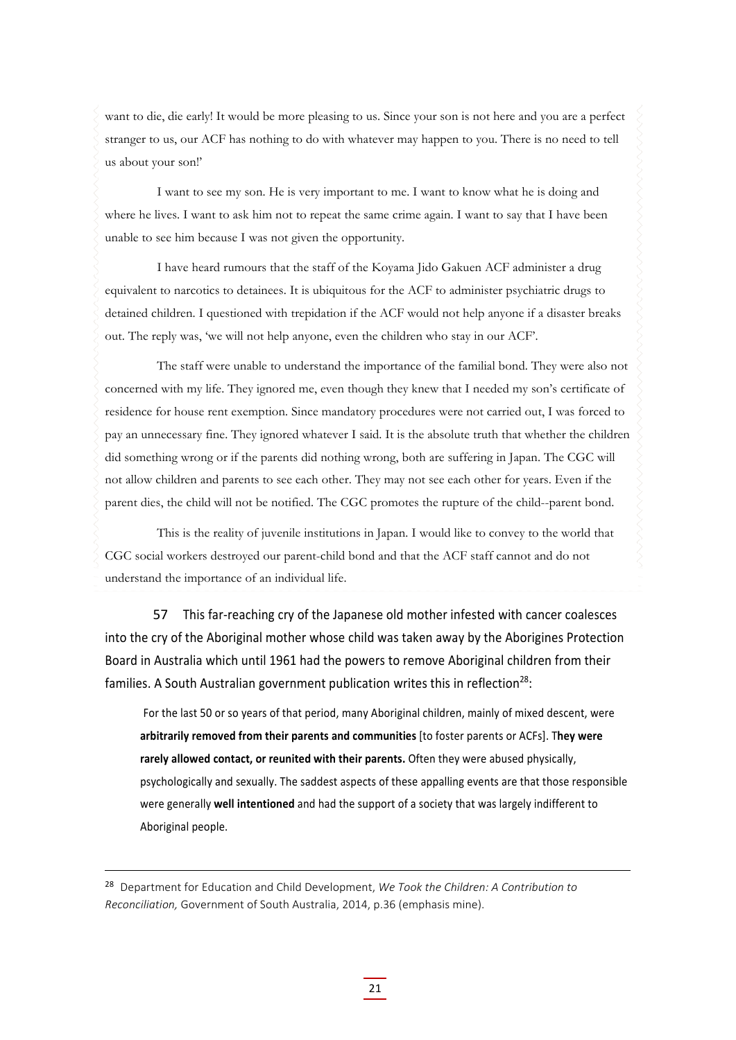want to die, die early! It would be more pleasing to us. Since your son is not here and you are a perfect stranger to us, our ACF has nothing to do with whatever may happen to you. There is no need to tell us about your son!'

I want to see my son. He is very important to me. I want to know what he is doing and where he lives. I want to ask him not to repeat the same crime again. I want to say that I have been unable to see him because I was not given the opportunity.

I have heard rumours that the staff of the Koyama Jido Gakuen ACF administer a drug equivalent to narcotics to detainees. It is ubiquitous for the ACF to administer psychiatric drugs to detained children. I questioned with trepidation if the ACF would not help anyone if a disaster breaks out. The reply was, 'we will not help anyone, even the children who stay in our ACF'.

The staff were unable to understand the importance of the familial bond. They were also not concerned with my life. They ignored me, even though they knew that I needed my son's certificate of residence for house rent exemption. Since mandatory procedures were not carried out, I was forced to pay an unnecessary fine. They ignored whatever I said. It is the absolute truth that whether the children did something wrong or if the parents did nothing wrong, both are suffering in Japan. The CGC will not allow children and parents to see each other. They may not see each other for years. Even if the parent dies, the child will not be notified. The CGC promotes the rupture of the child--parent bond.

This is the reality of juvenile institutions in Japan. I would like to convey to the world that CGC social workers destroyed our parent-child bond and that the ACF staff cannot and do not understand the importance of an individual life.

57 This far-reaching cry of the Japanese old mother infested with cancer coalesces into the cry of the Aboriginal mother whose child was taken away by the Aborigines Protection Board in Australia which until 1961 had the powers to remove Aboriginal children from their families. A South Australian government publication writes this in reflection[28]:

> For the last 50 or so years of that period, many Aboriginal children, mainly of mixed descent, were **arbitrarily removed from their parents and communities** [to foster parents or ACFs]. T**hey were rarely allowed contact, or reunited with their parents.** Often they were abused physically, psychologically and sexually. The saddest aspects of these appalling events are that those responsible were generally **well intentioned** and had the support of a society that was largely indifferent to Aboriginal people.

---

[28] Department for Education and Child Development, *We Took the Children: A Contribution to Reconciliation,* Government of South Australia, 2014, p.36 (emphasis mine).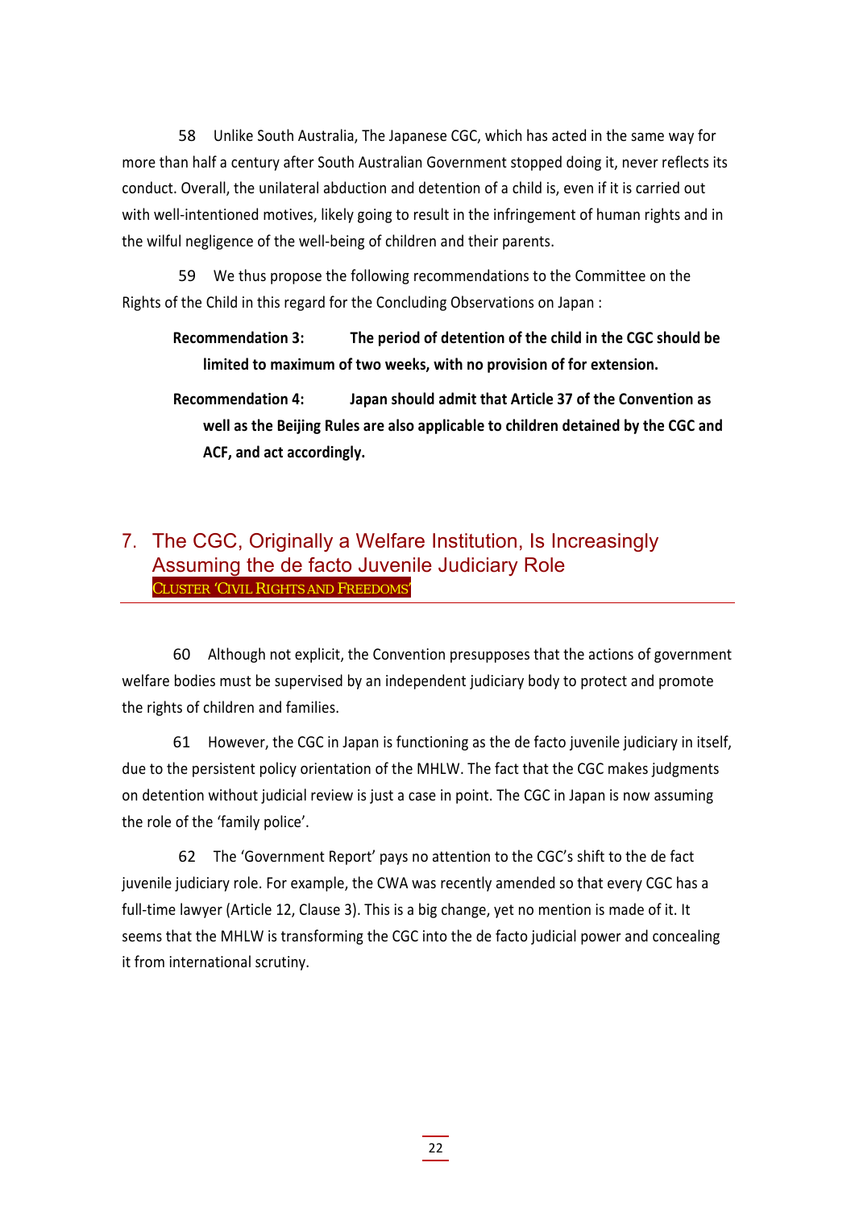58 Unlike South Australia, The Japanese CGC, which has acted in the same way for more than half a century after South Australian Government stopped doing it, never reflects its conduct. Overall, the unilateral abduction and detention of a child is, even if it is carried out with well-intentioned motives, likely going to result in the infringement of human rights and in the wilful negligence of the well-being of children and their parents.

59 We thus propose the following recommendations to the Committee on the Rights of the Child in this regard for the Concluding Observations on Japan :

> **Recommendation 3: The period of detention of the child in the CGC should be limited to maximum of two weeks, with no provision of for extension.**
>
> **Recommendation 4: Japan should admit that Article 37 of the Convention as well as the Beijing Rules are also applicable to children detained by the CGC and ACF, and act accordingly.**

## 7. The CGC, Originally a Welfare Institution, Is Increasingly Assuming the de facto Juvenile Judiciary Role

CLUSTER 'CIVIL RIGHTS AND FREEDOMS'

60 Although not explicit, the Convention presupposes that the actions of government welfare bodies must be supervised by an independent judiciary body to protect and promote the rights of children and families.

61 However, the CGC in Japan is functioning as the de facto juvenile judiciary in itself, due to the persistent policy orientation of the MHLW. The fact that the CGC makes judgments on detention without judicial review is just a case in point. The CGC in Japan is now assuming the role of the 'family police'.

62 The 'Government Report' pays no attention to the CGC's shift to the de fact juvenile judiciary role. For example, the CWA was recently amended so that every CGC has a full-time lawyer (Article 12, Clause 3). This is a big change, yet no mention is made of it. It seems that the MHLW is transforming the CGC into the de facto judicial power and concealing it from international scrutiny.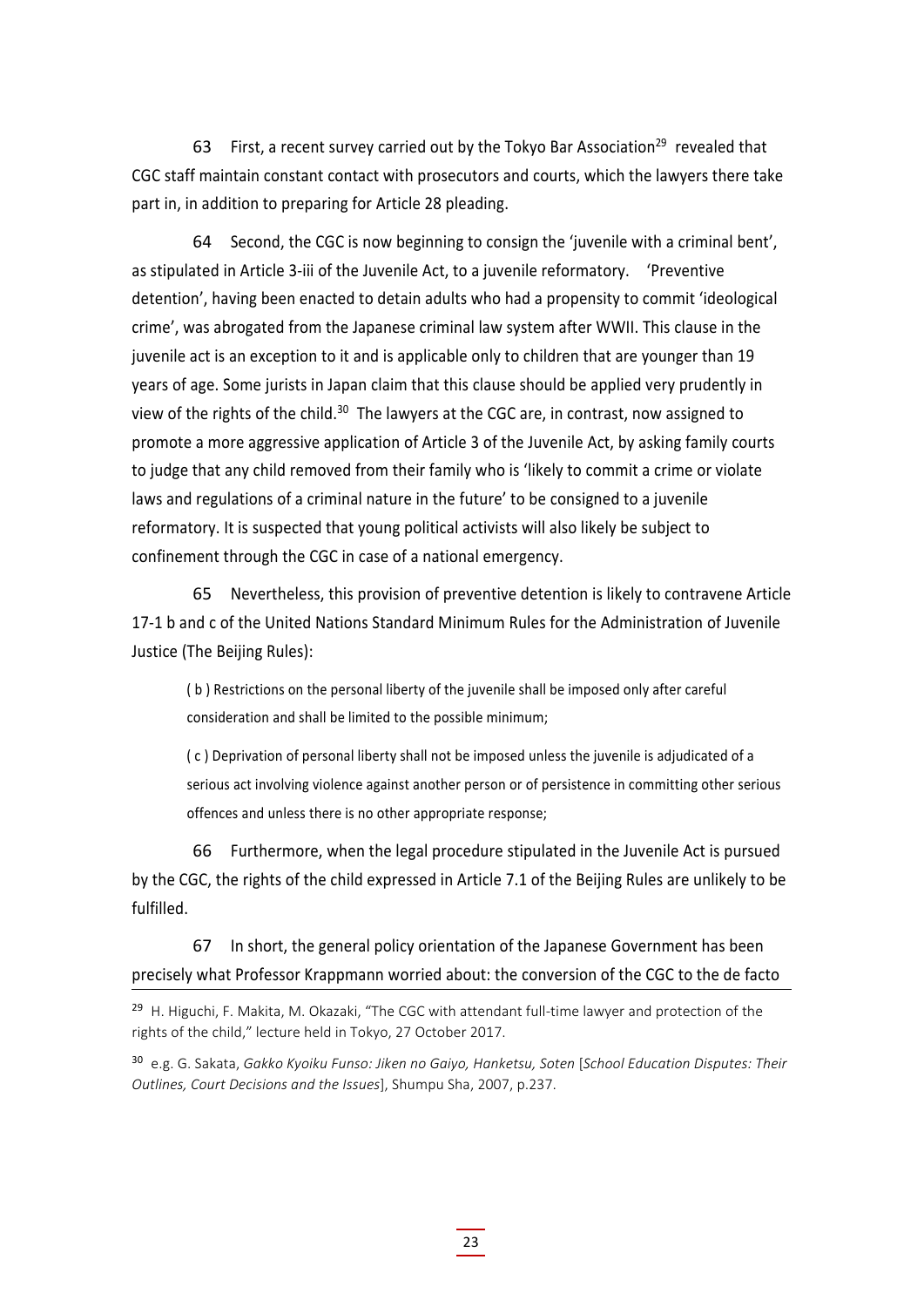63 First, a recent survey carried out by the Tokyo Bar Association[29] revealed that CGC staff maintain constant contact with prosecutors and courts, which the lawyers there take part in, in addition to preparing for Article 28 pleading.

64 Second, the CGC is now beginning to consign the 'juvenile with a criminal bent', as stipulated in Article 3-iii of the Juvenile Act, to a juvenile reformatory. 'Preventive detention', having been enacted to detain adults who had a propensity to commit 'ideological crime', was abrogated from the Japanese criminal law system after WWII. This clause in the juvenile act is an exception to it and is applicable only to children that are younger than 19 years of age. Some jurists in Japan claim that this clause should be applied very prudently in view of the rights of the child.[30] The lawyers at the CGC are, in contrast, now assigned to promote a more aggressive application of Article 3 of the Juvenile Act, by asking family courts to judge that any child removed from their family who is 'likely to commit a crime or violate laws and regulations of a criminal nature in the future' to be consigned to a juvenile reformatory. It is suspected that young political activists will also likely be subject to confinement through the CGC in case of a national emergency.

65 Nevertheless, this provision of preventive detention is likely to contravene Article 17-1 b and c of the United Nations Standard Minimum Rules for the Administration of Juvenile Justice (The Beijing Rules):

> ( b ) Restrictions on the personal liberty of the juvenile shall be imposed only after careful consideration and shall be limited to the possible minimum;
>
> ( c ) Deprivation of personal liberty shall not be imposed unless the juvenile is adjudicated of a serious act involving violence against another person or of persistence in committing other serious offences and unless there is no other appropriate response;

66 Furthermore, when the legal procedure stipulated in the Juvenile Act is pursued by the CGC, the rights of the child expressed in Article 7.1 of the Beijing Rules are unlikely to be fulfilled.

67 In short, the general policy orientation of the Japanese Government has been precisely what Professor Krappmann worried about: the conversion of the CGC to the de facto

---

[29] H. Higuchi, F. Makita, M. Okazaki, "The CGC with attendant full-time lawyer and protection of the rights of the child," lecture held in Tokyo, 27 October 2017.

[30] e.g. G. Sakata, *Gakko Kyoiku Funso: Jiken no Gaiyo, Hanketsu, Soten* [*School Education Disputes: Their Outlines, Court Decisions and the Issues*], Shumpu Sha, 2007, p.237.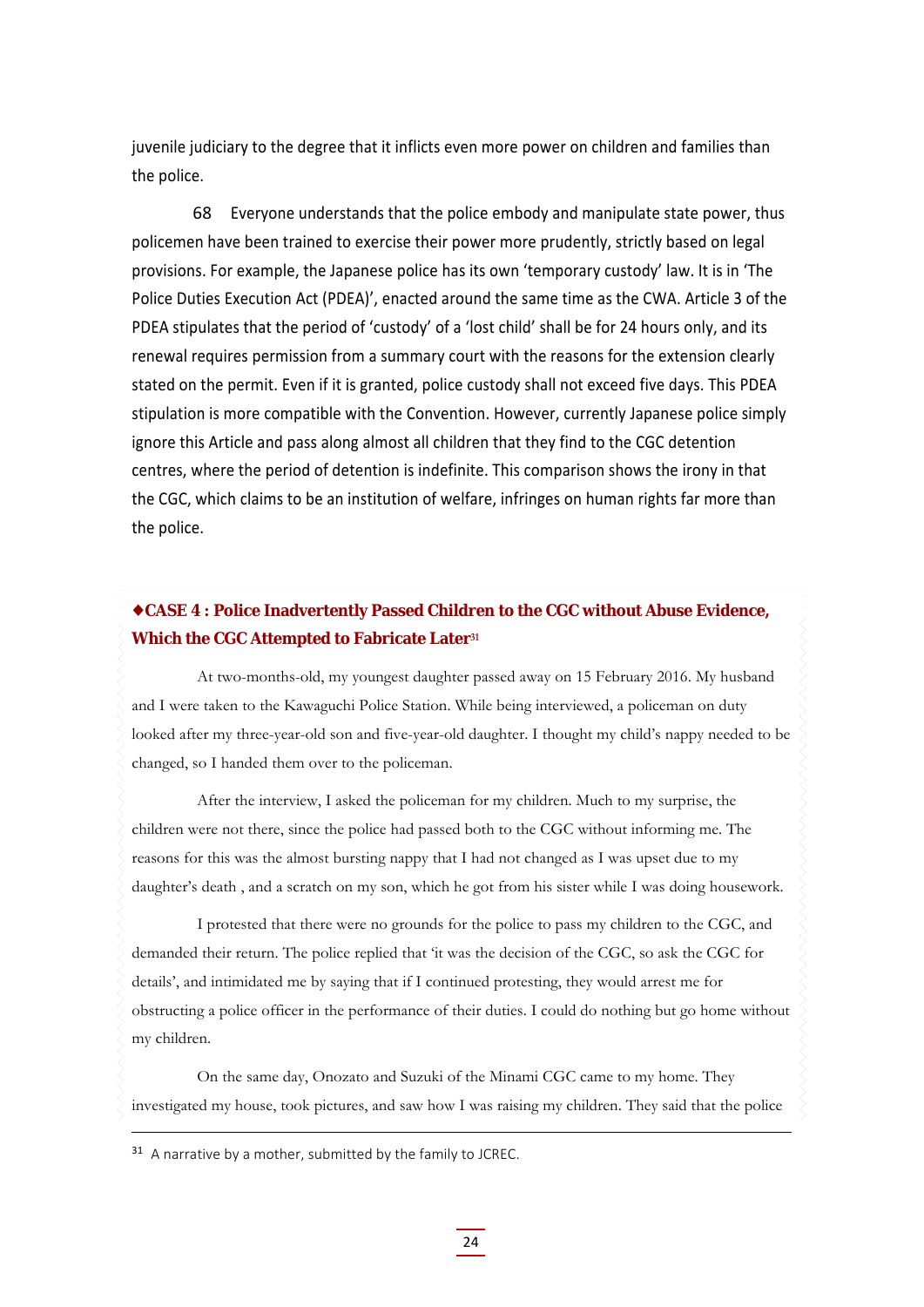juvenile judiciary to the degree that it inflicts even more power on children and families than the police.

68 Everyone understands that the police embody and manipulate state power, thus policemen have been trained to exercise their power more prudently, strictly based on legal provisions. For example, the Japanese police has its own 'temporary custody' law. It is in 'The Police Duties Execution Act (PDEA)', enacted around the same time as the CWA. Article 3 of the PDEA stipulates that the period of 'custody' of a 'lost child' shall be for 24 hours only, and its renewal requires permission from a summary court with the reasons for the extension clearly stated on the permit. Even if it is granted, police custody shall not exceed five days. This PDEA stipulation is more compatible with the Convention. However, currently Japanese police simply ignore this Article and pass along almost all children that they find to the CGC detention centres, where the period of detention is indefinite. This comparison shows the irony in that the CGC, which claims to be an institution of welfare, infringes on human rights far more than the police.

### ◆CASE 4 : Police Inadvertently Passed Children to the CGC without Abuse Evidence, Which the CGC Attempted to Fabricate Later[31]

At two-months-old, my youngest daughter passed away on 15 February 2016. My husband and I were taken to the Kawaguchi Police Station. While being interviewed, a policeman on duty looked after my three-year-old son and five-year-old daughter. I thought my child's nappy needed to be changed, so I handed them over to the policeman.

After the interview, I asked the policeman for my children. Much to my surprise, the children were not there, since the police had passed both to the CGC without informing me. The reasons for this was the almost bursting nappy that I had not changed as I was upset due to my daughter's death , and a scratch on my son, which he got from his sister while I was doing housework.

I protested that there were no grounds for the police to pass my children to the CGC, and demanded their return. The police replied that 'it was the decision of the CGC, so ask the CGC for details', and intimidated me by saying that if I continued protesting, they would arrest me for obstructing a police officer in the performance of their duties. I could do nothing but go home without my children.

On the same day, Onozato and Suzuki of the Minami CGC came to my home. They investigated my house, took pictures, and saw how I was raising my children. They said that the police

[31] A narrative by a mother, submitted by the family to JCREC.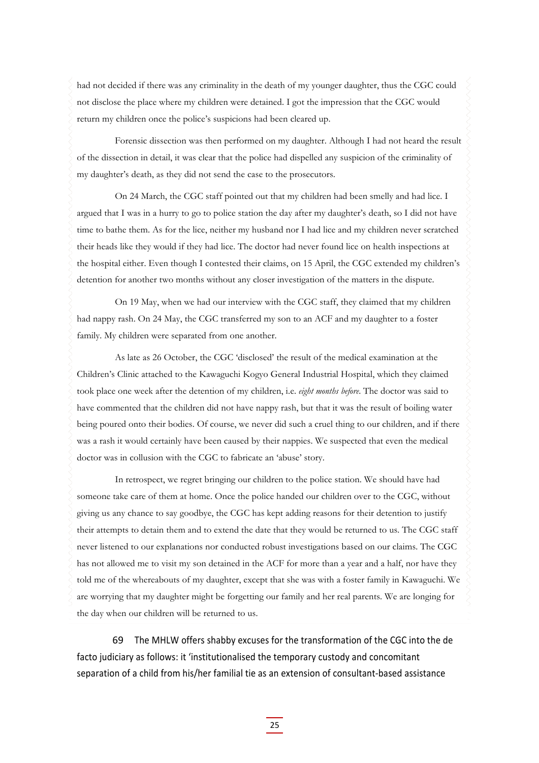had not decided if there was any criminality in the death of my younger daughter, thus the CGC could not disclose the place where my children were detained. I got the impression that the CGC would return my children once the police's suspicions had been cleared up.

Forensic dissection was then performed on my daughter. Although I had not heard the result of the dissection in detail, it was clear that the police had dispelled any suspicion of the criminality of my daughter's death, as they did not send the case to the prosecutors.

On 24 March, the CGC staff pointed out that my children had been smelly and had lice. I argued that I was in a hurry to go to police station the day after my daughter's death, so I did not have time to bathe them. As for the lice, neither my husband nor I had lice and my children never scratched their heads like they would if they had lice. The doctor had never found lice on health inspections at the hospital either. Even though I contested their claims, on 15 April, the CGC extended my children's detention for another two months without any closer investigation of the matters in the dispute.

On 19 May, when we had our interview with the CGC staff, they claimed that my children had nappy rash. On 24 May, the CGC transferred my son to an ACF and my daughter to a foster family. My children were separated from one another.

As late as 26 October, the CGC 'disclosed' the result of the medical examination at the Children's Clinic attached to the Kawaguchi Kogyo General Industrial Hospital, which they claimed took place one week after the detention of my children, i.e. *eight months before*. The doctor was said to have commented that the children did not have nappy rash, but that it was the result of boiling water being poured onto their bodies. Of course, we never did such a cruel thing to our children, and if there was a rash it would certainly have been caused by their nappies. We suspected that even the medical doctor was in collusion with the CGC to fabricate an 'abuse' story.

In retrospect, we regret bringing our children to the police station. We should have had someone take care of them at home. Once the police handed our children over to the CGC, without giving us any chance to say goodbye, the CGC has kept adding reasons for their detention to justify their attempts to detain them and to extend the date that they would be returned to us. The CGC staff never listened to our explanations nor conducted robust investigations based on our claims. The CGC has not allowed me to visit my son detained in the ACF for more than a year and a half, nor have they told me of the whereabouts of my daughter, except that she was with a foster family in Kawaguchi. We are worrying that my daughter might be forgetting our family and her real parents. We are longing for the day when our children will be returned to us.

69 The MHLW offers shabby excuses for the transformation of the CGC into the de facto judiciary as follows: it 'institutionalised the temporary custody and concomitant separation of a child from his/her familial tie as an extension of consultant-based assistance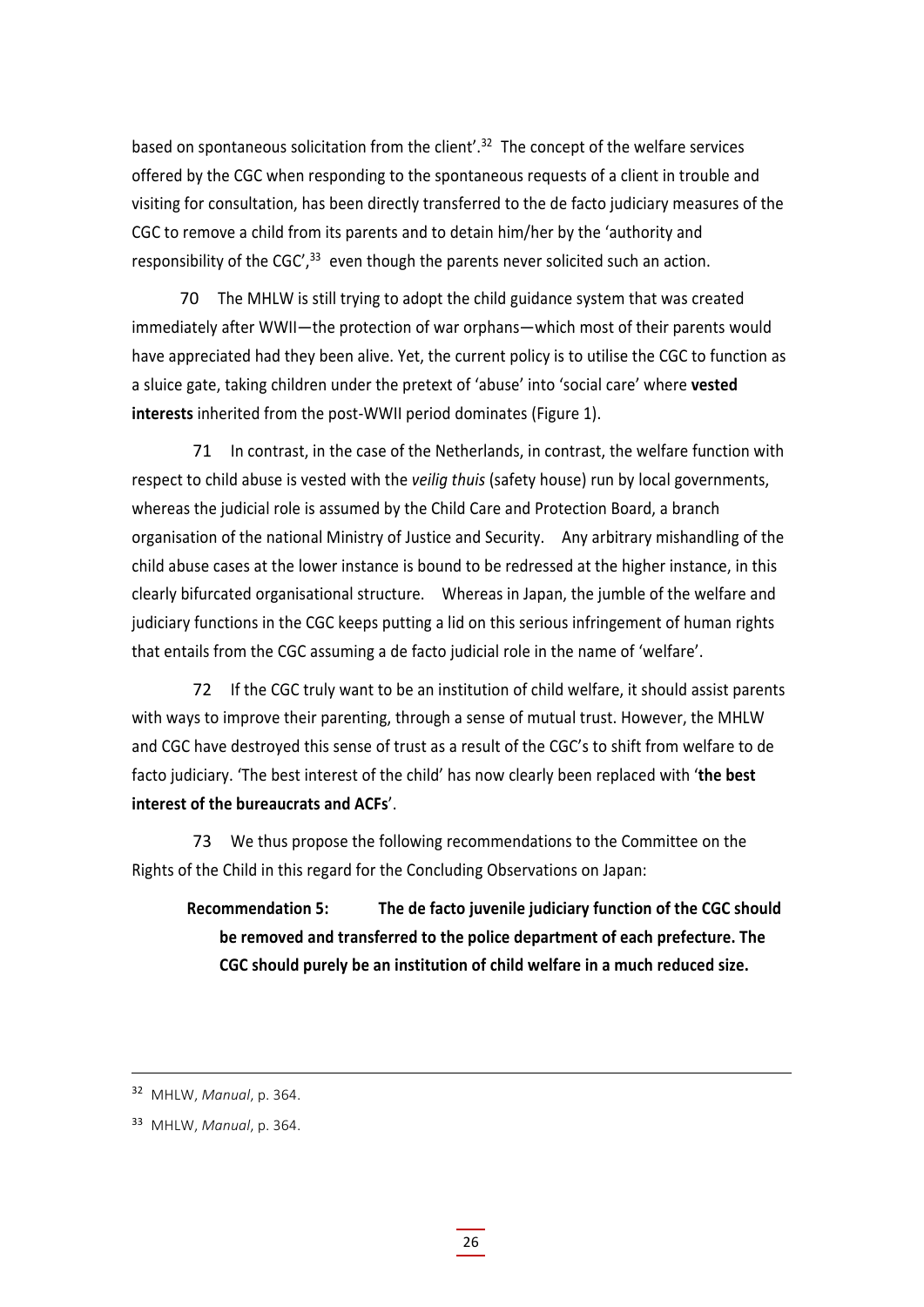based on spontaneous solicitation from the client'.[32] The concept of the welfare services offered by the CGC when responding to the spontaneous requests of a client in trouble and visiting for consultation, has been directly transferred to the de facto judiciary measures of the CGC to remove a child from its parents and to detain him/her by the 'authority and responsibility of the CGC',[33] even though the parents never solicited such an action.

70 The MHLW is still trying to adopt the child guidance system that was created immediately after WWII—the protection of war orphans—which most of their parents would have appreciated had they been alive. Yet, the current policy is to utilise the CGC to function as a sluice gate, taking children under the pretext of 'abuse' into 'social care' where **vested interests** inherited from the post-WWII period dominates (Figure 1).

71 In contrast, in the case of the Netherlands, in contrast, the welfare function with respect to child abuse is vested with the *veilig thuis* (safety house) run by local governments, whereas the judicial role is assumed by the Child Care and Protection Board, a branch organisation of the national Ministry of Justice and Security. Any arbitrary mishandling of the child abuse cases at the lower instance is bound to be redressed at the higher instance, in this clearly bifurcated organisational structure. Whereas in Japan, the jumble of the welfare and judiciary functions in the CGC keeps putting a lid on this serious infringement of human rights that entails from the CGC assuming a de facto judicial role in the name of 'welfare'.

72 If the CGC truly want to be an institution of child welfare, it should assist parents with ways to improve their parenting, through a sense of mutual trust. However, the MHLW and CGC have destroyed this sense of trust as a result of the CGC's to shift from welfare to de facto judiciary. 'The best interest of the child' has now clearly been replaced with '**the best interest of the bureaucrats and ACFs**'.

73 We thus propose the following recommendations to the Committee on the Rights of the Child in this regard for the Concluding Observations on Japan:

> **Recommendation 5: The de facto juvenile judiciary function of the CGC should be removed and transferred to the police department of each prefecture. The CGC should purely be an institution of child welfare in a much reduced size.**

---

[32] MHLW, *Manual*, p. 364.

[33] MHLW, *Manual*, p. 364.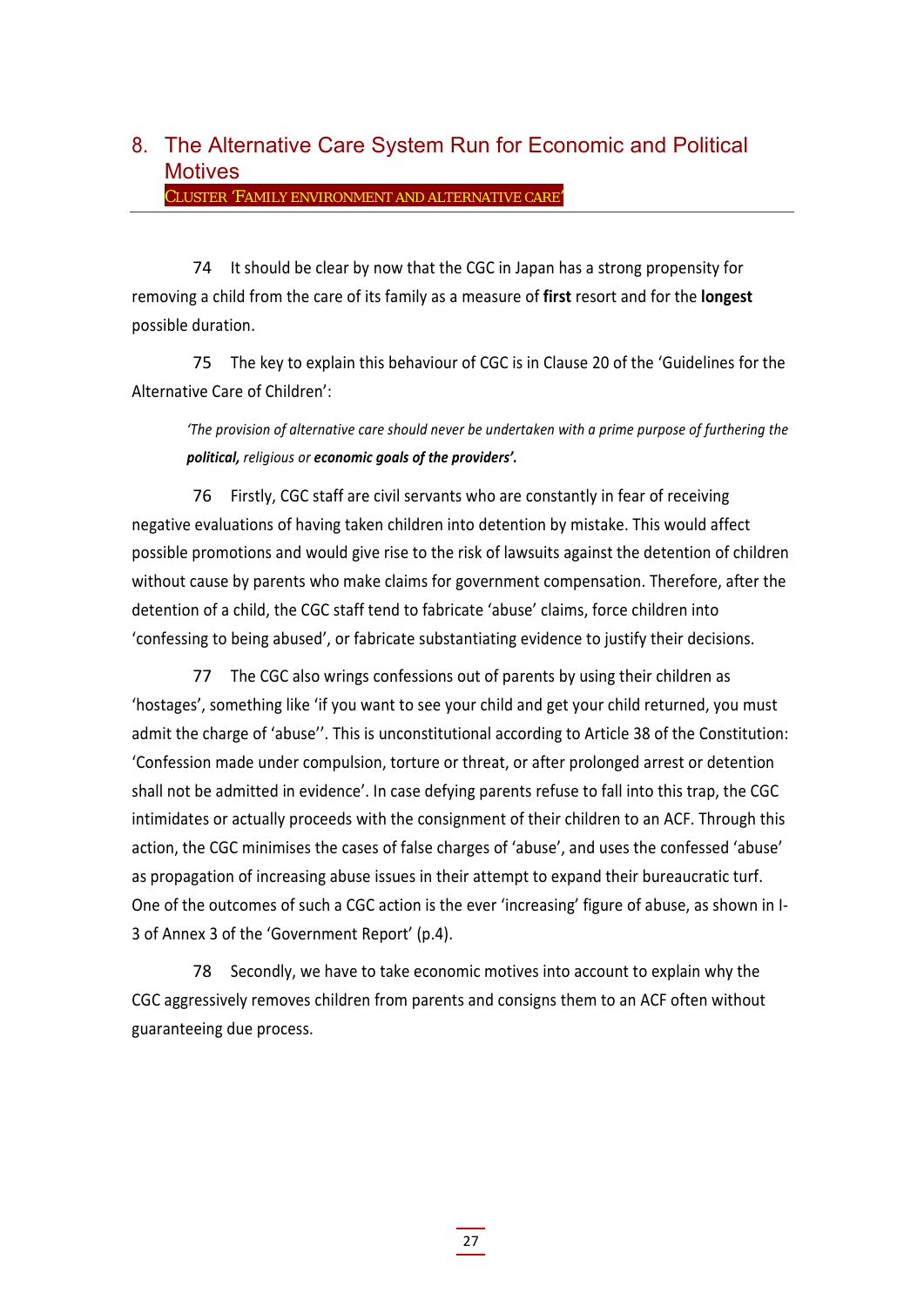## 8. The Alternative Care System Run for Economic and Political Motives

CLUSTER 'FAMILY ENVIRONMENT AND ALTERNATIVE CARE'

74 It should be clear by now that the CGC in Japan has a strong propensity for removing a child from the care of its family as a measure of **first** resort and for the **longest** possible duration.

75 The key to explain this behaviour of CGC is in Clause 20 of the 'Guidelines for the Alternative Care of Children':

> *'The provision of alternative care should never be undertaken with a prime purpose of furthering the **political,** religious or **economic goals of the providers'.***

76 Firstly, CGC staff are civil servants who are constantly in fear of receiving negative evaluations of having taken children into detention by mistake. This would affect possible promotions and would give rise to the risk of lawsuits against the detention of children without cause by parents who make claims for government compensation. Therefore, after the detention of a child, the CGC staff tend to fabricate 'abuse' claims, force children into 'confessing to being abused', or fabricate substantiating evidence to justify their decisions.

77 The CGC also wrings confessions out of parents by using their children as 'hostages', something like 'if you want to see your child and get your child returned, you must admit the charge of 'abuse''. This is unconstitutional according to Article 38 of the Constitution: 'Confession made under compulsion, torture or threat, or after prolonged arrest or detention shall not be admitted in evidence'. In case defying parents refuse to fall into this trap, the CGC intimidates or actually proceeds with the consignment of their children to an ACF. Through this action, the CGC minimises the cases of false charges of 'abuse', and uses the confessed 'abuse' as propagation of increasing abuse issues in their attempt to expand their bureaucratic turf. One of the outcomes of such a CGC action is the ever 'increasing' figure of abuse, as shown in I-3 of Annex 3 of the 'Government Report' (p.4).

78 Secondly, we have to take economic motives into account to explain why the CGC aggressively removes children from parents and consigns them to an ACF often without guaranteeing due process.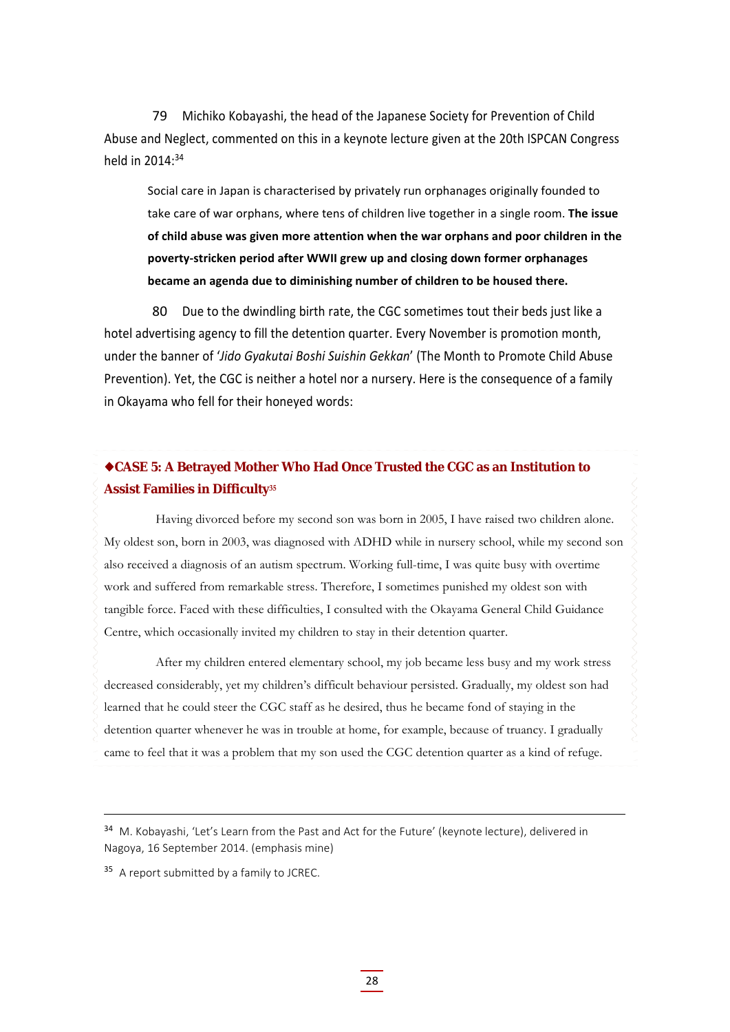79 Michiko Kobayashi, the head of the Japanese Society for Prevention of Child Abuse and Neglect, commented on this in a keynote lecture given at the 20th ISPCAN Congress held in 2014:[34]

> Social care in Japan is characterised by privately run orphanages originally founded to take care of war orphans, where tens of children live together in a single room. **The issue of child abuse was given more attention when the war orphans and poor children in the poverty-stricken period after WWII grew up and closing down former orphanages became an agenda due to diminishing number of children to be housed there.**

80 Due to the dwindling birth rate, the CGC sometimes tout their beds just like a hotel advertising agency to fill the detention quarter. Every November is promotion month, under the banner of '*Jido Gyakutai Boshi Suishin Gekkan*' (The Month to Promote Child Abuse Prevention). Yet, the CGC is neither a hotel nor a nursery. Here is the consequence of a family in Okayama who fell for their honeyed words:

### ◆CASE 5: A Betrayed Mother Who Had Once Trusted the CGC as an Institution to Assist Families in Difficulty[35]

Having divorced before my second son was born in 2005, I have raised two children alone. My oldest son, born in 2003, was diagnosed with ADHD while in nursery school, while my second son also received a diagnosis of an autism spectrum. Working full-time, I was quite busy with overtime work and suffered from remarkable stress. Therefore, I sometimes punished my oldest son with tangible force. Faced with these difficulties, I consulted with the Okayama General Child Guidance Centre, which occasionally invited my children to stay in their detention quarter.

After my children entered elementary school, my job became less busy and my work stress decreased considerably, yet my children's difficult behaviour persisted. Gradually, my oldest son had learned that he could steer the CGC staff as he desired, thus he became fond of staying in the detention quarter whenever he was in trouble at home, for example, because of truancy. I gradually came to feel that it was a problem that my son used the CGC detention quarter as a kind of refuge.

---

[34] M. Kobayashi, 'Let's Learn from the Past and Act for the Future' (keynote lecture), delivered in Nagoya, 16 September 2014. (emphasis mine)

[35] A report submitted by a family to JCREC.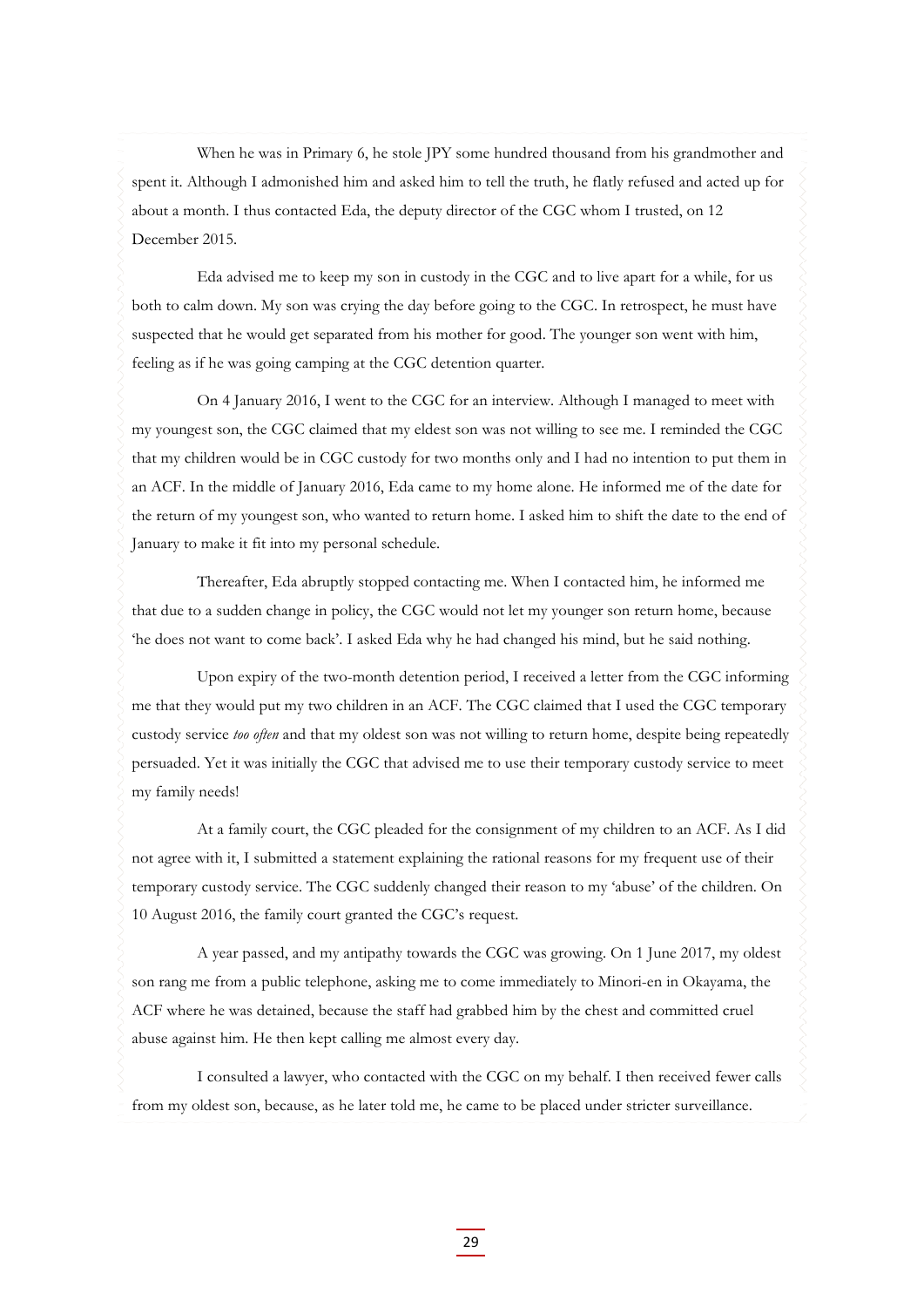When he was in Primary 6, he stole JPY some hundred thousand from his grandmother and spent it. Although I admonished him and asked him to tell the truth, he flatly refused and acted up for about a month. I thus contacted Eda, the deputy director of the CGC whom I trusted, on 12 December 2015.

Eda advised me to keep my son in custody in the CGC and to live apart for a while, for us both to calm down. My son was crying the day before going to the CGC. In retrospect, he must have suspected that he would get separated from his mother for good. The younger son went with him, feeling as if he was going camping at the CGC detention quarter.

On 4 January 2016, I went to the CGC for an interview. Although I managed to meet with my youngest son, the CGC claimed that my eldest son was not willing to see me. I reminded the CGC that my children would be in CGC custody for two months only and I had no intention to put them in an ACF. In the middle of January 2016, Eda came to my home alone. He informed me of the date for the return of my youngest son, who wanted to return home. I asked him to shift the date to the end of January to make it fit into my personal schedule.

Thereafter, Eda abruptly stopped contacting me. When I contacted him, he informed me that due to a sudden change in policy, the CGC would not let my younger son return home, because 'he does not want to come back'. I asked Eda why he had changed his mind, but he said nothing.

Upon expiry of the two-month detention period, I received a letter from the CGC informing me that they would put my two children in an ACF. The CGC claimed that I used the CGC temporary custody service *too often* and that my oldest son was not willing to return home, despite being repeatedly persuaded. Yet it was initially the CGC that advised me to use their temporary custody service to meet my family needs!

At a family court, the CGC pleaded for the consignment of my children to an ACF. As I did not agree with it, I submitted a statement explaining the rational reasons for my frequent use of their temporary custody service. The CGC suddenly changed their reason to my 'abuse' of the children. On 10 August 2016, the family court granted the CGC's request.

A year passed, and my antipathy towards the CGC was growing. On 1 June 2017, my oldest son rang me from a public telephone, asking me to come immediately to Minori-en in Okayama, the ACF where he was detained, because the staff had grabbed him by the chest and committed cruel abuse against him. He then kept calling me almost every day.

I consulted a lawyer, who contacted with the CGC on my behalf. I then received fewer calls from my oldest son, because, as he later told me, he came to be placed under stricter surveillance.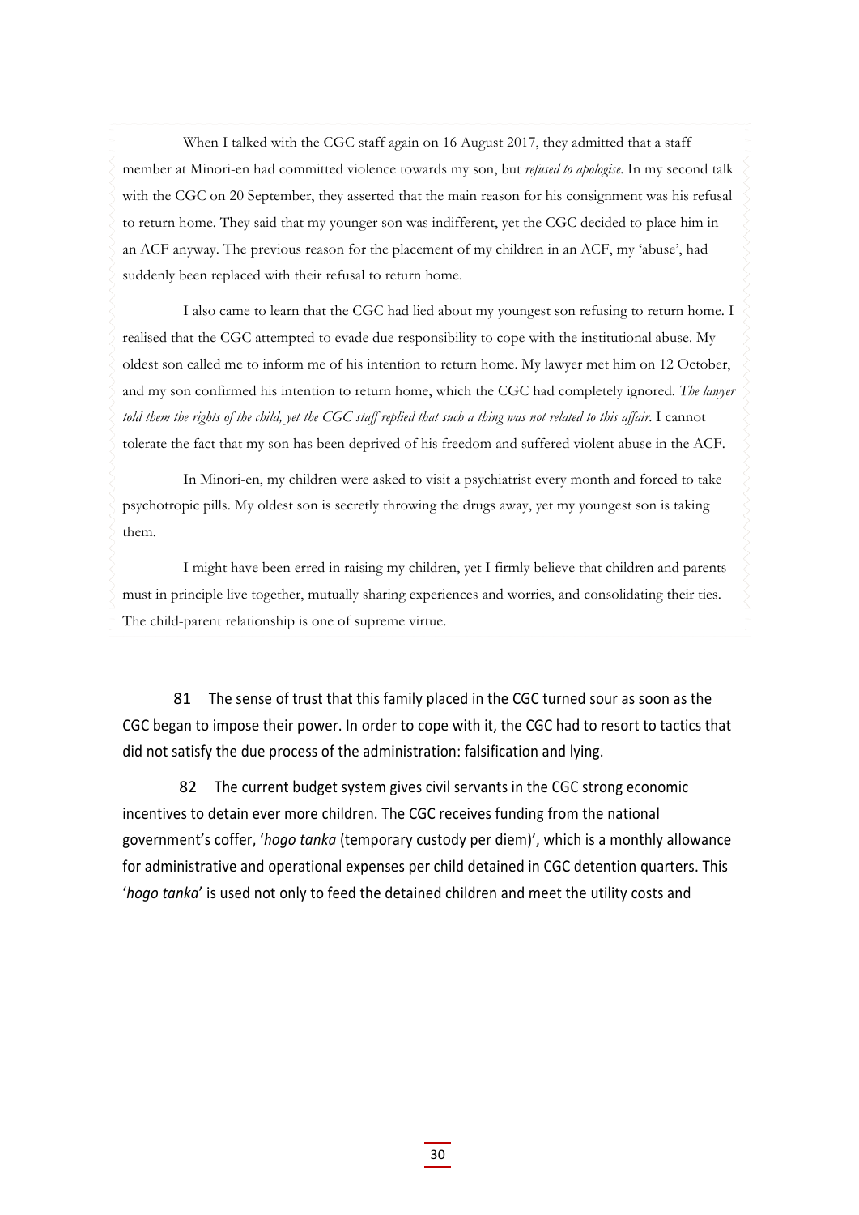When I talked with the CGC staff again on 16 August 2017, they admitted that a staff member at Minori-en had committed violence towards my son, but *refused to apologise*. In my second talk with the CGC on 20 September, they asserted that the main reason for his consignment was his refusal to return home. They said that my younger son was indifferent, yet the CGC decided to place him in an ACF anyway. The previous reason for the placement of my children in an ACF, my 'abuse', had suddenly been replaced with their refusal to return home.

I also came to learn that the CGC had lied about my youngest son refusing to return home. I realised that the CGC attempted to evade due responsibility to cope with the institutional abuse. My oldest son called me to inform me of his intention to return home. My lawyer met him on 12 October, and my son confirmed his intention to return home, which the CGC had completely ignored. *The lawyer told them the rights of the child, yet the CGC staff replied that such a thing was not related to this affair.* I cannot tolerate the fact that my son has been deprived of his freedom and suffered violent abuse in the ACF.

In Minori-en, my children were asked to visit a psychiatrist every month and forced to take psychotropic pills. My oldest son is secretly throwing the drugs away, yet my youngest son is taking them.

I might have been erred in raising my children, yet I firmly believe that children and parents must in principle live together, mutually sharing experiences and worries, and consolidating their ties. The child-parent relationship is one of supreme virtue.

81 The sense of trust that this family placed in the CGC turned sour as soon as the CGC began to impose their power. In order to cope with it, the CGC had to resort to tactics that did not satisfy the due process of the administration: falsification and lying.

82 The current budget system gives civil servants in the CGC strong economic incentives to detain ever more children. The CGC receives funding from the national government's coffer, '*hogo tanka* (temporary custody per diem)', which is a monthly allowance for administrative and operational expenses per child detained in CGC detention quarters. This '*hogo tanka*' is used not only to feed the detained children and meet the utility costs and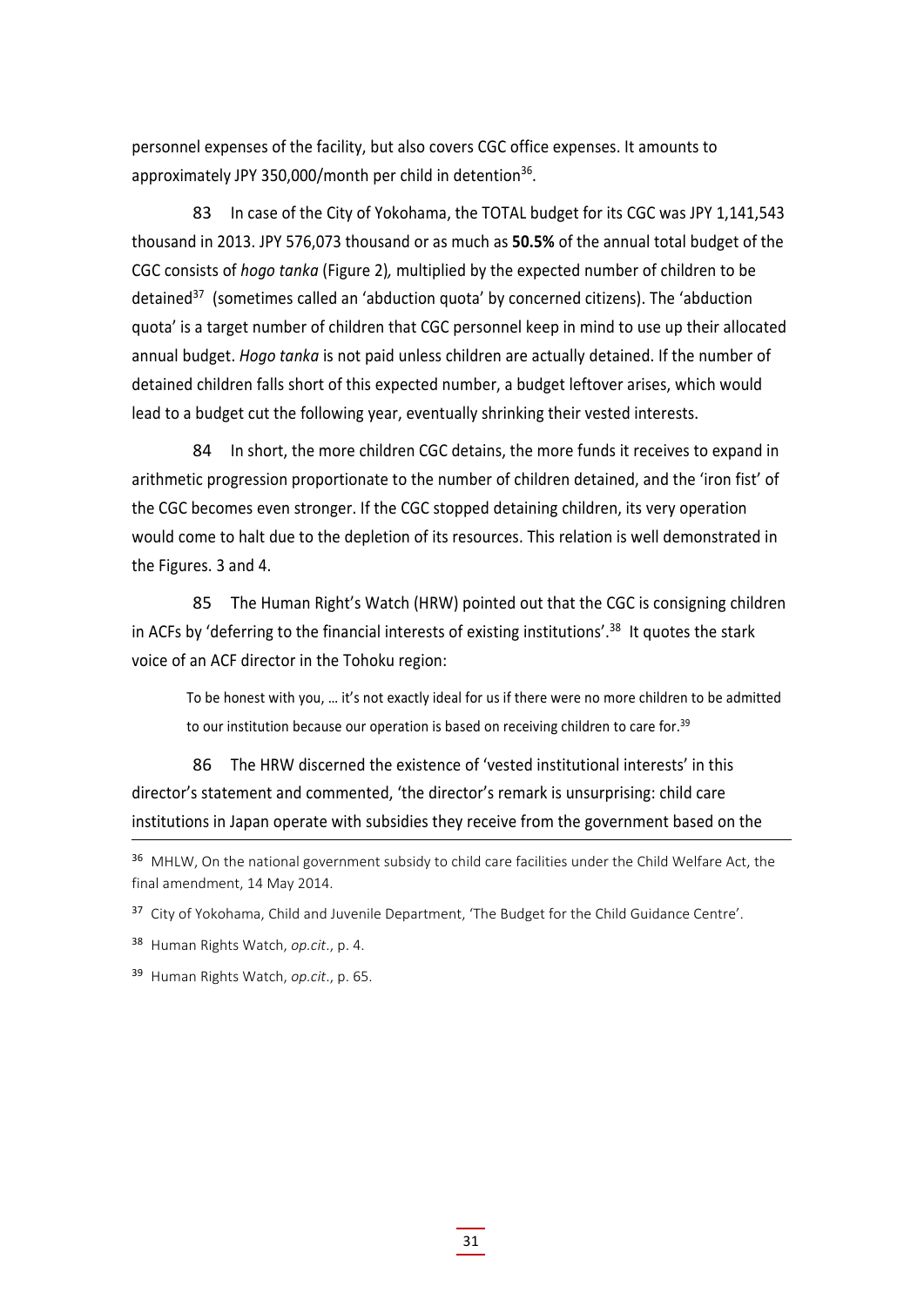personnel expenses of the facility, but also covers CGC office expenses. It amounts to approximately JPY 350,000/month per child in detention[36].

83 In case of the City of Yokohama, the TOTAL budget for its CGC was JPY 1,141,543 thousand in 2013. JPY 576,073 thousand or as much as **50.5%** of the annual total budget of the CGC consists of *hogo tanka* (Figure 2), multiplied by the expected number of children to be detained[37] (sometimes called an 'abduction quota' by concerned citizens). The 'abduction quota' is a target number of children that CGC personnel keep in mind to use up their allocated annual budget. *Hogo tanka* is not paid unless children are actually detained. If the number of detained children falls short of this expected number, a budget leftover arises, which would lead to a budget cut the following year, eventually shrinking their vested interests.

84 In short, the more children CGC detains, the more funds it receives to expand in arithmetic progression proportionate to the number of children detained, and the 'iron fist' of the CGC becomes even stronger. If the CGC stopped detaining children, its very operation would come to halt due to the depletion of its resources. This relation is well demonstrated in the Figures. 3 and 4.

85 The Human Right's Watch (HRW) pointed out that the CGC is consigning children in ACFs by 'deferring to the financial interests of existing institutions'.[38] It quotes the stark voice of an ACF director in the Tohoku region:

> To be honest with you, … it's not exactly ideal for us if there were no more children to be admitted to our institution because our operation is based on receiving children to care for.[39]

86 The HRW discerned the existence of 'vested institutional interests' in this director's statement and commented, 'the director's remark is unsurprising: child care institutions in Japan operate with subsidies they receive from the government based on the

---

[36] MHLW, On the national government subsidy to child care facilities under the Child Welfare Act, the final amendment, 14 May 2014.

[37] City of Yokohama, Child and Juvenile Department, 'The Budget for the Child Guidance Centre'.

[38] Human Rights Watch, *op.cit*., p. 4.

[39] Human Rights Watch, *op.cit*., p. 65.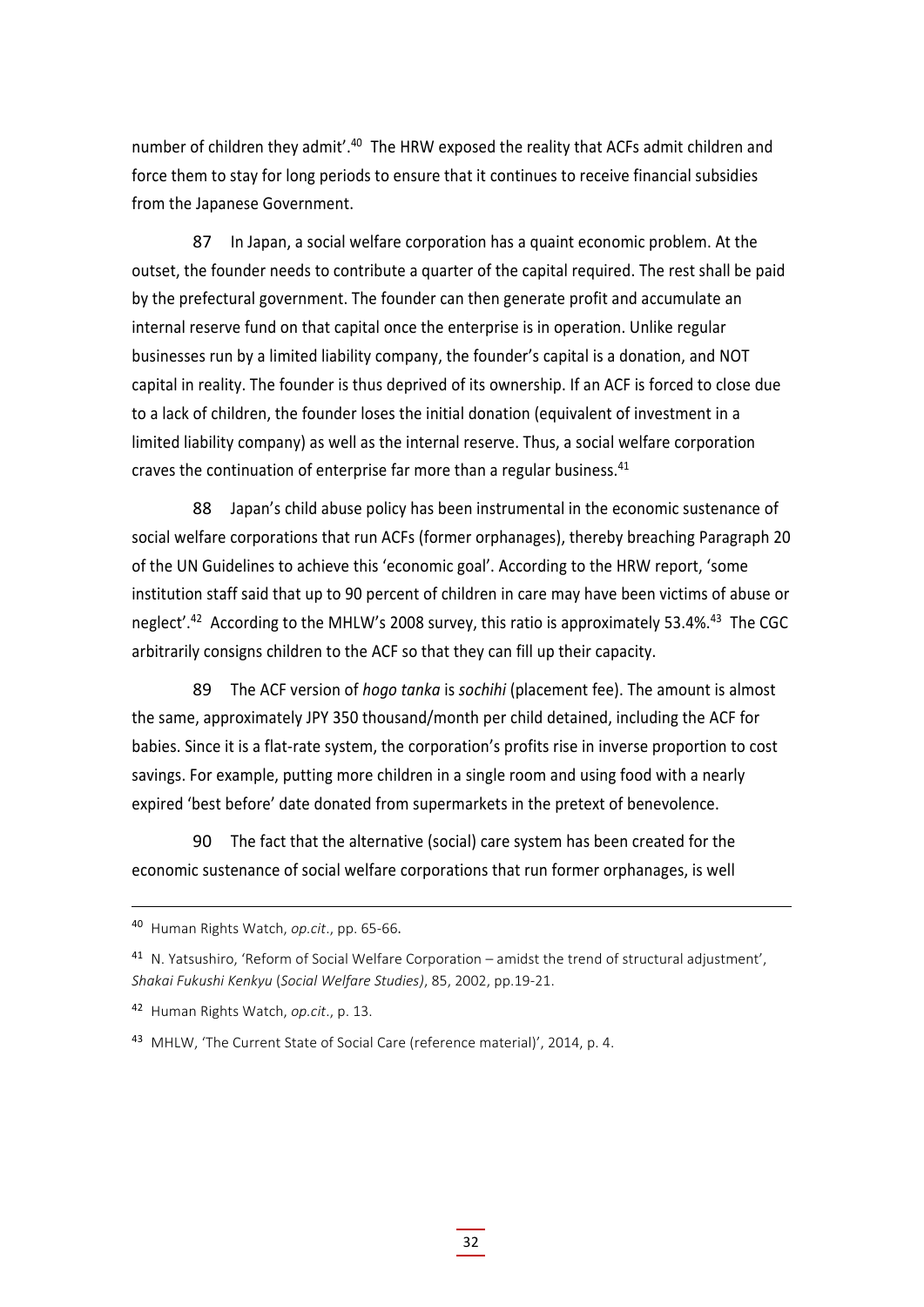number of children they admit'.[40] The HRW exposed the reality that ACFs admit children and force them to stay for long periods to ensure that it continues to receive financial subsidies from the Japanese Government.

87 In Japan, a social welfare corporation has a quaint economic problem. At the outset, the founder needs to contribute a quarter of the capital required. The rest shall be paid by the prefectural government. The founder can then generate profit and accumulate an internal reserve fund on that capital once the enterprise is in operation. Unlike regular businesses run by a limited liability company, the founder's capital is a donation, and NOT capital in reality. The founder is thus deprived of its ownership. If an ACF is forced to close due to a lack of children, the founder loses the initial donation (equivalent of investment in a limited liability company) as well as the internal reserve. Thus, a social welfare corporation craves the continuation of enterprise far more than a regular business.[41]

88 Japan's child abuse policy has been instrumental in the economic sustenance of social welfare corporations that run ACFs (former orphanages), thereby breaching Paragraph 20 of the UN Guidelines to achieve this 'economic goal'. According to the HRW report, 'some institution staff said that up to 90 percent of children in care may have been victims of abuse or neglect'.[42] According to the MHLW's 2008 survey, this ratio is approximately 53.4%.[43] The CGC arbitrarily consigns children to the ACF so that they can fill up their capacity.

89 The ACF version of *hogo tanka* is *sochihi* (placement fee). The amount is almost the same, approximately JPY 350 thousand/month per child detained, including the ACF for babies. Since it is a flat-rate system, the corporation's profits rise in inverse proportion to cost savings. For example, putting more children in a single room and using food with a nearly expired 'best before' date donated from supermarkets in the pretext of benevolence.

90 The fact that the alternative (social) care system has been created for the economic sustenance of social welfare corporations that run former orphanages, is well

---

[40] Human Rights Watch, *op.cit*., pp. 65-66.

[41] N. Yatsushiro, 'Reform of Social Welfare Corporation – amidst the trend of structural adjustment', *Shakai Fukushi Kenkyu* (*Social Welfare Studies)*, 85, 2002, pp.19-21.

[42] Human Rights Watch, *op.cit*., p. 13.

[43] MHLW, 'The Current State of Social Care (reference material)', 2014, p. 4.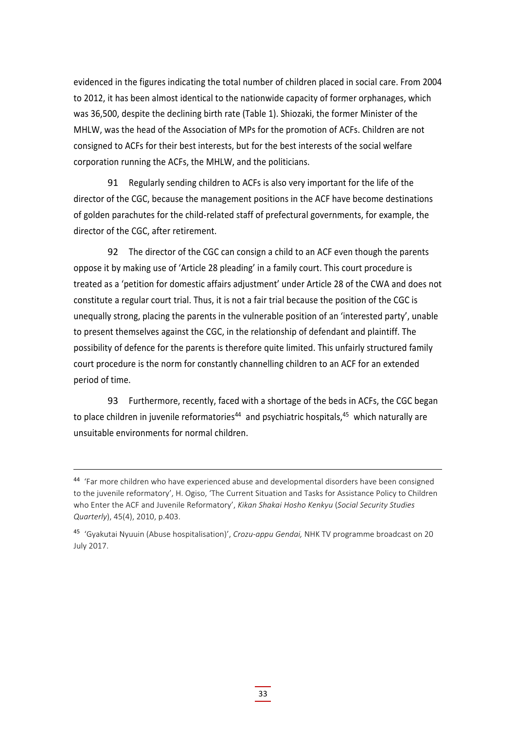evidenced in the figures indicating the total number of children placed in social care. From 2004 to 2012, it has been almost identical to the nationwide capacity of former orphanages, which was 36,500, despite the declining birth rate (Table 1). Shiozaki, the former Minister of the MHLW, was the head of the Association of MPs for the promotion of ACFs. Children are not consigned to ACFs for their best interests, but for the best interests of the social welfare corporation running the ACFs, the MHLW, and the politicians.

91 Regularly sending children to ACFs is also very important for the life of the director of the CGC, because the management positions in the ACF have become destinations of golden parachutes for the child-related staff of prefectural governments, for example, the director of the CGC, after retirement.

92 The director of the CGC can consign a child to an ACF even though the parents oppose it by making use of 'Article 28 pleading' in a family court. This court procedure is treated as a 'petition for domestic affairs adjustment' under Article 28 of the CWA and does not constitute a regular court trial. Thus, it is not a fair trial because the position of the CGC is unequally strong, placing the parents in the vulnerable position of an 'interested party', unable to present themselves against the CGC, in the relationship of defendant and plaintiff. The possibility of defence for the parents is therefore quite limited. This unfairly structured family court procedure is the norm for constantly channelling children to an ACF for an extended period of time.

93 Furthermore, recently, faced with a shortage of the beds in ACFs, the CGC began to place children in juvenile reformatories[44] and psychiatric hospitals,[45] which naturally are unsuitable environments for normal children.

---

[44] 'Far more children who have experienced abuse and developmental disorders have been consigned to the juvenile reformatory', H. Ogiso, 'The Current Situation and Tasks for Assistance Policy to Children who Enter the ACF and Juvenile Reformatory', *Kikan Shakai Hosho Kenkyu* (*Social Security Studies Quarterly*), 45(4), 2010, p.403.

[45] 'Gyakutai Nyuuin (Abuse hospitalisation)', *Crozu-appu Gendai,* NHK TV programme broadcast on 20 July 2017.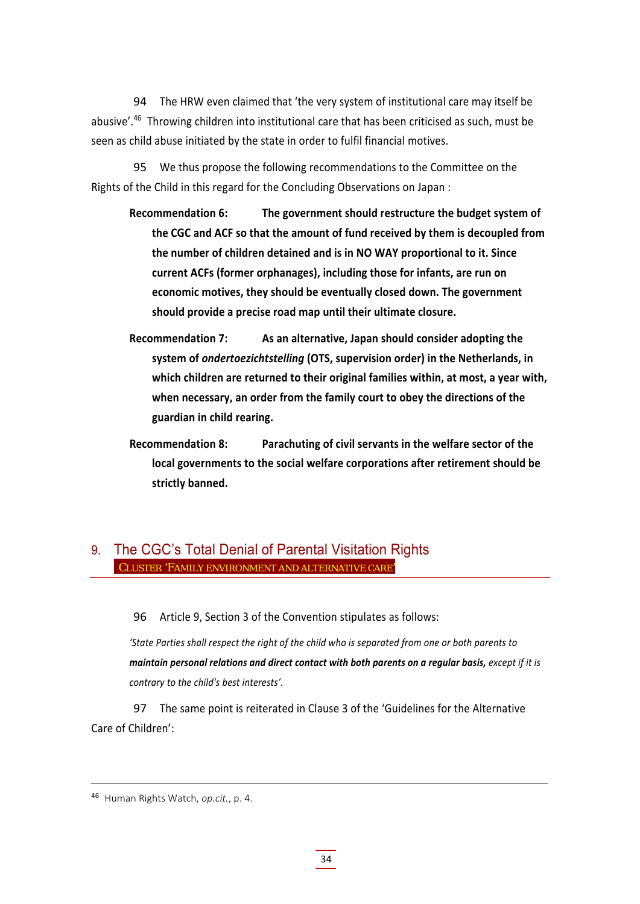94 The HRW even claimed that 'the very system of institutional care may itself be abusive'.[46] Throwing children into institutional care that has been criticised as such, must be seen as child abuse initiated by the state in order to fulfil financial motives.

95 We thus propose the following recommendations to the Committee on the Rights of the Child in this regard for the Concluding Observations on Japan :

**Recommendation 6: The government should restructure the budget system of the CGC and ACF so that the amount of fund received by them is decoupled from the number of children detained and is in NO WAY proportional to it. Since current ACFs (former orphanages), including those for infants, are run on economic motives, they should be eventually closed down. The government should provide a precise road map until their ultimate closure.**

**Recommendation 7: As an alternative, Japan should consider adopting the system of *ondertoezichtstelling* (OTS, supervision order) in the Netherlands, in which children are returned to their original families within, at most, a year with, when necessary, an order from the family court to obey the directions of the guardian in child rearing.**

**Recommendation 8: Parachuting of civil servants in the welfare sector of the local governments to the social welfare corporations after retirement should be strictly banned.**

## 9. The CGC's Total Denial of Parental Visitation Rights

CLUSTER 'FAMILY ENVIRONMENT AND ALTERNATIVE CARE'

96 Article 9, Section 3 of the Convention stipulates as follows:

*'State Parties shall respect the right of the child who is separated from one or both parents to **maintain personal relations and direct contact with both parents on a regular basis,** except if it is contrary to the child's best interests'.*

97 The same point is reiterated in Clause 3 of the 'Guidelines for the Alternative Care of Children':

---

[46] Human Rights Watch, *op.cit.*, p. 4.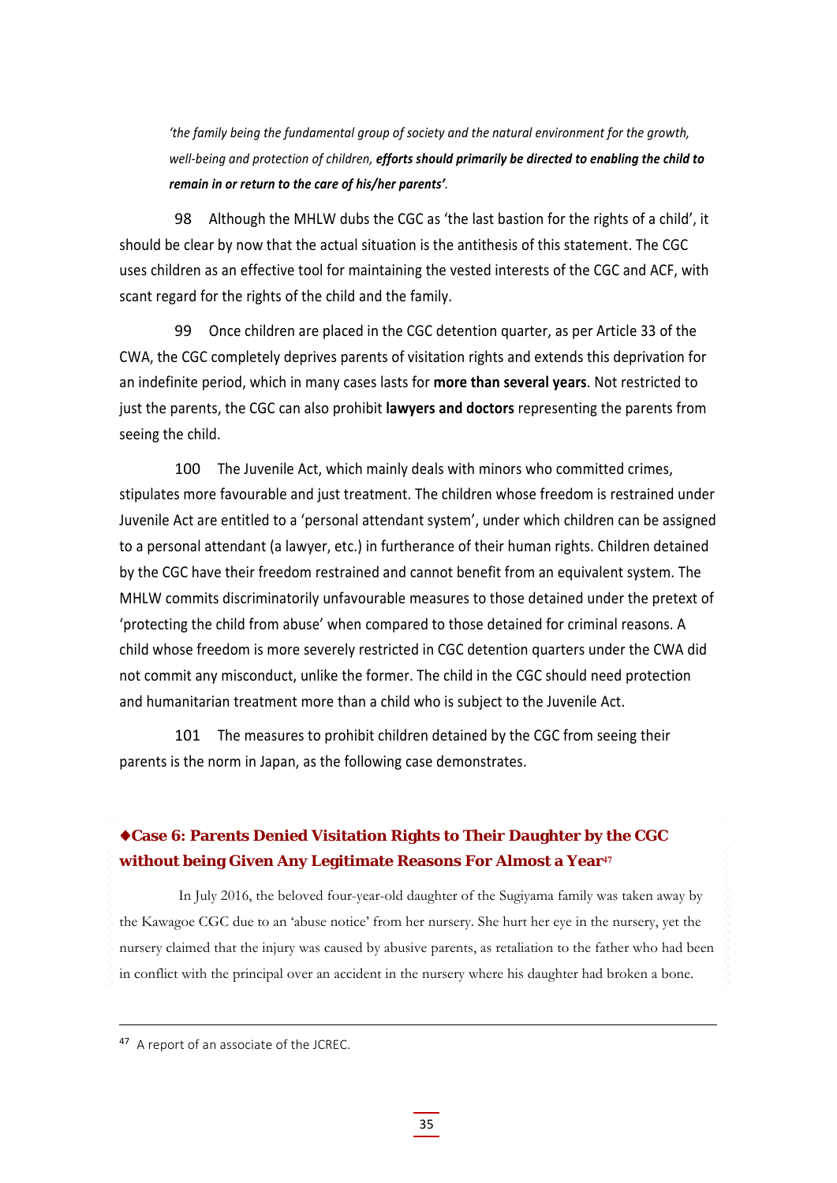*'the family being the fundamental group of society and the natural environment for the growth, well-being and protection of children,* ***efforts should primarily be directed to enabling the child to remain in or return to the care of his/her parents'****.*

98 Although the MHLW dubs the CGC as 'the last bastion for the rights of a child', it should be clear by now that the actual situation is the antithesis of this statement. The CGC uses children as an effective tool for maintaining the vested interests of the CGC and ACF, with scant regard for the rights of the child and the family.

99 Once children are placed in the CGC detention quarter, as per Article 33 of the CWA, the CGC completely deprives parents of visitation rights and extends this deprivation for an indefinite period, which in many cases lasts for **more than several years**. Not restricted to just the parents, the CGC can also prohibit **lawyers and doctors** representing the parents from seeing the child.

100 The Juvenile Act, which mainly deals with minors who committed crimes, stipulates more favourable and just treatment. The children whose freedom is restrained under Juvenile Act are entitled to a 'personal attendant system', under which children can be assigned to a personal attendant (a lawyer, etc.) in furtherance of their human rights. Children detained by the CGC have their freedom restrained and cannot benefit from an equivalent system. The MHLW commits discriminatorily unfavourable measures to those detained under the pretext of 'protecting the child from abuse' when compared to those detained for criminal reasons. A child whose freedom is more severely restricted in CGC detention quarters under the CWA did not commit any misconduct, unlike the former. The child in the CGC should need protection and humanitarian treatment more than a child who is subject to the Juvenile Act.

101 The measures to prohibit children detained by the CGC from seeing their parents is the norm in Japan, as the following case demonstrates.

### ◆Case 6: Parents Denied Visitation Rights to Their Daughter by the CGC without being Given Any Legitimate Reasons For Almost a Year[47]

In July 2016, the beloved four-year-old daughter of the Sugiyama family was taken away by the Kawagoe CGC due to an 'abuse notice' from her nursery. She hurt her eye in the nursery, yet the nursery claimed that the injury was caused by abusive parents, as retaliation to the father who had been in conflict with the principal over an accident in the nursery where his daughter had broken a bone.

---

[47] A report of an associate of the JCREC.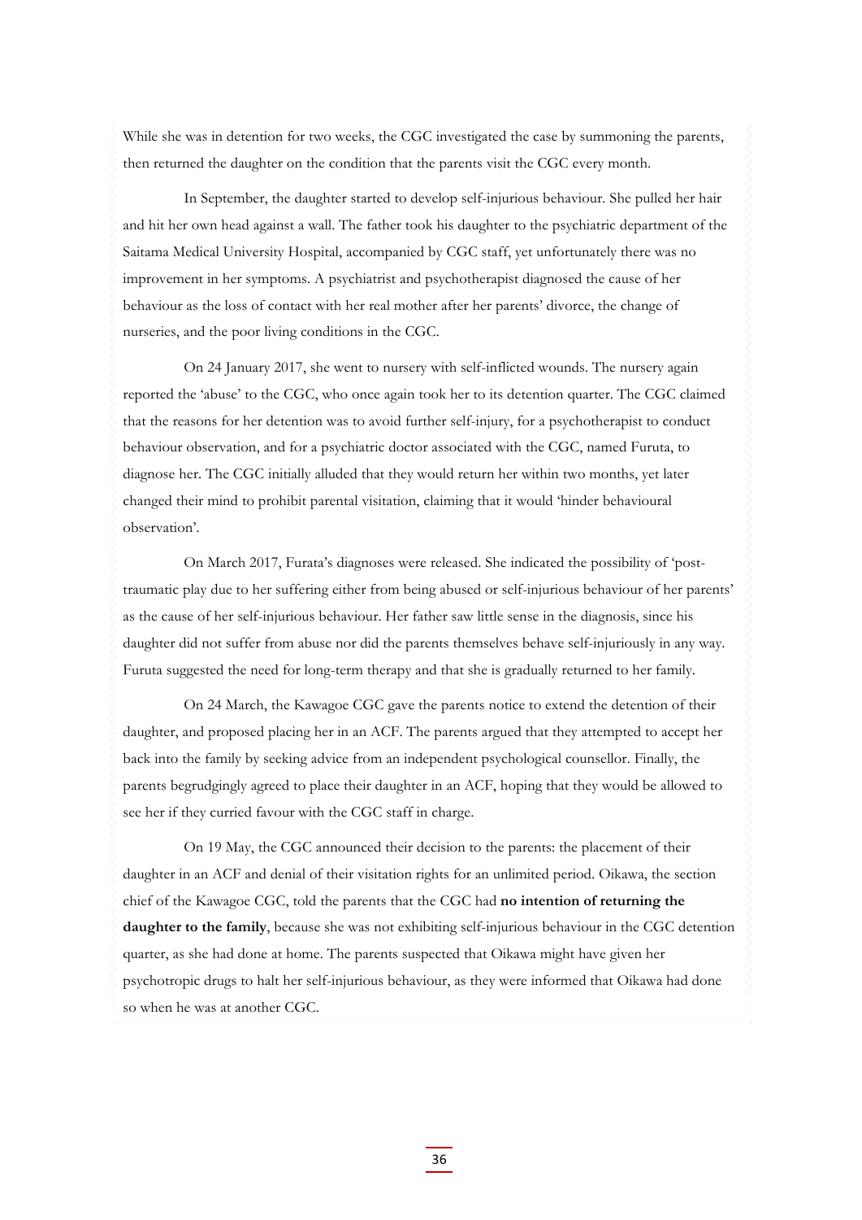While she was in detention for two weeks, the CGC investigated the case by summoning the parents, then returned the daughter on the condition that the parents visit the CGC every month.

In September, the daughter started to develop self-injurious behaviour. She pulled her hair and hit her own head against a wall. The father took his daughter to the psychiatric department of the Saitama Medical University Hospital, accompanied by CGC staff, yet unfortunately there was no improvement in her symptoms. A psychiatrist and psychotherapist diagnosed the cause of her behaviour as the loss of contact with her real mother after her parents' divorce, the change of nurseries, and the poor living conditions in the CGC.

On 24 January 2017, she went to nursery with self-inflicted wounds. The nursery again reported the 'abuse' to the CGC, who once again took her to its detention quarter. The CGC claimed that the reasons for her detention was to avoid further self-injury, for a psychotherapist to conduct behaviour observation, and for a psychiatric doctor associated with the CGC, named Furuta, to diagnose her. The CGC initially alluded that they would return her within two months, yet later changed their mind to prohibit parental visitation, claiming that it would 'hinder behavioural observation'.

On March 2017, Furata's diagnoses were released. She indicated the possibility of 'post-traumatic play due to her suffering either from being abused or self-injurious behaviour of her parents' as the cause of her self-injurious behaviour. Her father saw little sense in the diagnosis, since his daughter did not suffer from abuse nor did the parents themselves behave self-injuriously in any way. Furuta suggested the need for long-term therapy and that she is gradually returned to her family.

On 24 March, the Kawagoe CGC gave the parents notice to extend the detention of their daughter, and proposed placing her in an ACF. The parents argued that they attempted to accept her back into the family by seeking advice from an independent psychological counsellor. Finally, the parents begrudgingly agreed to place their daughter in an ACF, hoping that they would be allowed to see her if they curried favour with the CGC staff in charge.

On 19 May, the CGC announced their decision to the parents: the placement of their daughter in an ACF and denial of their visitation rights for an unlimited period. Oikawa, the section chief of the Kawagoe CGC, told the parents that the CGC had **no intention of returning the daughter to the family**, because she was not exhibiting self-injurious behaviour in the CGC detention quarter, as she had done at home. The parents suspected that Oikawa might have given her psychotropic drugs to halt her self-injurious behaviour, as they were informed that Oikawa had done so when he was at another CGC.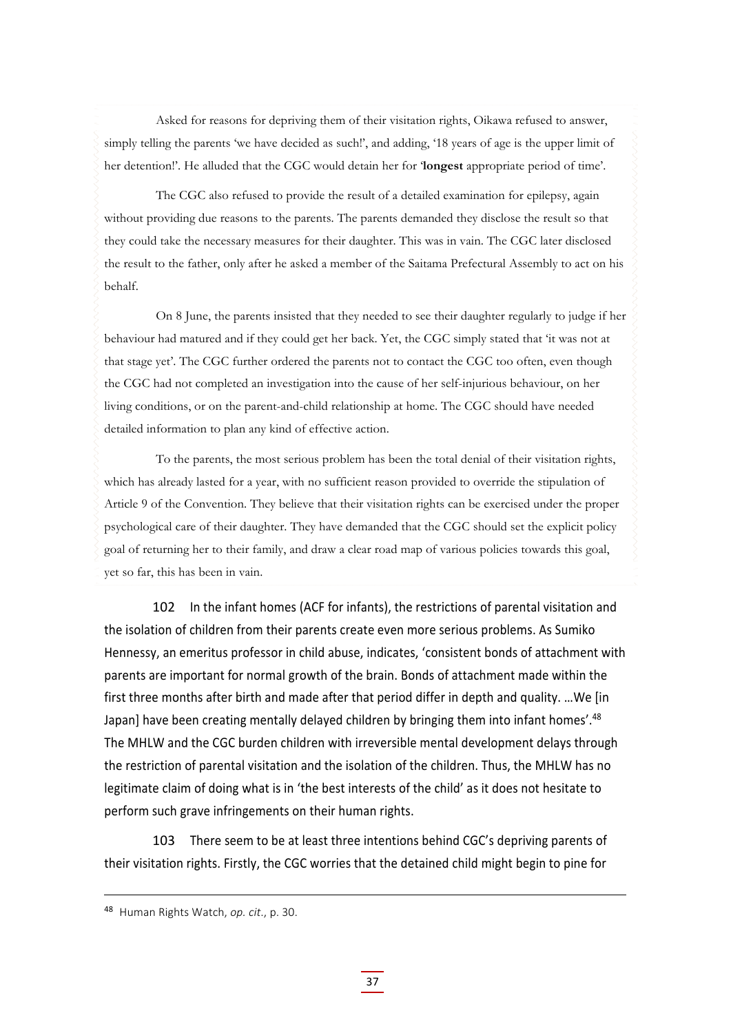Asked for reasons for depriving them of their visitation rights, Oikawa refused to answer, simply telling the parents 'we have decided as such!', and adding, '18 years of age is the upper limit of her detention!'. He alluded that the CGC would detain her for '**longest** appropriate period of time'.

The CGC also refused to provide the result of a detailed examination for epilepsy, again without providing due reasons to the parents. The parents demanded they disclose the result so that they could take the necessary measures for their daughter. This was in vain. The CGC later disclosed the result to the father, only after he asked a member of the Saitama Prefectural Assembly to act on his behalf.

On 8 June, the parents insisted that they needed to see their daughter regularly to judge if her behaviour had matured and if they could get her back. Yet, the CGC simply stated that 'it was not at that stage yet'. The CGC further ordered the parents not to contact the CGC too often, even though the CGC had not completed an investigation into the cause of her self-injurious behaviour, on her living conditions, or on the parent-and-child relationship at home. The CGC should have needed detailed information to plan any kind of effective action.

To the parents, the most serious problem has been the total denial of their visitation rights, which has already lasted for a year, with no sufficient reason provided to override the stipulation of Article 9 of the Convention. They believe that their visitation rights can be exercised under the proper psychological care of their daughter. They have demanded that the CGC should set the explicit policy goal of returning her to their family, and draw a clear road map of various policies towards this goal, yet so far, this has been in vain.

102 In the infant homes (ACF for infants), the restrictions of parental visitation and the isolation of children from their parents create even more serious problems. As Sumiko Hennessy, an emeritus professor in child abuse, indicates, 'consistent bonds of attachment with parents are important for normal growth of the brain. Bonds of attachment made within the first three months after birth and made after that period differ in depth and quality. …We [in Japan] have been creating mentally delayed children by bringing them into infant homes'.[48] The MHLW and the CGC burden children with irreversible mental development delays through the restriction of parental visitation and the isolation of the children. Thus, the MHLW has no legitimate claim of doing what is in 'the best interests of the child' as it does not hesitate to perform such grave infringements on their human rights.

103 There seem to be at least three intentions behind CGC's depriving parents of their visitation rights. Firstly, the CGC worries that the detained child might begin to pine for

---

[48] Human Rights Watch, *op. cit.*, p. 30.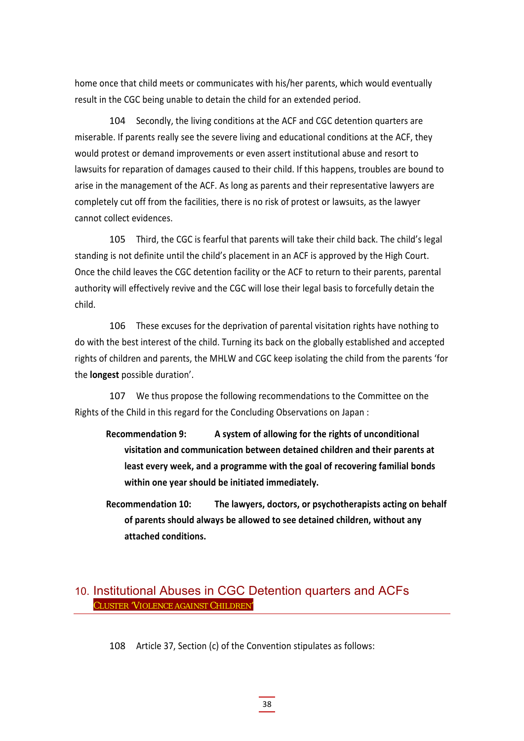home once that child meets or communicates with his/her parents, which would eventually result in the CGC being unable to detain the child for an extended period.

104 Secondly, the living conditions at the ACF and CGC detention quarters are miserable. If parents really see the severe living and educational conditions at the ACF, they would protest or demand improvements or even assert institutional abuse and resort to lawsuits for reparation of damages caused to their child. If this happens, troubles are bound to arise in the management of the ACF. As long as parents and their representative lawyers are completely cut off from the facilities, there is no risk of protest or lawsuits, as the lawyer cannot collect evidences.

105 Third, the CGC is fearful that parents will take their child back. The child's legal standing is not definite until the child's placement in an ACF is approved by the High Court. Once the child leaves the CGC detention facility or the ACF to return to their parents, parental authority will effectively revive and the CGC will lose their legal basis to forcefully detain the child.

106 These excuses for the deprivation of parental visitation rights have nothing to do with the best interest of the child. Turning its back on the globally established and accepted rights of children and parents, the MHLW and CGC keep isolating the child from the parents 'for the **longest** possible duration'.

107 We thus propose the following recommendations to the Committee on the Rights of the Child in this regard for the Concluding Observations on Japan :

> **Recommendation 9: A system of allowing for the rights of unconditional visitation and communication between detained children and their parents at least every week, and a programme with the goal of recovering familial bonds within one year should be initiated immediately.**

> **Recommendation 10: The lawyers, doctors, or psychotherapists acting on behalf of parents should always be allowed to see detained children, without any attached conditions.**

## 10. Institutional Abuses in CGC Detention quarters and ACFs

CLUSTER 'VIOLENCE AGAINST CHILDREN'

108 Article 37, Section (c) of the Convention stipulates as follows: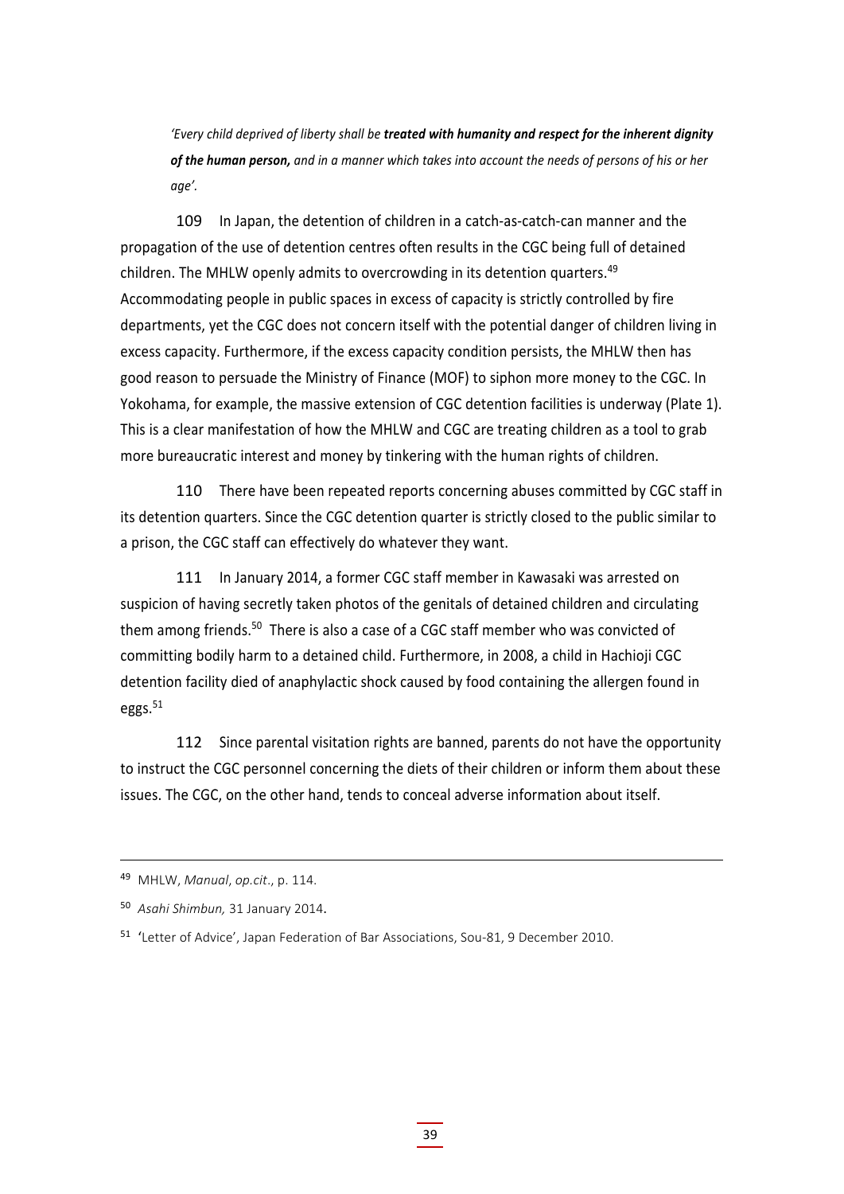*'Every child deprived of liberty shall be **treated with humanity and respect for the inherent dignity of the human person,** and in a manner which takes into account the needs of persons of his or her age'.*

109 In Japan, the detention of children in a catch-as-catch-can manner and the propagation of the use of detention centres often results in the CGC being full of detained children. The MHLW openly admits to overcrowding in its detention quarters.[49] Accommodating people in public spaces in excess of capacity is strictly controlled by fire departments, yet the CGC does not concern itself with the potential danger of children living in excess capacity. Furthermore, if the excess capacity condition persists, the MHLW then has good reason to persuade the Ministry of Finance (MOF) to siphon more money to the CGC. In Yokohama, for example, the massive extension of CGC detention facilities is underway (Plate 1). This is a clear manifestation of how the MHLW and CGC are treating children as a tool to grab more bureaucratic interest and money by tinkering with the human rights of children.

110 There have been repeated reports concerning abuses committed by CGC staff in its detention quarters. Since the CGC detention quarter is strictly closed to the public similar to a prison, the CGC staff can effectively do whatever they want.

111 In January 2014, a former CGC staff member in Kawasaki was arrested on suspicion of having secretly taken photos of the genitals of detained children and circulating them among friends.[50] There is also a case of a CGC staff member who was convicted of committing bodily harm to a detained child. Furthermore, in 2008, a child in Hachioji CGC detention facility died of anaphylactic shock caused by food containing the allergen found in eggs.[51]

112 Since parental visitation rights are banned, parents do not have the opportunity to instruct the CGC personnel concerning the diets of their children or inform them about these issues. The CGC, on the other hand, tends to conceal adverse information about itself.

---

[49] MHLW, *Manual*, *op.cit*., p. 114.

[50] *Asahi Shimbun,* 31 January 2014.

[51] 'Letter of Advice', Japan Federation of Bar Associations, Sou-81, 9 December 2010.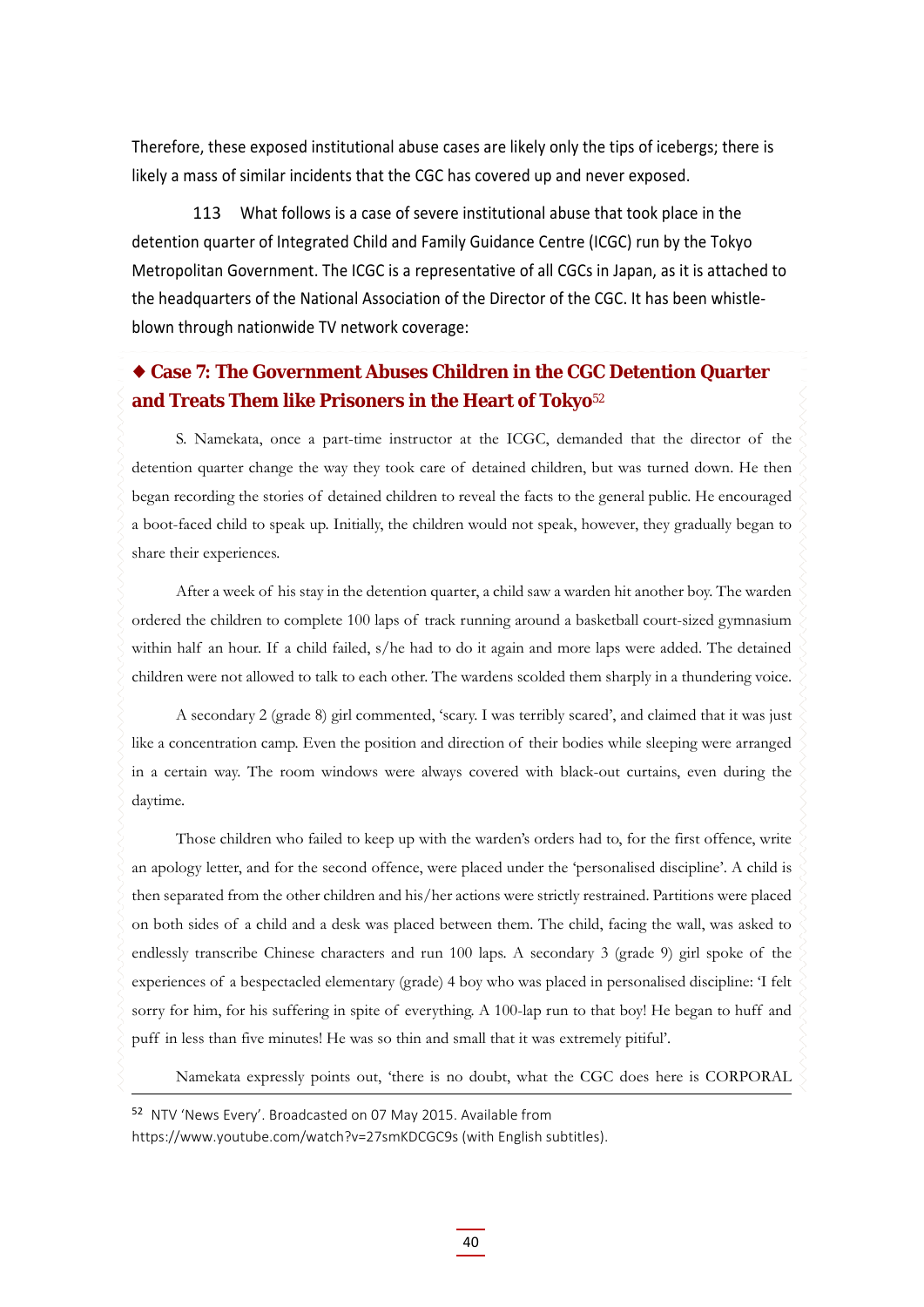Therefore, these exposed institutional abuse cases are likely only the tips of icebergs; there is likely a mass of similar incidents that the CGC has covered up and never exposed.

113 What follows is a case of severe institutional abuse that took place in the detention quarter of Integrated Child and Family Guidance Centre (ICGC) run by the Tokyo Metropolitan Government. The ICGC is a representative of all CGCs in Japan, as it is attached to the headquarters of the National Association of the Director of the CGC. It has been whistle-blown through nationwide TV network coverage:

### ◆ Case 7: The Government Abuses Children in the CGC Detention Quarter and Treats Them like Prisoners in the Heart of Tokyo[52]

S. Namekata, once a part-time instructor at the ICGC, demanded that the director of the detention quarter change the way they took care of detained children, but was turned down. He then began recording the stories of detained children to reveal the facts to the general public. He encouraged a boot-faced child to speak up. Initially, the children would not speak, however, they gradually began to share their experiences.

After a week of his stay in the detention quarter, a child saw a warden hit another boy. The warden ordered the children to complete 100 laps of track running around a basketball court-sized gymnasium within half an hour. If a child failed, s/he had to do it again and more laps were added. The detained children were not allowed to talk to each other. The wardens scolded them sharply in a thundering voice.

A secondary 2 (grade 8) girl commented, 'scary. I was terribly scared', and claimed that it was just like a concentration camp. Even the position and direction of their bodies while sleeping were arranged in a certain way. The room windows were always covered with black-out curtains, even during the daytime.

Those children who failed to keep up with the warden's orders had to, for the first offence, write an apology letter, and for the second offence, were placed under the 'personalised discipline'. A child is then separated from the other children and his/her actions were strictly restrained. Partitions were placed on both sides of a child and a desk was placed between them. The child, facing the wall, was asked to endlessly transcribe Chinese characters and run 100 laps. A secondary 3 (grade 9) girl spoke of the experiences of a bespectacled elementary (grade) 4 boy who was placed in personalised discipline: 'I felt sorry for him, for his suffering in spite of everything. A 100-lap run to that boy! He began to huff and puff in less than five minutes! He was so thin and small that it was extremely pitiful'.

Namekata expressly points out, 'there is no doubt, what the CGC does here is CORPORAL

---

[52] NTV 'News Every'. Broadcasted on 07 May 2015. Available from https://www.youtube.com/watch?v=27smKDCGC9s (with English subtitles).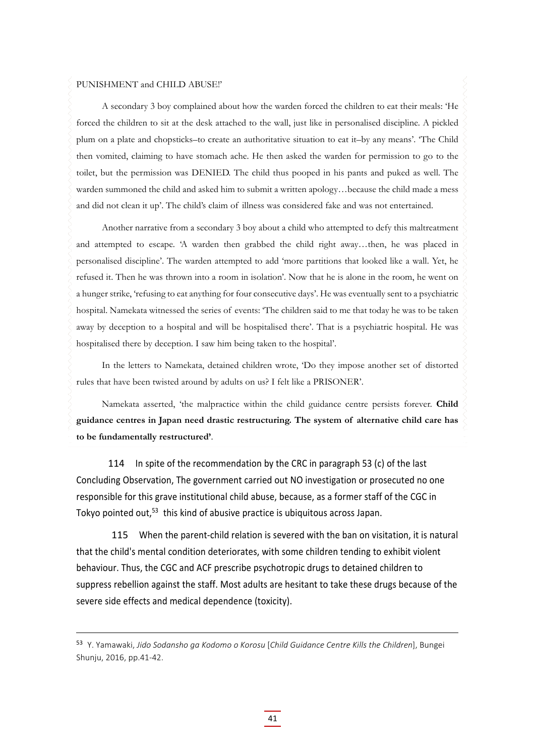PUNISHMENT and CHILD ABUSE!'

A secondary 3 boy complained about how the warden forced the children to eat their meals: 'He forced the children to sit at the desk attached to the wall, just like in personalised discipline. A pickled plum on a plate and chopsticks–to create an authoritative situation to eat it–by any means'. 'The Child then vomited, claiming to have stomach ache. He then asked the warden for permission to go to the toilet, but the permission was DENIED. The child thus pooped in his pants and puked as well. The warden summoned the child and asked him to submit a written apology…because the child made a mess and did not clean it up'. The child's claim of illness was considered fake and was not entertained.

Another narrative from a secondary 3 boy about a child who attempted to defy this maltreatment and attempted to escape. 'A warden then grabbed the child right away…then, he was placed in personalised discipline'. The warden attempted to add 'more partitions that looked like a wall. Yet, he refused it. Then he was thrown into a room in isolation'. Now that he is alone in the room, he went on a hunger strike, 'refusing to eat anything for four consecutive days'. He was eventually sent to a psychiatric hospital. Namekata witnessed the series of events: 'The children said to me that today he was to be taken away by deception to a hospital and will be hospitalised there'. That is a psychiatric hospital. He was hospitalised there by deception. I saw him being taken to the hospital'.

In the letters to Namekata, detained children wrote, 'Do they impose another set of distorted rules that have been twisted around by adults on us? I felt like a PRISONER'.

Namekata asserted, 'the malpractice within the child guidance centre persists forever. **Child guidance centres in Japan need drastic restructuring. The system of alternative child care has to be fundamentally restructured'**.

114 In spite of the recommendation by the CRC in paragraph 53 (c) of the last Concluding Observation, The government carried out NO investigation or prosecuted no one responsible for this grave institutional child abuse, because, as a former staff of the CGC in Tokyo pointed out,[53] this kind of abusive practice is ubiquitous across Japan.

115 When the parent-child relation is severed with the ban on visitation, it is natural that the child's mental condition deteriorates, with some children tending to exhibit violent behaviour. Thus, the CGC and ACF prescribe psychotropic drugs to detained children to suppress rebellion against the staff. Most adults are hesitant to take these drugs because of the severe side effects and medical dependence (toxicity).

---

[53] Y. Yamawaki, *Jido Sodansho ga Kodomo o Korosu* [*Child Guidance Centre Kills the Children*], Bungei Shunju, 2016, pp.41-42.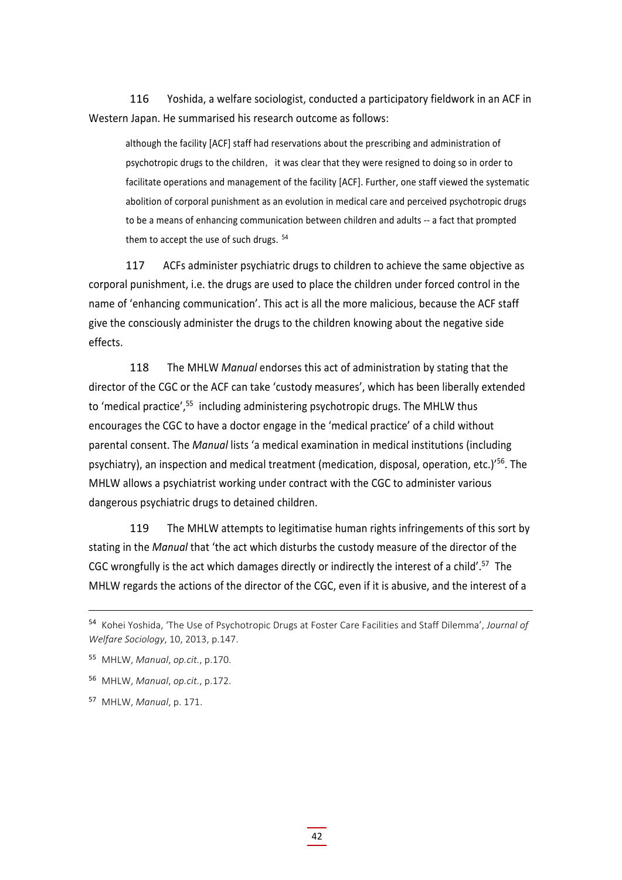116 Yoshida, a welfare sociologist, conducted a participatory fieldwork in an ACF in Western Japan. He summarised his research outcome as follows:

> although the facility [ACF] staff had reservations about the prescribing and administration of psychotropic drugs to the children, it was clear that they were resigned to doing so in order to facilitate operations and management of the facility [ACF]. Further, one staff viewed the systematic abolition of corporal punishment as an evolution in medical care and perceived psychotropic drugs to be a means of enhancing communication between children and adults -- a fact that prompted them to accept the use of such drugs. [54]

117 ACFs administer psychiatric drugs to children to achieve the same objective as corporal punishment, i.e. the drugs are used to place the children under forced control in the name of 'enhancing communication'. This act is all the more malicious, because the ACF staff give the consciously administer the drugs to the children knowing about the negative side effects.

118 The MHLW *Manual* endorses this act of administration by stating that the director of the CGC or the ACF can take 'custody measures', which has been liberally extended to 'medical practice',[55] including administering psychotropic drugs. The MHLW thus encourages the CGC to have a doctor engage in the 'medical practice' of a child without parental consent. The *Manual* lists 'a medical examination in medical institutions (including psychiatry), an inspection and medical treatment (medication, disposal, operation, etc.)'[56]. The MHLW allows a psychiatrist working under contract with the CGC to administer various dangerous psychiatric drugs to detained children.

119 The MHLW attempts to legitimatise human rights infringements of this sort by stating in the *Manual* that 'the act which disturbs the custody measure of the director of the CGC wrongfully is the act which damages directly or indirectly the interest of a child'.[57] The MHLW regards the actions of the director of the CGC, even if it is abusive, and the interest of a

---

[54] Kohei Yoshida, 'The Use of Psychotropic Drugs at Foster Care Facilities and Staff Dilemma', *Journal of Welfare Sociology*, 10, 2013, p.147.

[55] MHLW, *Manual*, *op.cit.*, p.170.

[56] MHLW, *Manual*, *op.cit.*, p.172.

[57] MHLW, *Manual*, p. 171.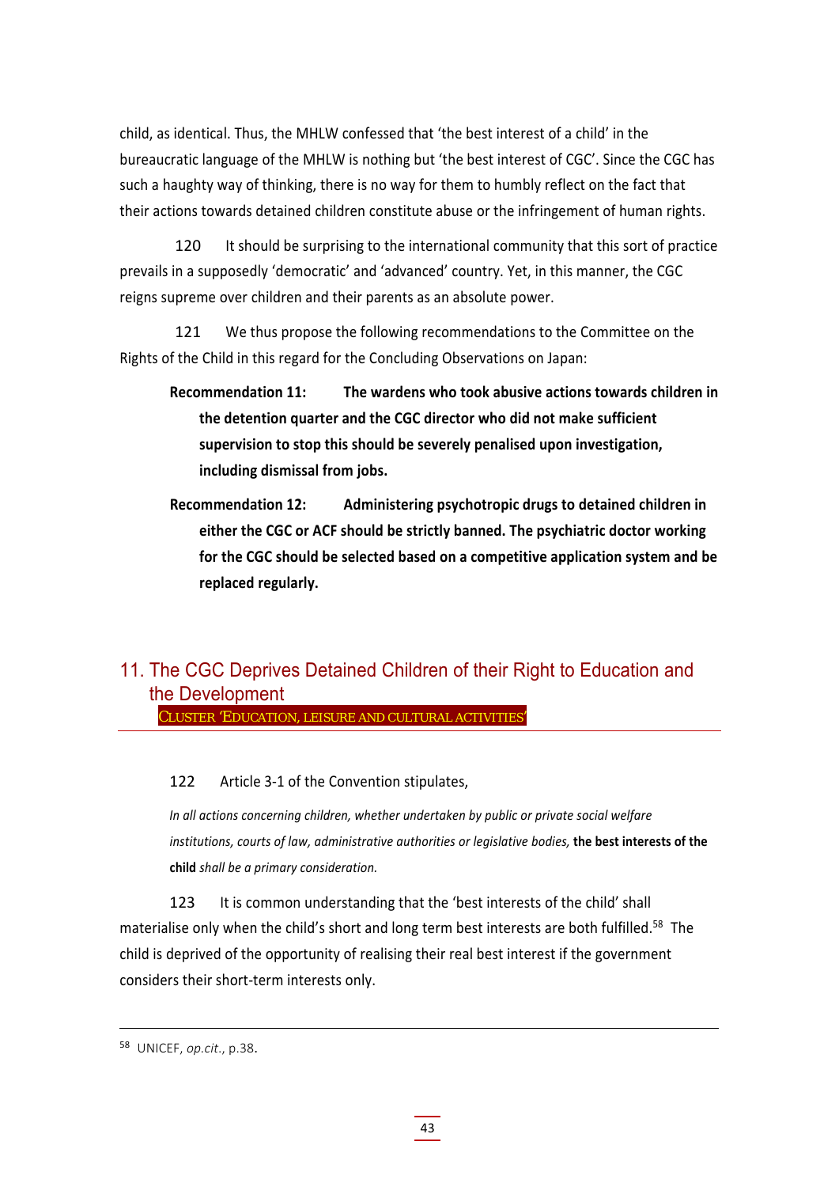child, as identical. Thus, the MHLW confessed that 'the best interest of a child' in the bureaucratic language of the MHLW is nothing but 'the best interest of CGC'. Since the CGC has such a haughty way of thinking, there is no way for them to humbly reflect on the fact that their actions towards detained children constitute abuse or the infringement of human rights.

120 It should be surprising to the international community that this sort of practice prevails in a supposedly 'democratic' and 'advanced' country. Yet, in this manner, the CGC reigns supreme over children and their parents as an absolute power.

121 We thus propose the following recommendations to the Committee on the Rights of the Child in this regard for the Concluding Observations on Japan:

**Recommendation 11: The wardens who took abusive actions towards children in the detention quarter and the CGC director who did not make sufficient supervision to stop this should be severely penalised upon investigation, including dismissal from jobs.**

**Recommendation 12: Administering psychotropic drugs to detained children in either the CGC or ACF should be strictly banned. The psychiatric doctor working for the CGC should be selected based on a competitive application system and be replaced regularly.**

## 11. The CGC Deprives Detained Children of their Right to Education and the Development

CLUSTER 'EDUCATION, LEISURE AND CULTURAL ACTIVITIES'

122 Article 3-1 of the Convention stipulates,

*In all actions concerning children, whether undertaken by public or private social welfare institutions, courts of law, administrative authorities or legislative bodies,* **the best interests of the child** *shall be a primary consideration.*

123 It is common understanding that the 'best interests of the child' shall materialise only when the child's short and long term best interests are both fulfilled.[58] The child is deprived of the opportunity of realising their real best interest if the government considers their short-term interests only.

---

[58] UNICEF, *op.cit.*, p.38.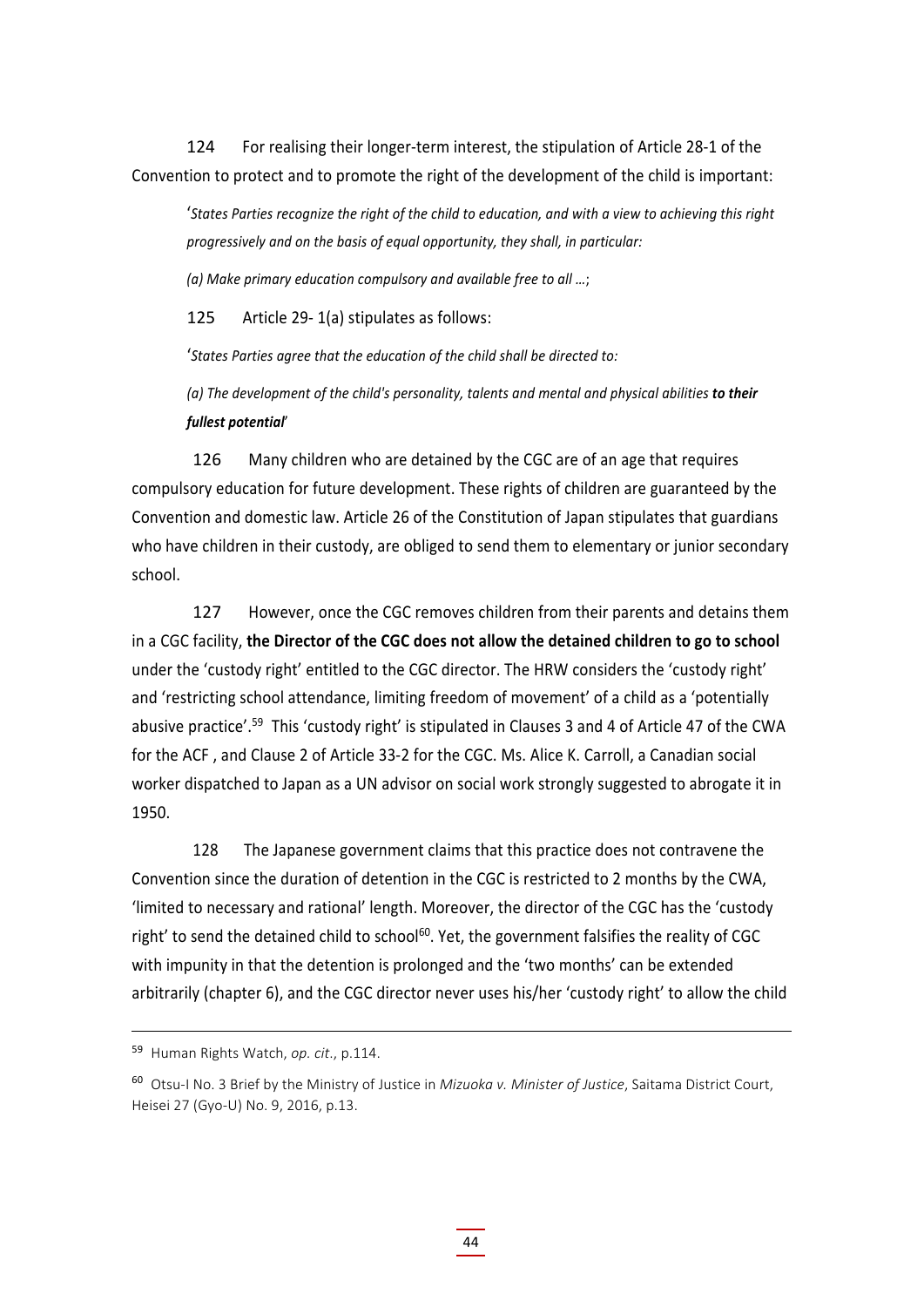124 For realising their longer-term interest, the stipulation of Article 28-1 of the Convention to protect and to promote the right of the development of the child is important:

> '*States Parties recognize the right of the child to education, and with a view to achieving this right progressively and on the basis of equal opportunity, they shall, in particular:*
>
> *(a) Make primary education compulsory and available free to all …*;

125 Article 29- 1(a) stipulates as follows:

> '*States Parties agree that the education of the child shall be directed to:*
>
> *(a) The development of the child's personality, talents and mental and physical abilities* ***to their fullest potential***'

126 Many children who are detained by the CGC are of an age that requires compulsory education for future development. These rights of children are guaranteed by the Convention and domestic law. Article 26 of the Constitution of Japan stipulates that guardians who have children in their custody, are obliged to send them to elementary or junior secondary school.

127 However, once the CGC removes children from their parents and detains them in a CGC facility, **the Director of the CGC does not allow the detained children to go to school** under the 'custody right' entitled to the CGC director. The HRW considers the 'custody right' and 'restricting school attendance, limiting freedom of movement' of a child as a 'potentially abusive practice'.[59] This 'custody right' is stipulated in Clauses 3 and 4 of Article 47 of the CWA for the ACF , and Clause 2 of Article 33-2 for the CGC. Ms. Alice K. Carroll, a Canadian social worker dispatched to Japan as a UN advisor on social work strongly suggested to abrogate it in 1950.

128 The Japanese government claims that this practice does not contravene the Convention since the duration of detention in the CGC is restricted to 2 months by the CWA, 'limited to necessary and rational' length. Moreover, the director of the CGC has the 'custody right' to send the detained child to school[60]. Yet, the government falsifies the reality of CGC with impunity in that the detention is prolonged and the 'two months' can be extended arbitrarily (chapter 6), and the CGC director never uses his/her 'custody right' to allow the child

---

[59] Human Rights Watch, *op. cit.*, p.114.

[60] Otsu-I No. 3 Brief by the Ministry of Justice in *Mizuoka v. Minister of Justice*, Saitama District Court, Heisei 27 (Gyo-U) No. 9, 2016, p.13.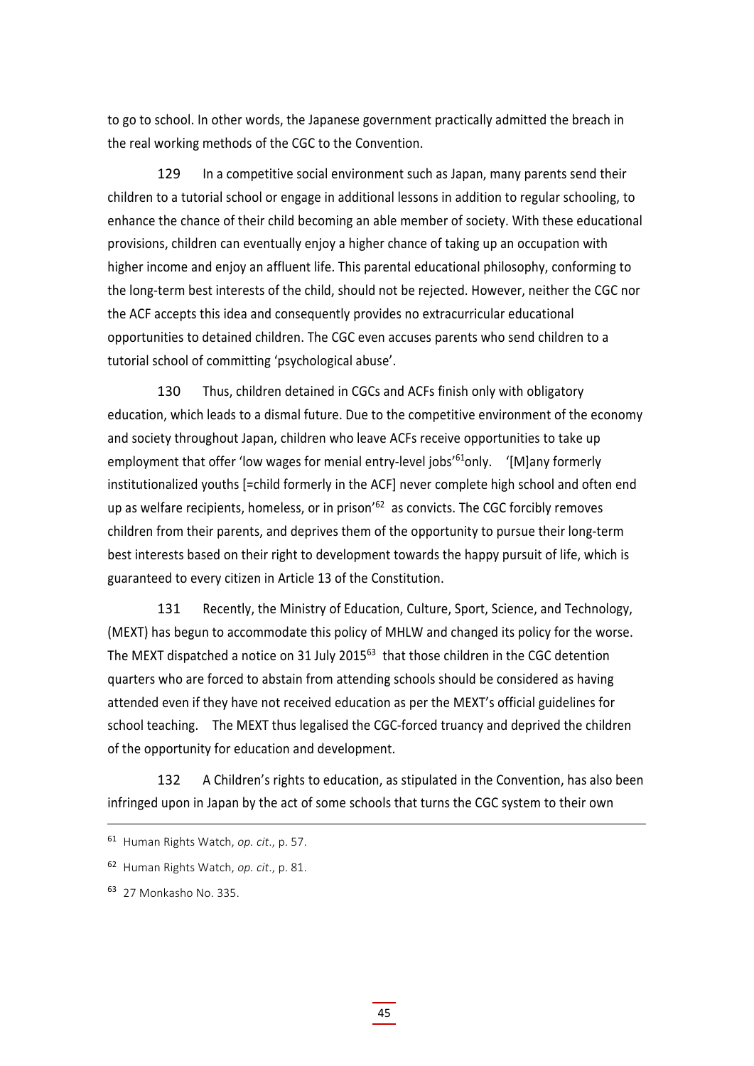to go to school. In other words, the Japanese government practically admitted the breach in the real working methods of the CGC to the Convention.

129 In a competitive social environment such as Japan, many parents send their children to a tutorial school or engage in additional lessons in addition to regular schooling, to enhance the chance of their child becoming an able member of society. With these educational provisions, children can eventually enjoy a higher chance of taking up an occupation with higher income and enjoy an affluent life. This parental educational philosophy, conforming to the long-term best interests of the child, should not be rejected. However, neither the CGC nor the ACF accepts this idea and consequently provides no extracurricular educational opportunities to detained children. The CGC even accuses parents who send children to a tutorial school of committing 'psychological abuse'.

130 Thus, children detained in CGCs and ACFs finish only with obligatory education, which leads to a dismal future. Due to the competitive environment of the economy and society throughout Japan, children who leave ACFs receive opportunities to take up employment that offer 'low wages for menial entry-level jobs'[61]only. '[M]any formerly institutionalized youths [=child formerly in the ACF] never complete high school and often end up as welfare recipients, homeless, or in prison'[62] as convicts. The CGC forcibly removes children from their parents, and deprives them of the opportunity to pursue their long-term best interests based on their right to development towards the happy pursuit of life, which is guaranteed to every citizen in Article 13 of the Constitution.

131 Recently, the Ministry of Education, Culture, Sport, Science, and Technology, (MEXT) has begun to accommodate this policy of MHLW and changed its policy for the worse. The MEXT dispatched a notice on 31 July 2015[63] that those children in the CGC detention quarters who are forced to abstain from attending schools should be considered as having attended even if they have not received education as per the MEXT's official guidelines for school teaching. The MEXT thus legalised the CGC-forced truancy and deprived the children of the opportunity for education and development.

132 A Children's rights to education, as stipulated in the Convention, has also been infringed upon in Japan by the act of some schools that turns the CGC system to their own

---

[61] Human Rights Watch, *op. cit.*, p. 57.

[62] Human Rights Watch, *op. cit.*, p. 81.

[63] 27 Monkasho No. 335.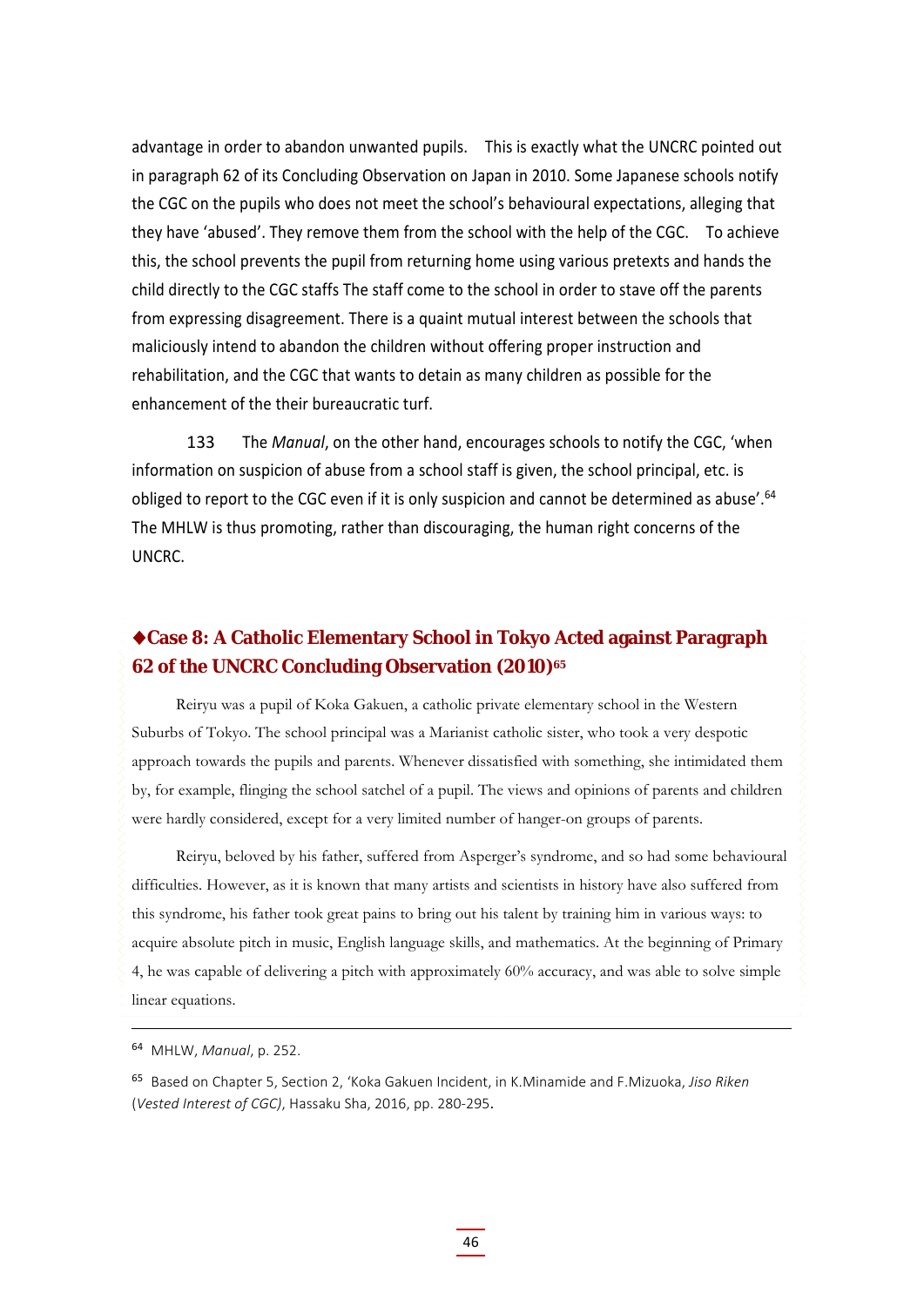advantage in order to abandon unwanted pupils. This is exactly what the UNCRC pointed out in paragraph 62 of its Concluding Observation on Japan in 2010. Some Japanese schools notify the CGC on the pupils who does not meet the school's behavioural expectations, alleging that they have 'abused'. They remove them from the school with the help of the CGC. To achieve this, the school prevents the pupil from returning home using various pretexts and hands the child directly to the CGC staffs The staff come to the school in order to stave off the parents from expressing disagreement. There is a quaint mutual interest between the schools that maliciously intend to abandon the children without offering proper instruction and rehabilitation, and the CGC that wants to detain as many children as possible for the enhancement of the their bureaucratic turf.

133 The *Manual*, on the other hand, encourages schools to notify the CGC, 'when information on suspicion of abuse from a school staff is given, the school principal, etc. is obliged to report to the CGC even if it is only suspicion and cannot be determined as abuse'.[64] The MHLW is thus promoting, rather than discouraging, the human right concerns of the UNCRC.

## ◆Case 8: A Catholic Elementary School in Tokyo Acted against Paragraph 62 of the UNCRC Concluding Observation (2010)[65]

Reiryu was a pupil of Koka Gakuen, a catholic private elementary school in the Western Suburbs of Tokyo. The school principal was a Marianist catholic sister, who took a very despotic approach towards the pupils and parents. Whenever dissatisfied with something, she intimidated them by, for example, flinging the school satchel of a pupil. The views and opinions of parents and children were hardly considered, except for a very limited number of hanger-on groups of parents.

Reiryu, beloved by his father, suffered from Asperger's syndrome, and so had some behavioural difficulties. However, as it is known that many artists and scientists in history have also suffered from this syndrome, his father took great pains to bring out his talent by training him in various ways: to acquire absolute pitch in music, English language skills, and mathematics. At the beginning of Primary 4, he was capable of delivering a pitch with approximately 60% accuracy, and was able to solve simple linear equations.

---

[64] MHLW, *Manual*, p. 252.

[65] Based on Chapter 5, Section 2, 'Koka Gakuen Incident, in K.Minamide and F.Mizuoka, *Jiso Riken* (*Vested Interest of CGC)*, Hassaku Sha, 2016, pp. 280-295.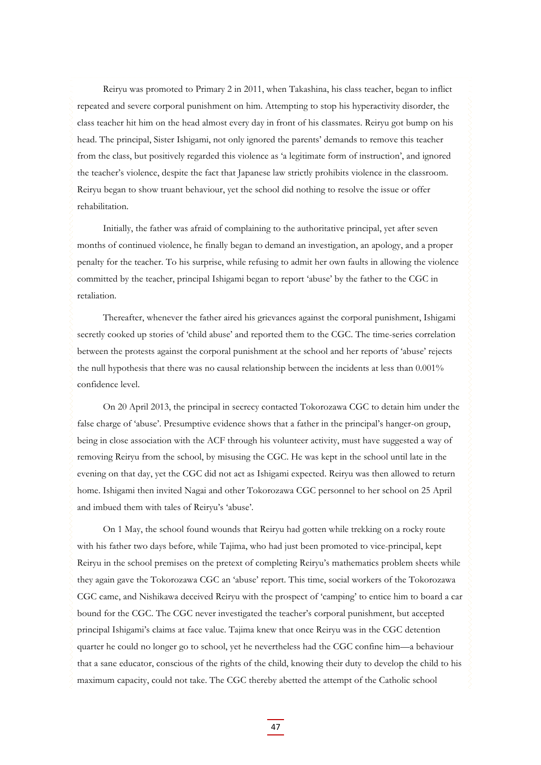Reiryu was promoted to Primary 2 in 2011, when Takashina, his class teacher, began to inflict repeated and severe corporal punishment on him. Attempting to stop his hyperactivity disorder, the class teacher hit him on the head almost every day in front of his classmates. Reiryu got bump on his head. The principal, Sister Ishigami, not only ignored the parents' demands to remove this teacher from the class, but positively regarded this violence as 'a legitimate form of instruction', and ignored the teacher's violence, despite the fact that Japanese law strictly prohibits violence in the classroom. Reiryu began to show truant behaviour, yet the school did nothing to resolve the issue or offer rehabilitation.

Initially, the father was afraid of complaining to the authoritative principal, yet after seven months of continued violence, he finally began to demand an investigation, an apology, and a proper penalty for the teacher. To his surprise, while refusing to admit her own faults in allowing the violence committed by the teacher, principal Ishigami began to report 'abuse' by the father to the CGC in retaliation.

Thereafter, whenever the father aired his grievances against the corporal punishment, Ishigami secretly cooked up stories of 'child abuse' and reported them to the CGC. The time-series correlation between the protests against the corporal punishment at the school and her reports of 'abuse' rejects the null hypothesis that there was no causal relationship between the incidents at less than 0.001% confidence level.

On 20 April 2013, the principal in secrecy contacted Tokorozawa CGC to detain him under the false charge of 'abuse'. Presumptive evidence shows that a father in the principal's hanger-on group, being in close association with the ACF through his volunteer activity, must have suggested a way of removing Reiryu from the school, by misusing the CGC. He was kept in the school until late in the evening on that day, yet the CGC did not act as Ishigami expected. Reiryu was then allowed to return home. Ishigami then invited Nagai and other Tokorozawa CGC personnel to her school on 25 April and imbued them with tales of Reiryu's 'abuse'.

On 1 May, the school found wounds that Reiryu had gotten while trekking on a rocky route with his father two days before, while Tajima, who had just been promoted to vice-principal, kept Reiryu in the school premises on the pretext of completing Reiryu's mathematics problem sheets while they again gave the Tokorozawa CGC an 'abuse' report. This time, social workers of the Tokorozawa CGC came, and Nishikawa deceived Reiryu with the prospect of 'camping' to entice him to board a car bound for the CGC. The CGC never investigated the teacher's corporal punishment, but accepted principal Ishigami's claims at face value. Tajima knew that once Reiryu was in the CGC detention quarter he could no longer go to school, yet he nevertheless had the CGC confine him—a behaviour that a sane educator, conscious of the rights of the child, knowing their duty to develop the child to his maximum capacity, could not take. The CGC thereby abetted the attempt of the Catholic school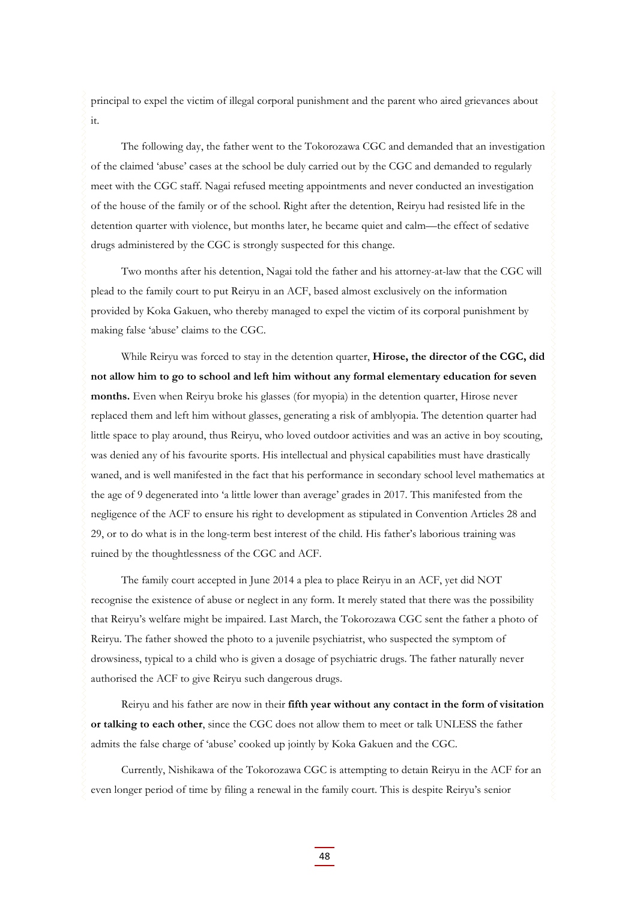principal to expel the victim of illegal corporal punishment and the parent who aired grievances about it.

The following day, the father went to the Tokorozawa CGC and demanded that an investigation of the claimed 'abuse' cases at the school be duly carried out by the CGC and demanded to regularly meet with the CGC staff. Nagai refused meeting appointments and never conducted an investigation of the house of the family or of the school. Right after the detention, Reiryu had resisted life in the detention quarter with violence, but months later, he became quiet and calm—the effect of sedative drugs administered by the CGC is strongly suspected for this change.

Two months after his detention, Nagai told the father and his attorney-at-law that the CGC will plead to the family court to put Reiryu in an ACF, based almost exclusively on the information provided by Koka Gakuen, who thereby managed to expel the victim of its corporal punishment by making false 'abuse' claims to the CGC.

While Reiryu was forced to stay in the detention quarter, **Hirose, the director of the CGC, did not allow him to go to school and left him without any formal elementary education for seven months.** Even when Reiryu broke his glasses (for myopia) in the detention quarter, Hirose never replaced them and left him without glasses, generating a risk of amblyopia. The detention quarter had little space to play around, thus Reiryu, who loved outdoor activities and was an active in boy scouting, was denied any of his favourite sports. His intellectual and physical capabilities must have drastically waned, and is well manifested in the fact that his performance in secondary school level mathematics at the age of 9 degenerated into 'a little lower than average' grades in 2017. This manifested from the negligence of the ACF to ensure his right to development as stipulated in Convention Articles 28 and 29, or to do what is in the long-term best interest of the child. His father's laborious training was ruined by the thoughtlessness of the CGC and ACF.

The family court accepted in June 2014 a plea to place Reiryu in an ACF, yet did NOT recognise the existence of abuse or neglect in any form. It merely stated that there was the possibility that Reiryu's welfare might be impaired. Last March, the Tokorozawa CGC sent the father a photo of Reiryu. The father showed the photo to a juvenile psychiatrist, who suspected the symptom of drowsiness, typical to a child who is given a dosage of psychiatric drugs. The father naturally never authorised the ACF to give Reiryu such dangerous drugs.

Reiryu and his father are now in their **fifth year without any contact in the form of visitation or talking to each other**, since the CGC does not allow them to meet or talk UNLESS the father admits the false charge of 'abuse' cooked up jointly by Koka Gakuen and the CGC.

Currently, Nishikawa of the Tokorozawa CGC is attempting to detain Reiryu in the ACF for an even longer period of time by filing a renewal in the family court. This is despite Reiryu's senior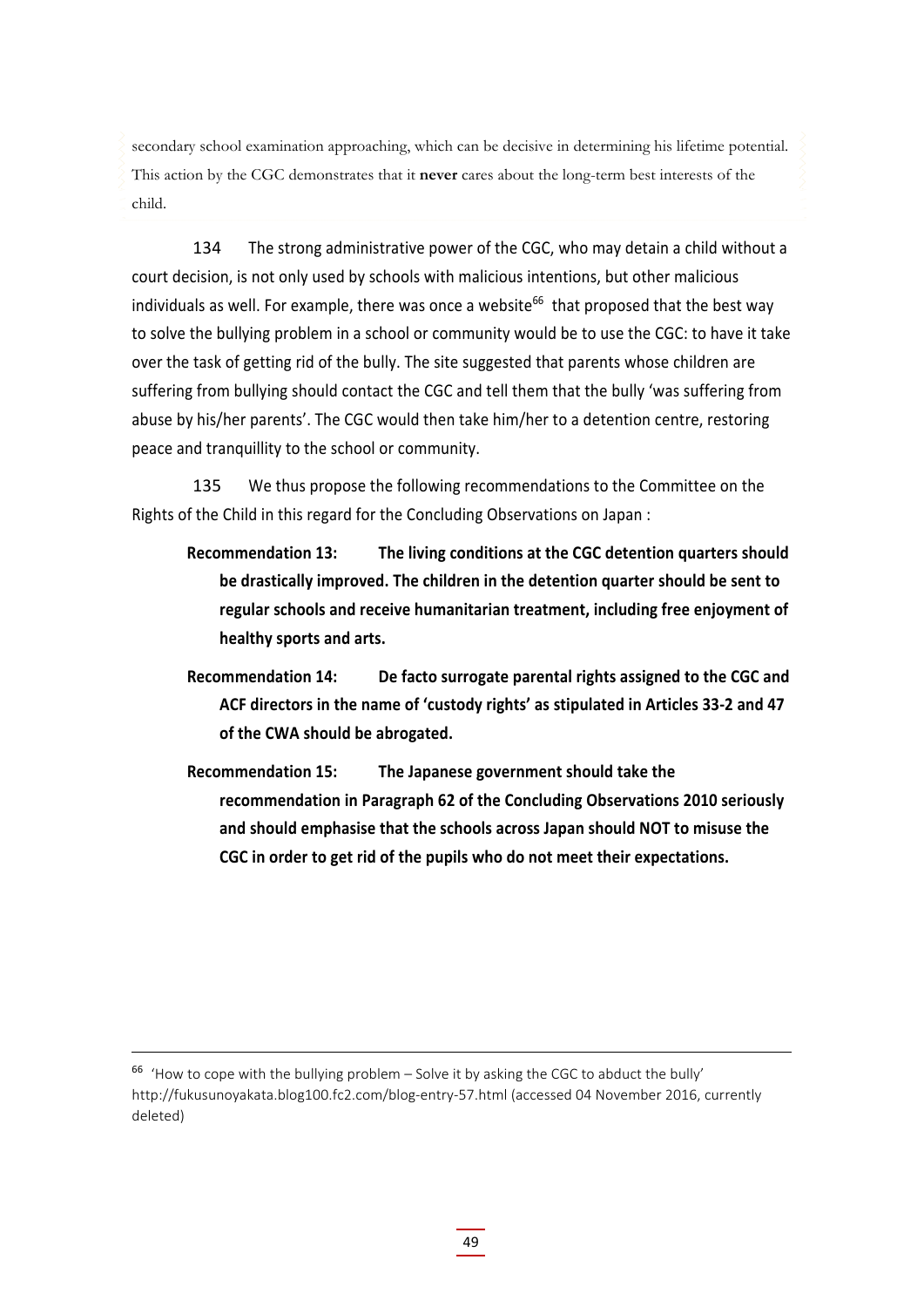secondary school examination approaching, which can be decisive in determining his lifetime potential. This action by the CGC demonstrates that it **never** cares about the long-term best interests of the child.

134 The strong administrative power of the CGC, who may detain a child without a court decision, is not only used by schools with malicious intentions, but other malicious individuals as well. For example, there was once a website[66] that proposed that the best way to solve the bullying problem in a school or community would be to use the CGC: to have it take over the task of getting rid of the bully. The site suggested that parents whose children are suffering from bullying should contact the CGC and tell them that the bully 'was suffering from abuse by his/her parents'. The CGC would then take him/her to a detention centre, restoring peace and tranquillity to the school or community.

135 We thus propose the following recommendations to the Committee on the Rights of the Child in this regard for the Concluding Observations on Japan :

**Recommendation 13: The living conditions at the CGC detention quarters should be drastically improved. The children in the detention quarter should be sent to regular schools and receive humanitarian treatment, including free enjoyment of healthy sports and arts.**

**Recommendation 14: De facto surrogate parental rights assigned to the CGC and ACF directors in the name of 'custody rights' as stipulated in Articles 33-2 and 47 of the CWA should be abrogated.**

**Recommendation 15: The Japanese government should take the recommendation in Paragraph 62 of the Concluding Observations 2010 seriously and should emphasise that the schools across Japan should NOT to misuse the CGC in order to get rid of the pupils who do not meet their expectations.**

---

[66] 'How to cope with the bullying problem – Solve it by asking the CGC to abduct the bully' http://fukusunoyakata.blog100.fc2.com/blog-entry-57.html (accessed 04 November 2016, currently deleted)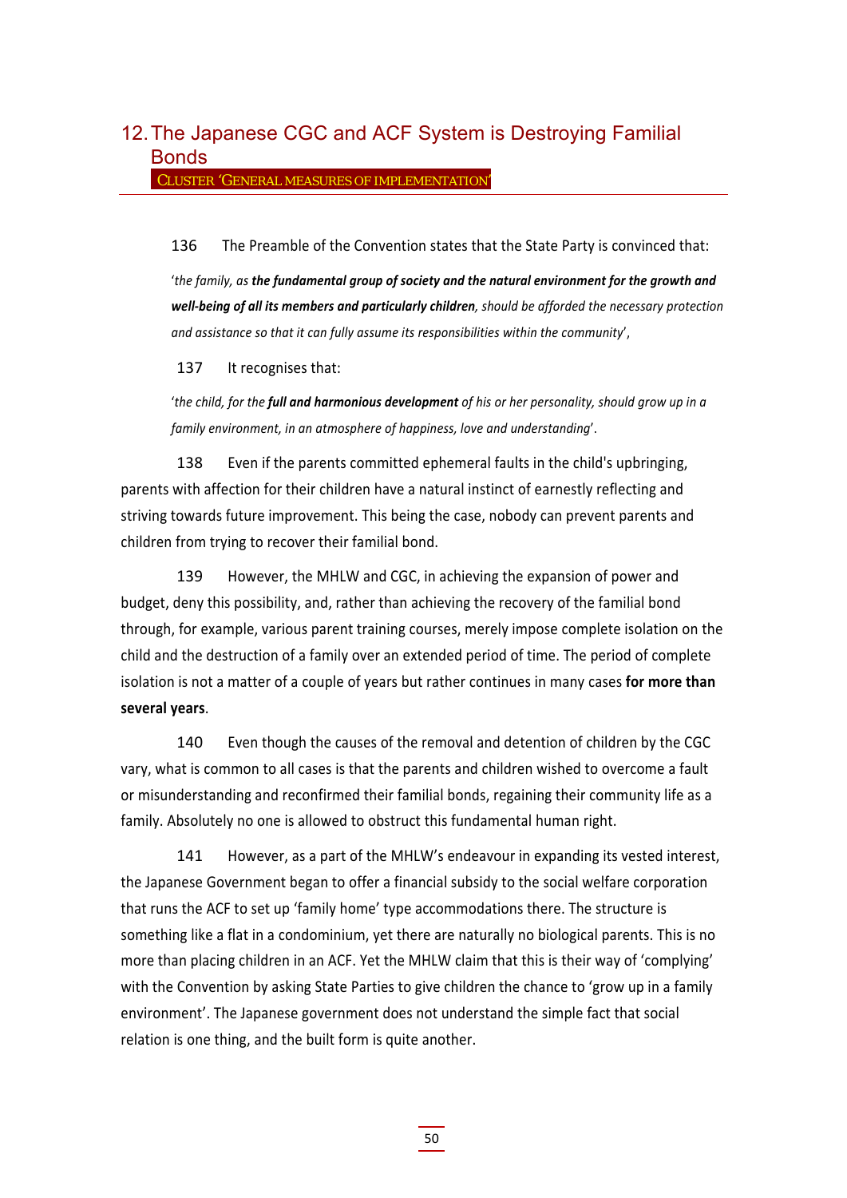## 12. The Japanese CGC and ACF System is Destroying Familial Bonds

CLUSTER 'GENERAL MEASURES OF IMPLEMENTATION'

136 The Preamble of the Convention states that the State Party is convinced that:

'*the family, as* ***the fundamental group of society and the natural environment for the growth and well-being of all its members and particularly children****, should be afforded the necessary protection and assistance so that it can fully assume its responsibilities within the community*',

137 It recognises that:

'*the child, for the* ***full and harmonious development*** *of his or her personality, should grow up in a family environment, in an atmosphere of happiness, love and understanding*'.

138 Even if the parents committed ephemeral faults in the child's upbringing, parents with affection for their children have a natural instinct of earnestly reflecting and striving towards future improvement. This being the case, nobody can prevent parents and children from trying to recover their familial bond.

139 However, the MHLW and CGC, in achieving the expansion of power and budget, deny this possibility, and, rather than achieving the recovery of the familial bond through, for example, various parent training courses, merely impose complete isolation on the child and the destruction of a family over an extended period of time. The period of complete isolation is not a matter of a couple of years but rather continues in many cases **for more than several years**.

140 Even though the causes of the removal and detention of children by the CGC vary, what is common to all cases is that the parents and children wished to overcome a fault or misunderstanding and reconfirmed their familial bonds, regaining their community life as a family. Absolutely no one is allowed to obstruct this fundamental human right.

141 However, as a part of the MHLW's endeavour in expanding its vested interest, the Japanese Government began to offer a financial subsidy to the social welfare corporation that runs the ACF to set up 'family home' type accommodations there. The structure is something like a flat in a condominium, yet there are naturally no biological parents. This is no more than placing children in an ACF. Yet the MHLW claim that this is their way of 'complying' with the Convention by asking State Parties to give children the chance to 'grow up in a family environment'. The Japanese government does not understand the simple fact that social relation is one thing, and the built form is quite another.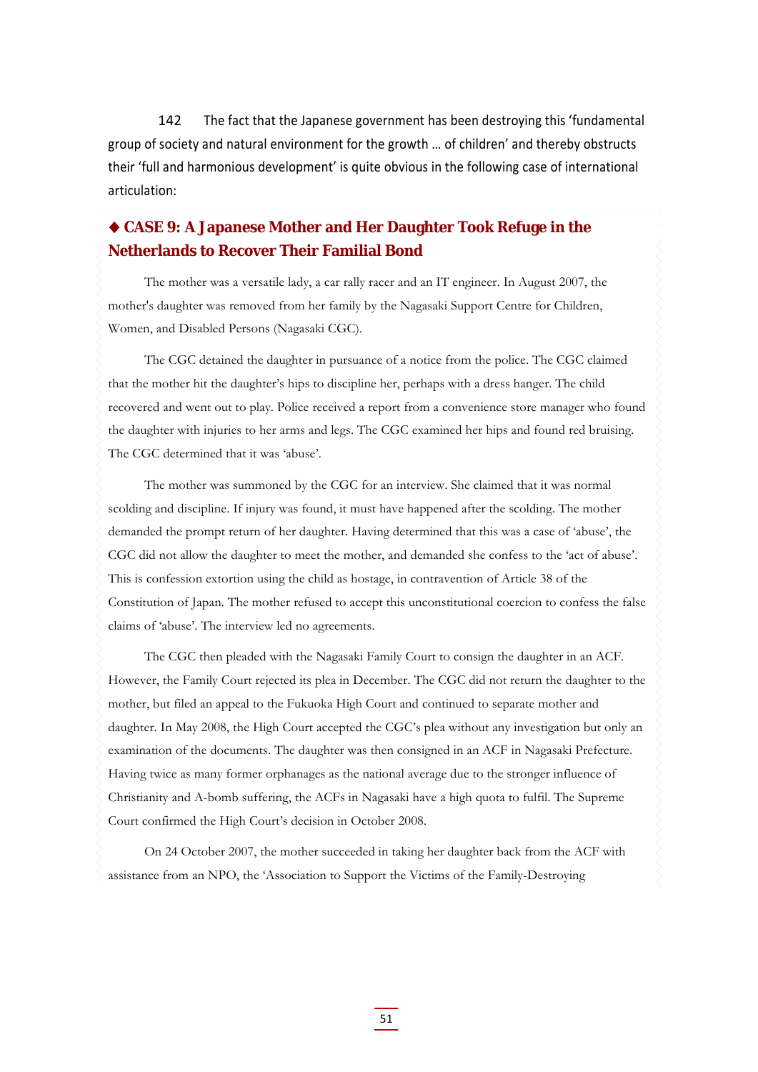142 The fact that the Japanese government has been destroying this 'fundamental group of society and natural environment for the growth … of children' and thereby obstructs their 'full and harmonious development' is quite obvious in the following case of international articulation:

### ◆ CASE 9: A Japanese Mother and Her Daughter Took Refuge in the Netherlands to Recover Their Familial Bond

The mother was a versatile lady, a car rally racer and an IT engineer. In August 2007, the mother's daughter was removed from her family by the Nagasaki Support Centre for Children, Women, and Disabled Persons (Nagasaki CGC).

The CGC detained the daughter in pursuance of a notice from the police. The CGC claimed that the mother hit the daughter's hips to discipline her, perhaps with a dress hanger. The child recovered and went out to play. Police received a report from a convenience store manager who found the daughter with injuries to her arms and legs. The CGC examined her hips and found red bruising. The CGC determined that it was 'abuse'.

The mother was summoned by the CGC for an interview. She claimed that it was normal scolding and discipline. If injury was found, it must have happened after the scolding. The mother demanded the prompt return of her daughter. Having determined that this was a case of 'abuse', the CGC did not allow the daughter to meet the mother, and demanded she confess to the 'act of abuse'. This is confession extortion using the child as hostage, in contravention of Article 38 of the Constitution of Japan. The mother refused to accept this unconstitutional coercion to confess the false claims of 'abuse'. The interview led no agreements.

The CGC then pleaded with the Nagasaki Family Court to consign the daughter in an ACF. However, the Family Court rejected its plea in December. The CGC did not return the daughter to the mother, but filed an appeal to the Fukuoka High Court and continued to separate mother and daughter. In May 2008, the High Court accepted the CGC's plea without any investigation but only an examination of the documents. The daughter was then consigned in an ACF in Nagasaki Prefecture. Having twice as many former orphanages as the national average due to the stronger influence of Christianity and A-bomb suffering, the ACFs in Nagasaki have a high quota to fulfil. The Supreme Court confirmed the High Court's decision in October 2008.

On 24 October 2007, the mother succeeded in taking her daughter back from the ACF with assistance from an NPO, the 'Association to Support the Victims of the Family-Destroying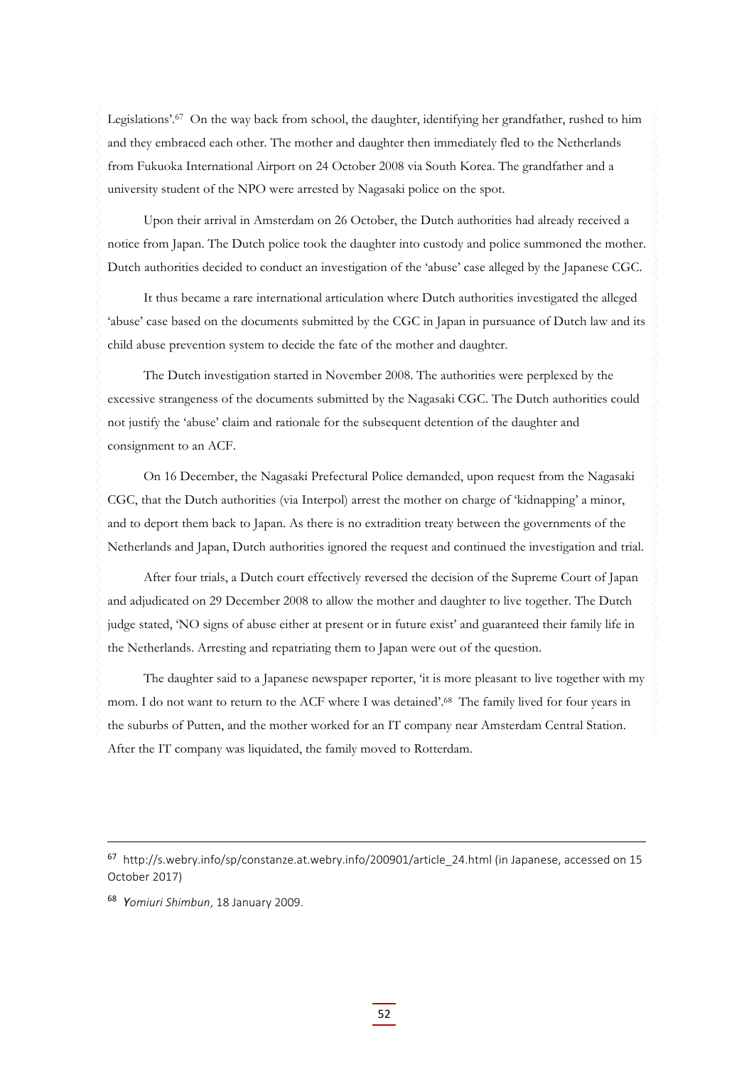Legislations'.[67] On the way back from school, the daughter, identifying her grandfather, rushed to him and they embraced each other. The mother and daughter then immediately fled to the Netherlands from Fukuoka International Airport on 24 October 2008 via South Korea. The grandfather and a university student of the NPO were arrested by Nagasaki police on the spot.

Upon their arrival in Amsterdam on 26 October, the Dutch authorities had already received a notice from Japan. The Dutch police took the daughter into custody and police summoned the mother. Dutch authorities decided to conduct an investigation of the 'abuse' case alleged by the Japanese CGC.

It thus became a rare international articulation where Dutch authorities investigated the alleged 'abuse' case based on the documents submitted by the CGC in Japan in pursuance of Dutch law and its child abuse prevention system to decide the fate of the mother and daughter.

The Dutch investigation started in November 2008. The authorities were perplexed by the excessive strangeness of the documents submitted by the Nagasaki CGC. The Dutch authorities could not justify the 'abuse' claim and rationale for the subsequent detention of the daughter and consignment to an ACF.

On 16 December, the Nagasaki Prefectural Police demanded, upon request from the Nagasaki CGC, that the Dutch authorities (via Interpol) arrest the mother on charge of 'kidnapping' a minor, and to deport them back to Japan. As there is no extradition treaty between the governments of the Netherlands and Japan, Dutch authorities ignored the request and continued the investigation and trial.

After four trials, a Dutch court effectively reversed the decision of the Supreme Court of Japan and adjudicated on 29 December 2008 to allow the mother and daughter to live together. The Dutch judge stated, 'NO signs of abuse either at present or in future exist' and guaranteed their family life in the Netherlands. Arresting and repatriating them to Japan were out of the question.

The daughter said to a Japanese newspaper reporter, 'it is more pleasant to live together with my mom. I do not want to return to the ACF where I was detained'.[68] The family lived for four years in the suburbs of Putten, and the mother worked for an IT company near Amsterdam Central Station. After the IT company was liquidated, the family moved to Rotterdam.

---

[67] http://s.webry.info/sp/constanze.at.webry.info/200901/article_24.html (in Japanese, accessed on 15 October 2017)

[68] *Yomiuri Shimbun*, 18 January 2009.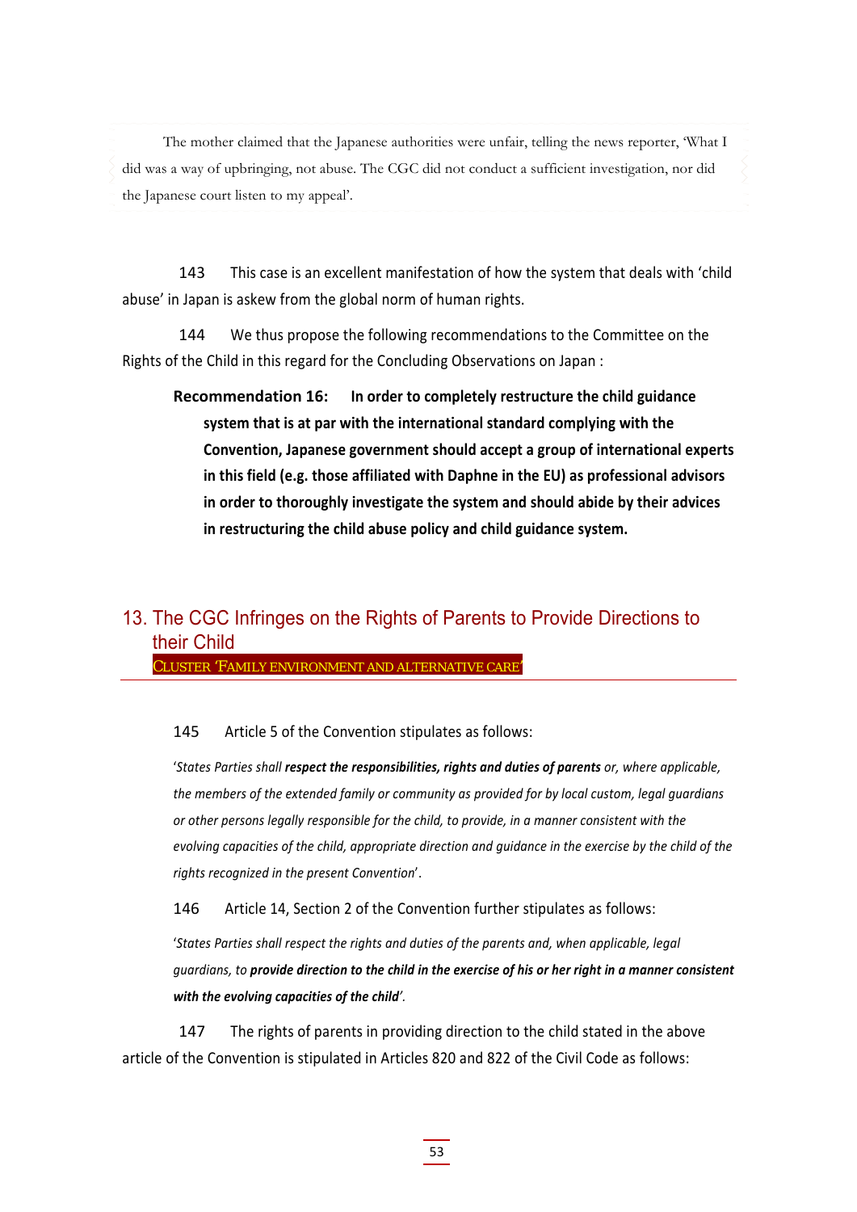The mother claimed that the Japanese authorities were unfair, telling the news reporter, 'What I did was a way of upbringing, not abuse. The CGC did not conduct a sufficient investigation, nor did the Japanese court listen to my appeal'.

143 This case is an excellent manifestation of how the system that deals with 'child abuse' in Japan is askew from the global norm of human rights.

144 We thus propose the following recommendations to the Committee on the Rights of the Child in this regard for the Concluding Observations on Japan :

> **Recommendation 16: In order to completely restructure the child guidance system that is at par with the international standard complying with the Convention, Japanese government should accept a group of international experts in this field (e.g. those affiliated with Daphne in the EU) as professional advisors in order to thoroughly investigate the system and should abide by their advices in restructuring the child abuse policy and child guidance system.**

## 13. The CGC Infringes on the Rights of Parents to Provide Directions to their Child

CLUSTER 'FAMILY ENVIRONMENT AND ALTERNATIVE CARE'

145 Article 5 of the Convention stipulates as follows:

'*States Parties shall **respect the responsibilities, rights and duties of parents** or, where applicable, the members of the extended family or community as provided for by local custom, legal guardians or other persons legally responsible for the child, to provide, in a manner consistent with the evolving capacities of the child, appropriate direction and guidance in the exercise by the child of the rights recognized in the present Convention*'.

146 Article 14, Section 2 of the Convention further stipulates as follows:

'*States Parties shall respect the rights and duties of the parents and, when applicable, legal guardians, to **provide direction to the child in the exercise of his or her right in a manner consistent with the evolving capacities of the child**'.*

147 The rights of parents in providing direction to the child stated in the above article of the Convention is stipulated in Articles 820 and 822 of the Civil Code as follows: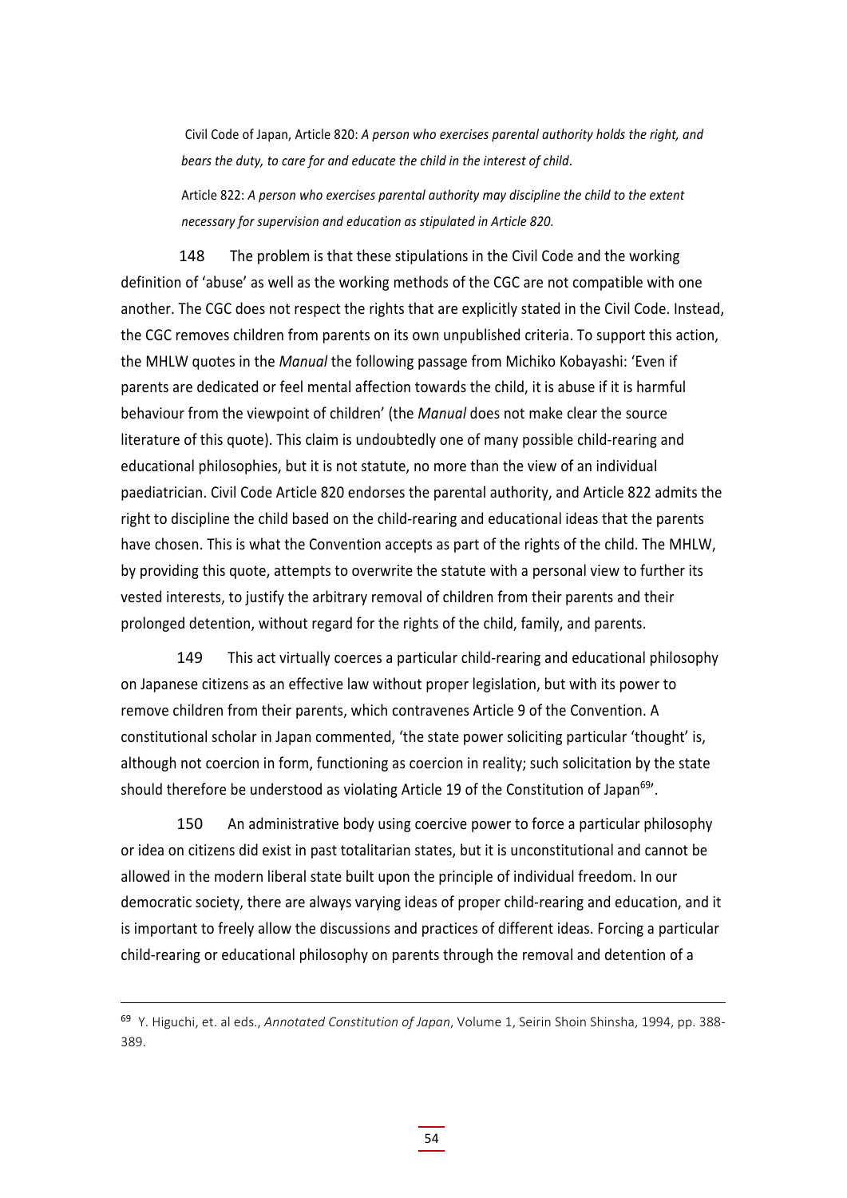Civil Code of Japan, Article 820: *A person who exercises parental authority holds the right, and bears the duty, to care for and educate the child in the interest of child*.

Article 822: *A person who exercises parental authority may discipline the child to the extent necessary for supervision and education as stipulated in Article 820.*

148 The problem is that these stipulations in the Civil Code and the working definition of 'abuse' as well as the working methods of the CGC are not compatible with one another. The CGC does not respect the rights that are explicitly stated in the Civil Code. Instead, the CGC removes children from parents on its own unpublished criteria. To support this action, the MHLW quotes in the *Manual* the following passage from Michiko Kobayashi: 'Even if parents are dedicated or feel mental affection towards the child, it is abuse if it is harmful behaviour from the viewpoint of children' (the *Manual* does not make clear the source literature of this quote). This claim is undoubtedly one of many possible child-rearing and educational philosophies, but it is not statute, no more than the view of an individual paediatrician. Civil Code Article 820 endorses the parental authority, and Article 822 admits the right to discipline the child based on the child-rearing and educational ideas that the parents have chosen. This is what the Convention accepts as part of the rights of the child. The MHLW, by providing this quote, attempts to overwrite the statute with a personal view to further its vested interests, to justify the arbitrary removal of children from their parents and their prolonged detention, without regard for the rights of the child, family, and parents.

149 This act virtually coerces a particular child-rearing and educational philosophy on Japanese citizens as an effective law without proper legislation, but with its power to remove children from their parents, which contravenes Article 9 of the Convention. A constitutional scholar in Japan commented, 'the state power soliciting particular 'thought' is, although not coercion in form, functioning as coercion in reality; such solicitation by the state should therefore be understood as violating Article 19 of the Constitution of Japan[69]'.

150 An administrative body using coercive power to force a particular philosophy or idea on citizens did exist in past totalitarian states, but it is unconstitutional and cannot be allowed in the modern liberal state built upon the principle of individual freedom. In our democratic society, there are always varying ideas of proper child-rearing and education, and it is important to freely allow the discussions and practices of different ideas. Forcing a particular child-rearing or educational philosophy on parents through the removal and detention of a

---

[69] Y. Higuchi, et. al eds., *Annotated Constitution of Japan*, Volume 1, Seirin Shoin Shinsha, 1994, pp. 388-389.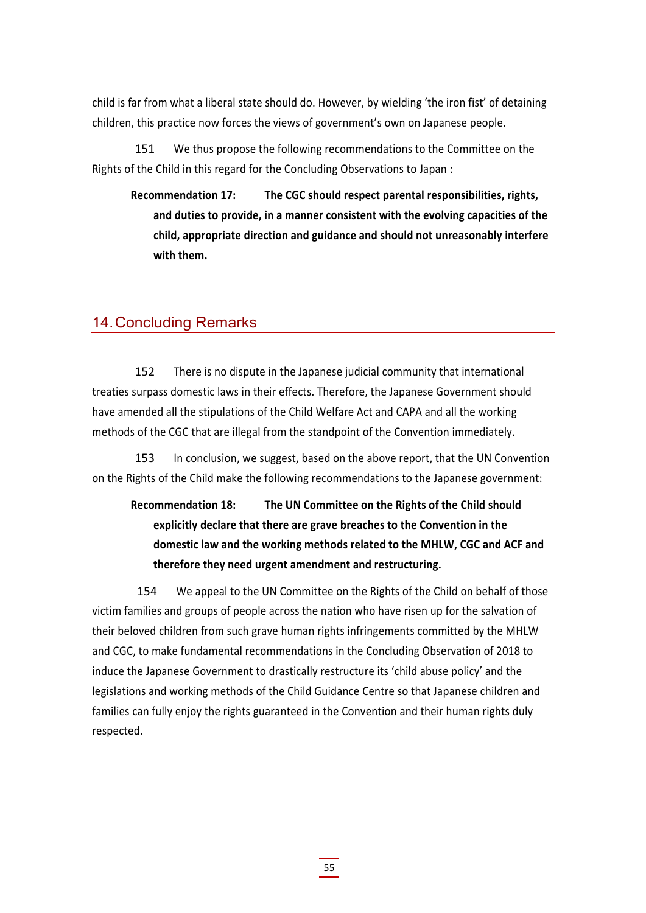child is far from what a liberal state should do. However, by wielding 'the iron fist' of detaining children, this practice now forces the views of government's own on Japanese people.

151 We thus propose the following recommendations to the Committee on the Rights of the Child in this regard for the Concluding Observations to Japan :

> **Recommendation 17: The CGC should respect parental responsibilities, rights, and duties to provide, in a manner consistent with the evolving capacities of the child, appropriate direction and guidance and should not unreasonably interfere with them.**

## 14. Concluding Remarks

152 There is no dispute in the Japanese judicial community that international treaties surpass domestic laws in their effects. Therefore, the Japanese Government should have amended all the stipulations of the Child Welfare Act and CAPA and all the working methods of the CGC that are illegal from the standpoint of the Convention immediately.

153 In conclusion, we suggest, based on the above report, that the UN Convention on the Rights of the Child make the following recommendations to the Japanese government:

> **Recommendation 18: The UN Committee on the Rights of the Child should explicitly declare that there are grave breaches to the Convention in the domestic law and the working methods related to the MHLW, CGC and ACF and therefore they need urgent amendment and restructuring.**

154 We appeal to the UN Committee on the Rights of the Child on behalf of those victim families and groups of people across the nation who have risen up for the salvation of their beloved children from such grave human rights infringements committed by the MHLW and CGC, to make fundamental recommendations in the Concluding Observation of 2018 to induce the Japanese Government to drastically restructure its 'child abuse policy' and the legislations and working methods of the Child Guidance Centre so that Japanese children and families can fully enjoy the rights guaranteed in the Convention and their human rights duly respected.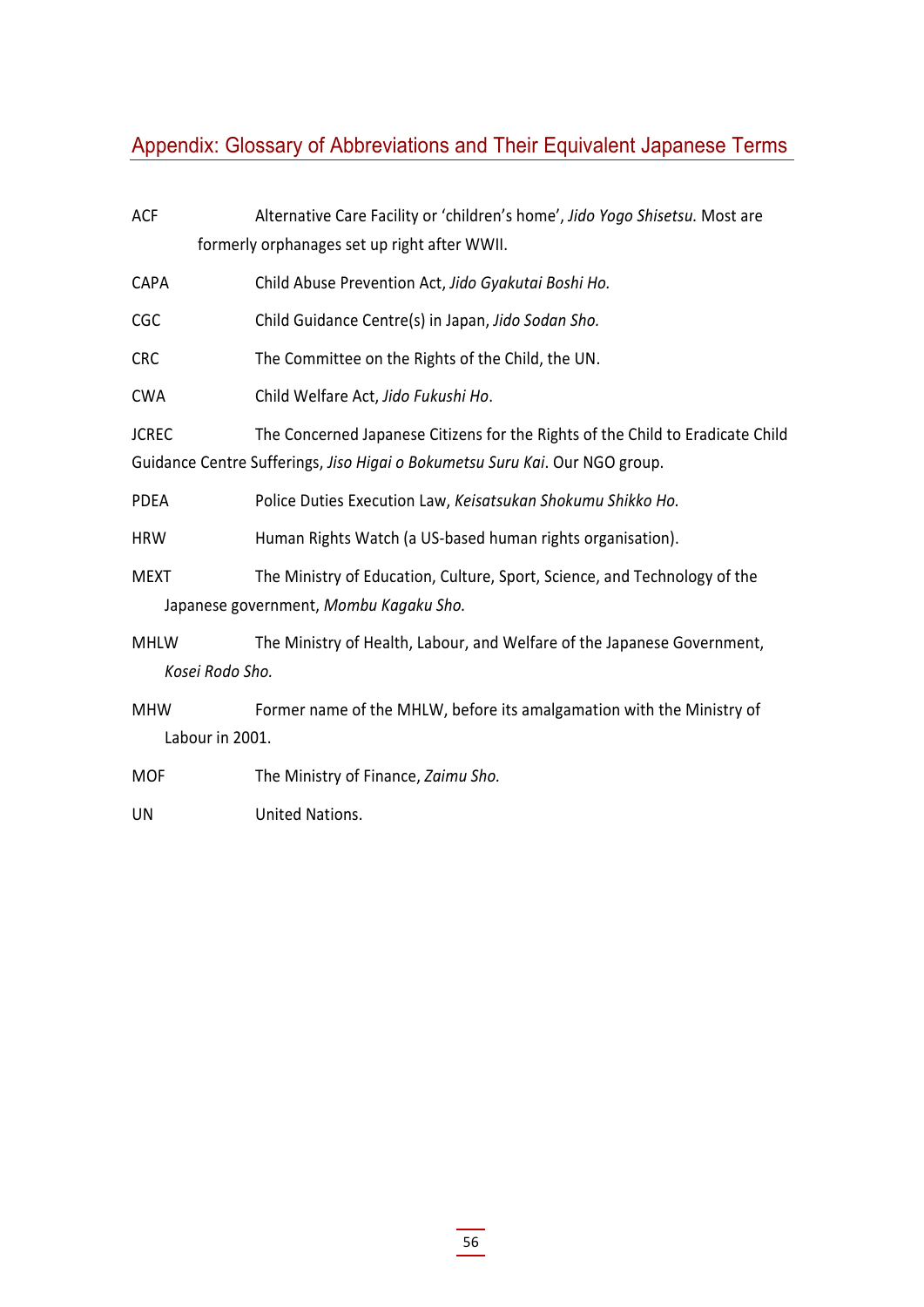## Appendix: Glossary of Abbreviations and Their Equivalent Japanese Terms

ACF Alternative Care Facility or 'children's home', *Jido Yogo Shisetsu.* Most are formerly orphanages set up right after WWII.

CAPA Child Abuse Prevention Act, *Jido Gyakutai Boshi Ho.*

CGC Child Guidance Centre(s) in Japan, *Jido Sodan Sho.*

CRC The Committee on the Rights of the Child, the UN.

CWA Child Welfare Act, *Jido Fukushi Ho*.

JCREC The Concerned Japanese Citizens for the Rights of the Child to Eradicate Child Guidance Centre Sufferings, *Jiso Higai o Bokumetsu Suru Kai*. Our NGO group.

PDEA Police Duties Execution Law, *Keisatsukan Shokumu Shikko Ho.*

HRW Human Rights Watch (a US-based human rights organisation).

MEXT The Ministry of Education, Culture, Sport, Science, and Technology of the Japanese government, *Mombu Kagaku Sho.*

MHLW The Ministry of Health, Labour, and Welfare of the Japanese Government, *Kosei Rodo Sho.*

MHW Former name of the MHLW, before its amalgamation with the Ministry of Labour in 2001.

MOF The Ministry of Finance, *Zaimu Sho.*

UN United Nations.